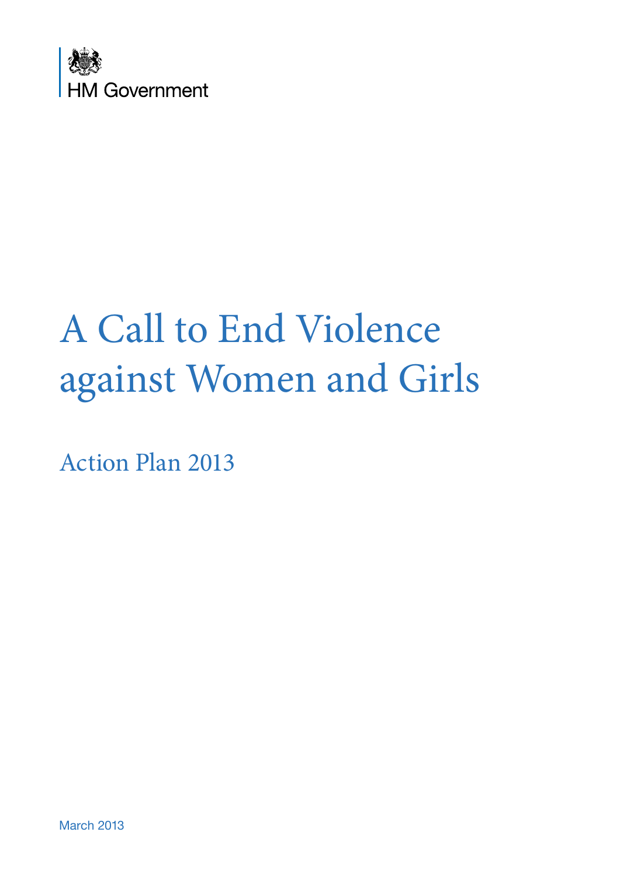HM Government

# A Call to End Violence against Women and Girls

## Action Plan 2013

March 2013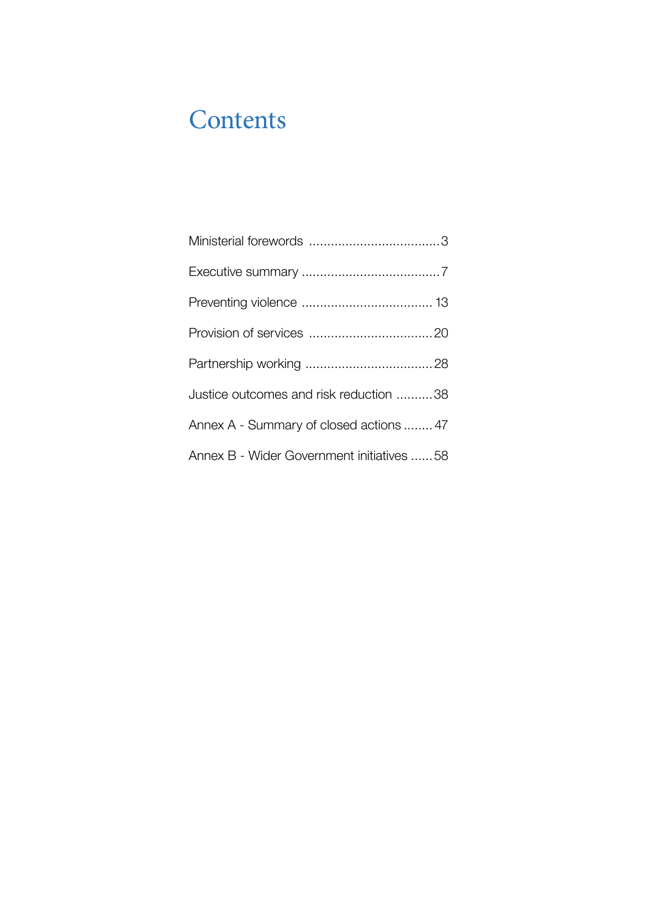# Contents

Ministerial forewords .................................... 3

Executive summary ...................................... 7

Preventing violence .................................... 13

Provision of services .................................. 20

Partnership working ................................... 28

Justice outcomes and risk reduction .......... 38

Annex A - Summary of closed actions ........ 47

Annex B - Wider Government initiatives ...... 58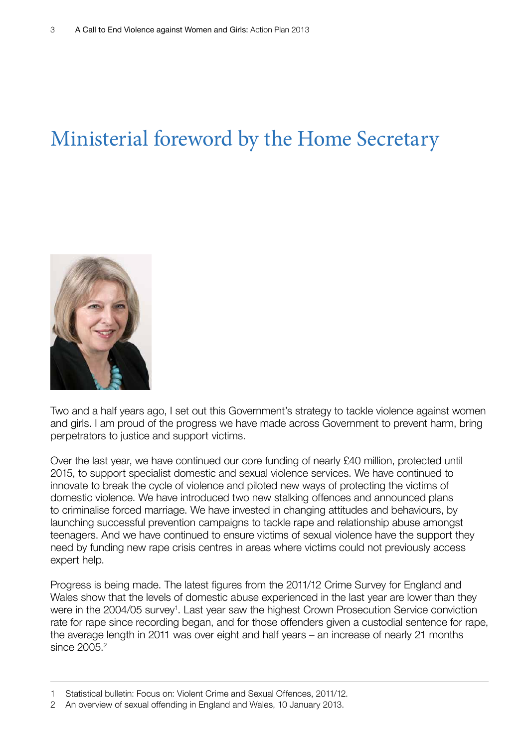# Ministerial foreword by the Home Secretary

Two and a half years ago, I set out this Government's strategy to tackle violence against women and girls. I am proud of the progress we have made across Government to prevent harm, bring perpetrators to justice and support victims.

Over the last year, we have continued our core funding of nearly £40 million, protected until 2015, to support specialist domestic and sexual violence services. We have continued to innovate to break the cycle of violence and piloted new ways of protecting the victims of domestic violence. We have introduced two new stalking offences and announced plans to criminalise forced marriage. We have invested in changing attitudes and behaviours, by launching successful prevention campaigns to tackle rape and relationship abuse amongst teenagers. And we have continued to ensure victims of sexual violence have the support they need by funding new rape crisis centres in areas where victims could not previously access expert help.

Progress is being made. The latest figures from the 2011/12 Crime Survey for England and Wales show that the levels of domestic abuse experienced in the last year are lower than they were in the 2004/05 survey[1]. Last year saw the highest Crown Prosecution Service conviction rate for rape since recording began, and for those offenders given a custodial sentence for rape, the average length in 2011 was over eight and half years – an increase of nearly 21 months since 2005.[2]

---

1 Statistical bulletin: Focus on: Violent Crime and Sexual Offences, 2011/12.

2 An overview of sexual offending in England and Wales, 10 January 2013.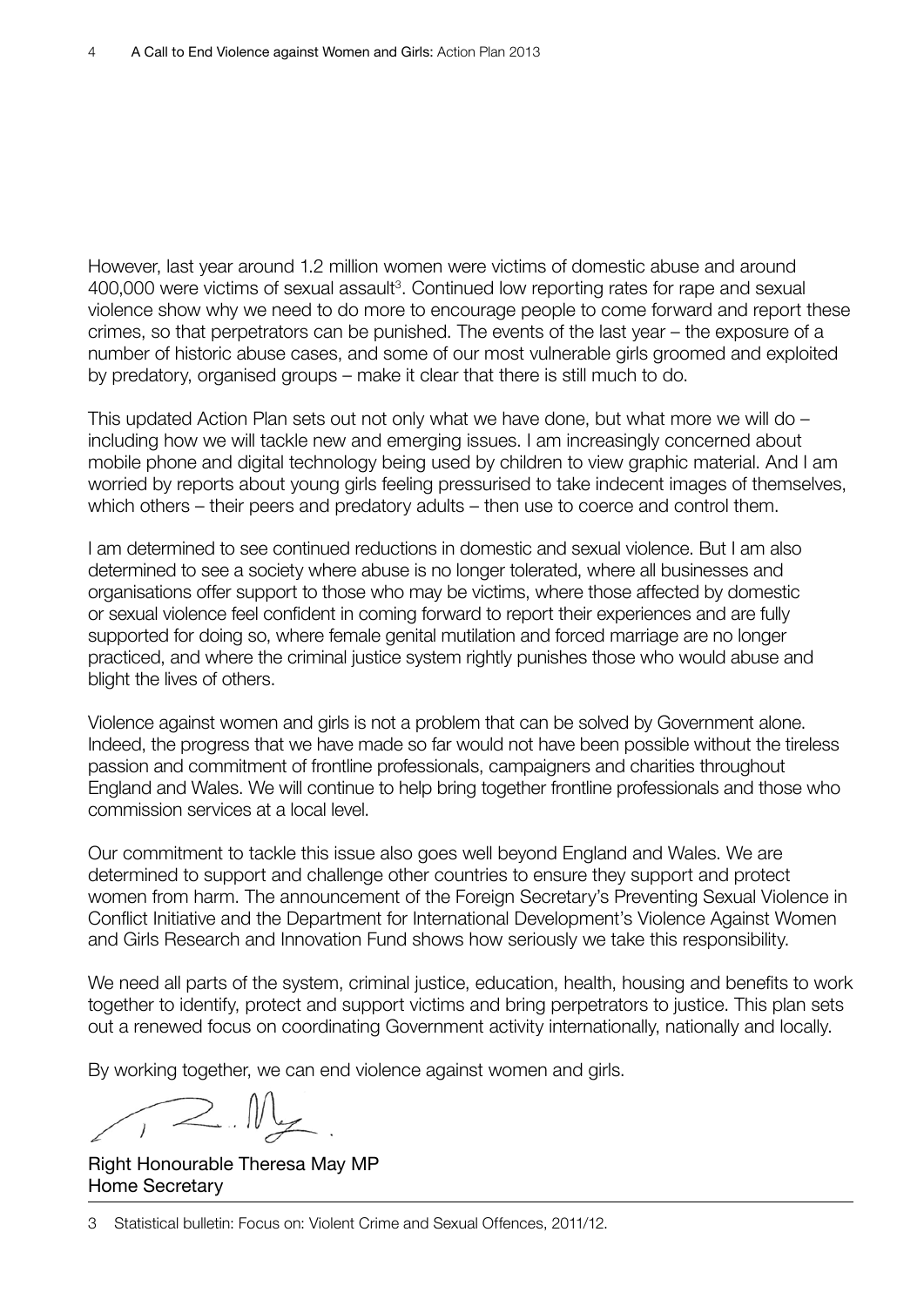However, last year around 1.2 million women were victims of domestic abuse and around 400,000 were victims of sexual assault[3]. Continued low reporting rates for rape and sexual violence show why we need to do more to encourage people to come forward and report these crimes, so that perpetrators can be punished. The events of the last year – the exposure of a number of historic abuse cases, and some of our most vulnerable girls groomed and exploited by predatory, organised groups – make it clear that there is still much to do.

This updated Action Plan sets out not only what we have done, but what more we will do – including how we will tackle new and emerging issues. I am increasingly concerned about mobile phone and digital technology being used by children to view graphic material. And I am worried by reports about young girls feeling pressurised to take indecent images of themselves, which others – their peers and predatory adults – then use to coerce and control them.

I am determined to see continued reductions in domestic and sexual violence. But I am also determined to see a society where abuse is no longer tolerated, where all businesses and organisations offer support to those who may be victims, where those affected by domestic or sexual violence feel confident in coming forward to report their experiences and are fully supported for doing so, where female genital mutilation and forced marriage are no longer practiced, and where the criminal justice system rightly punishes those who would abuse and blight the lives of others.

Violence against women and girls is not a problem that can be solved by Government alone. Indeed, the progress that we have made so far would not have been possible without the tireless passion and commitment of frontline professionals, campaigners and charities throughout England and Wales. We will continue to help bring together frontline professionals and those who commission services at a local level.

Our commitment to tackle this issue also goes well beyond England and Wales. We are determined to support and challenge other countries to ensure they support and protect women from harm. The announcement of the Foreign Secretary's Preventing Sexual Violence in Conflict Initiative and the Department for International Development's Violence Against Women and Girls Research and Innovation Fund shows how seriously we take this responsibility.

We need all parts of the system, criminal justice, education, health, housing and benefits to work together to identify, protect and support victims and bring perpetrators to justice. This plan sets out a renewed focus on coordinating Government activity internationally, nationally and locally.

By working together, we can end violence against women and girls.

Right Honourable Theresa May MP
Home Secretary

3 Statistical bulletin: Focus on: Violent Crime and Sexual Offences, 2011/12.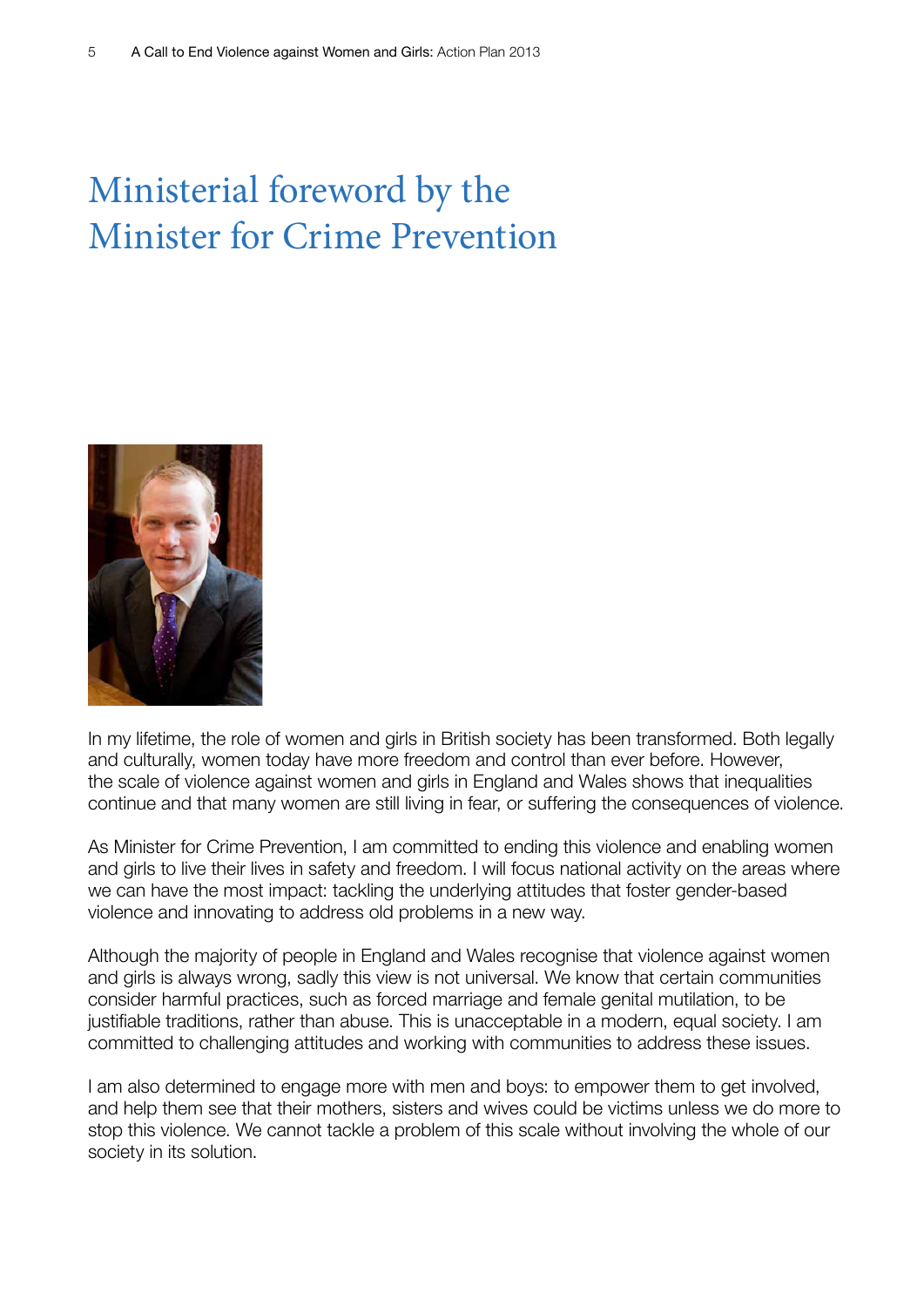# Ministerial foreword by the Minister for Crime Prevention

In my lifetime, the role of women and girls in British society has been transformed. Both legally and culturally, women today have more freedom and control than ever before. However, the scale of violence against women and girls in England and Wales shows that inequalities continue and that many women are still living in fear, or suffering the consequences of violence.

As Minister for Crime Prevention, I am committed to ending this violence and enabling women and girls to live their lives in safety and freedom. I will focus national activity on the areas where we can have the most impact: tackling the underlying attitudes that foster gender-based violence and innovating to address old problems in a new way.

Although the majority of people in England and Wales recognise that violence against women and girls is always wrong, sadly this view is not universal. We know that certain communities consider harmful practices, such as forced marriage and female genital mutilation, to be justifiable traditions, rather than abuse. This is unacceptable in a modern, equal society. I am committed to challenging attitudes and working with communities to address these issues.

I am also determined to engage more with men and boys: to empower them to get involved, and help them see that their mothers, sisters and wives could be victims unless we do more to stop this violence. We cannot tackle a problem of this scale without involving the whole of our society in its solution.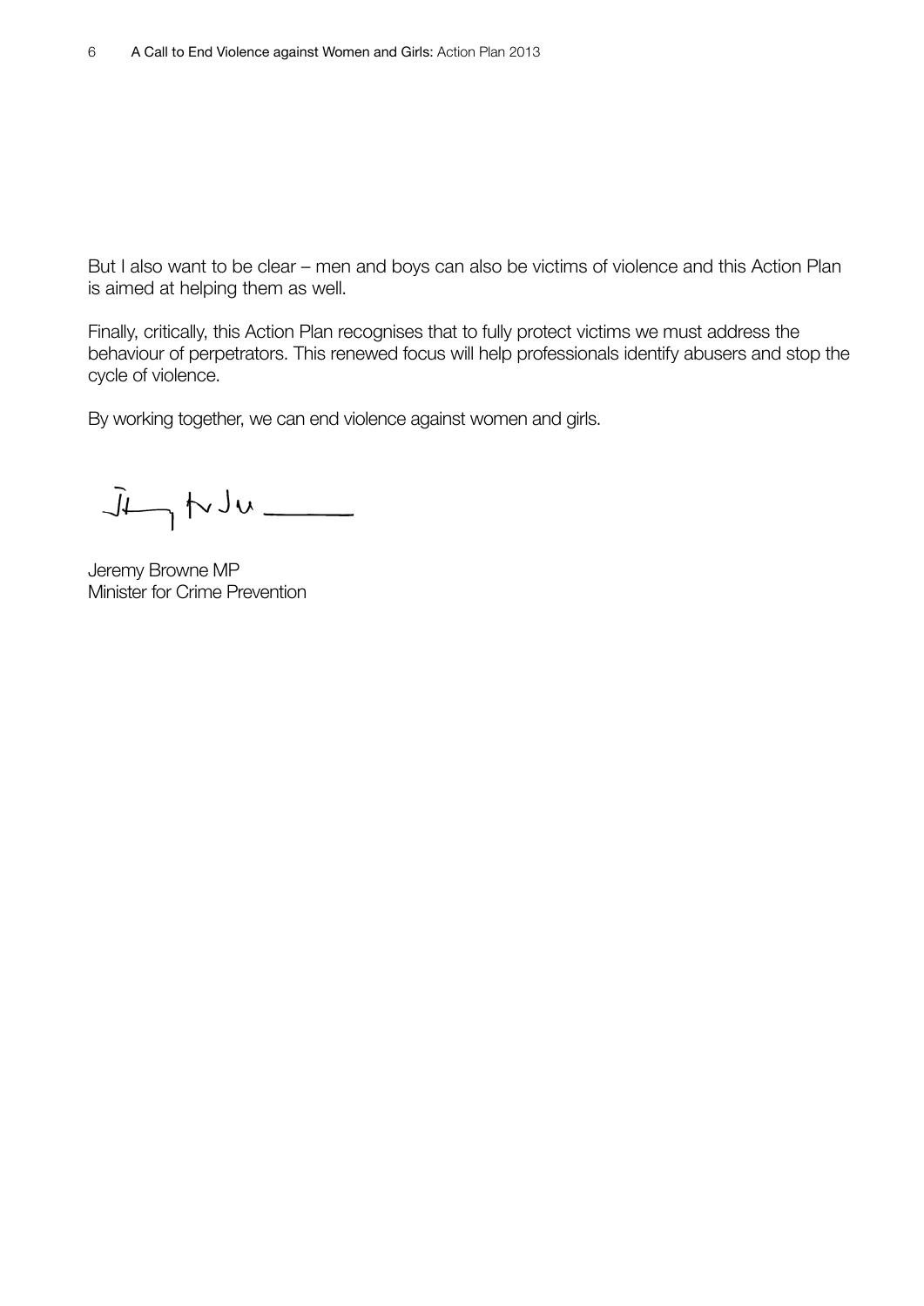But I also want to be clear – men and boys can also be victims of violence and this Action Plan is aimed at helping them as well.

Finally, critically, this Action Plan recognises that to fully protect victims we must address the behaviour of perpetrators. This renewed focus will help professionals identify abusers and stop the cycle of violence.

By working together, we can end violence against women and girls.

Jeremy Browne MP  
Minister for Crime Prevention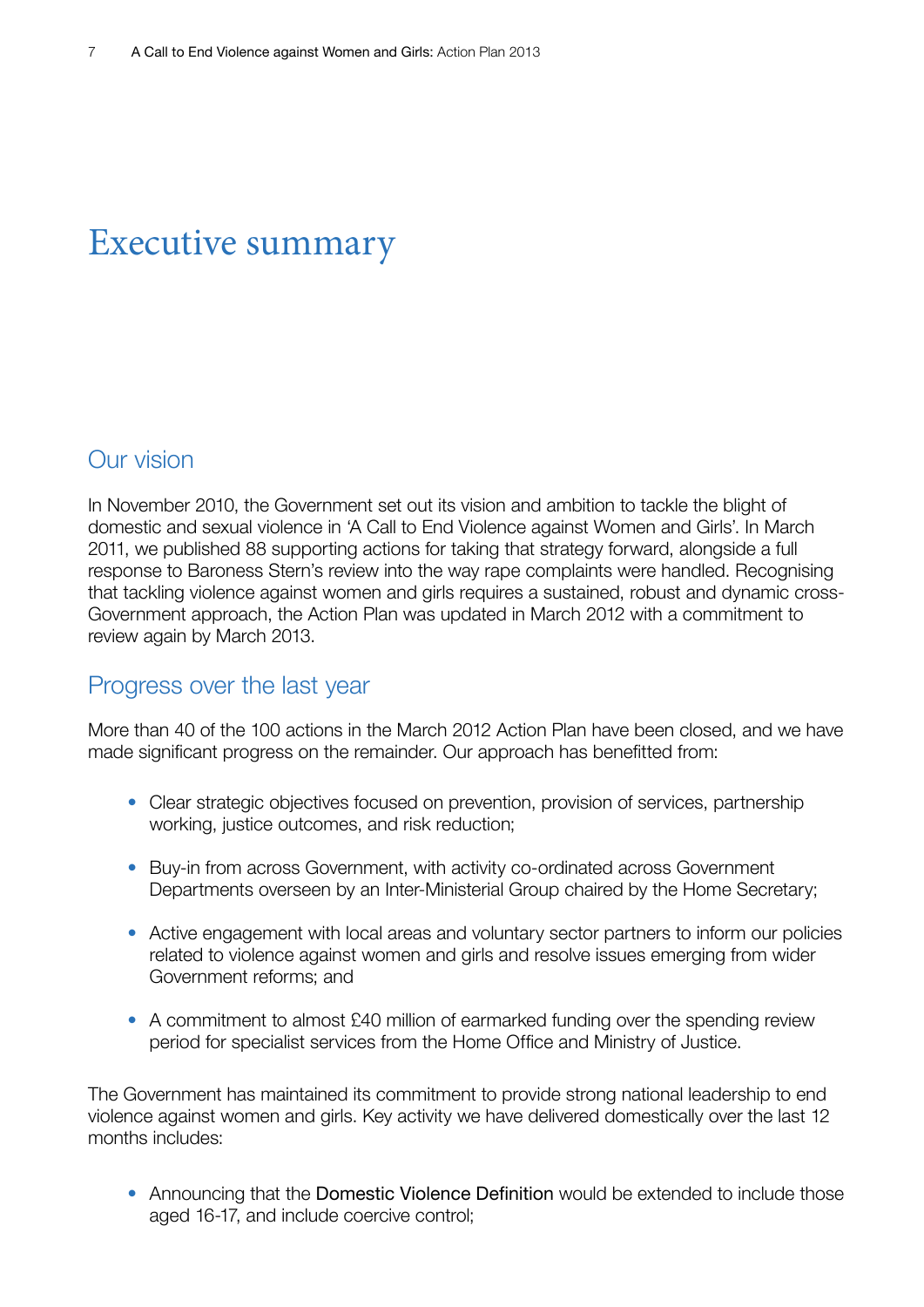# Executive summary

## Our vision

In November 2010, the Government set out its vision and ambition to tackle the blight of domestic and sexual violence in 'A Call to End Violence against Women and Girls'. In March 2011, we published 88 supporting actions for taking that strategy forward, alongside a full response to Baroness Stern's review into the way rape complaints were handled. Recognising that tackling violence against women and girls requires a sustained, robust and dynamic cross-Government approach, the Action Plan was updated in March 2012 with a commitment to review again by March 2013.

## Progress over the last year

More than 40 of the 100 actions in the March 2012 Action Plan have been closed, and we have made significant progress on the remainder. Our approach has benefitted from:

- Clear strategic objectives focused on prevention, provision of services, partnership working, justice outcomes, and risk reduction;
- Buy-in from across Government, with activity co-ordinated across Government Departments overseen by an Inter-Ministerial Group chaired by the Home Secretary;
- Active engagement with local areas and voluntary sector partners to inform our policies related to violence against women and girls and resolve issues emerging from wider Government reforms; and
- A commitment to almost £40 million of earmarked funding over the spending review period for specialist services from the Home Office and Ministry of Justice.

The Government has maintained its commitment to provide strong national leadership to end violence against women and girls. Key activity we have delivered domestically over the last 12 months includes:

- Announcing that the Domestic Violence Definition would be extended to include those aged 16-17, and include coercive control;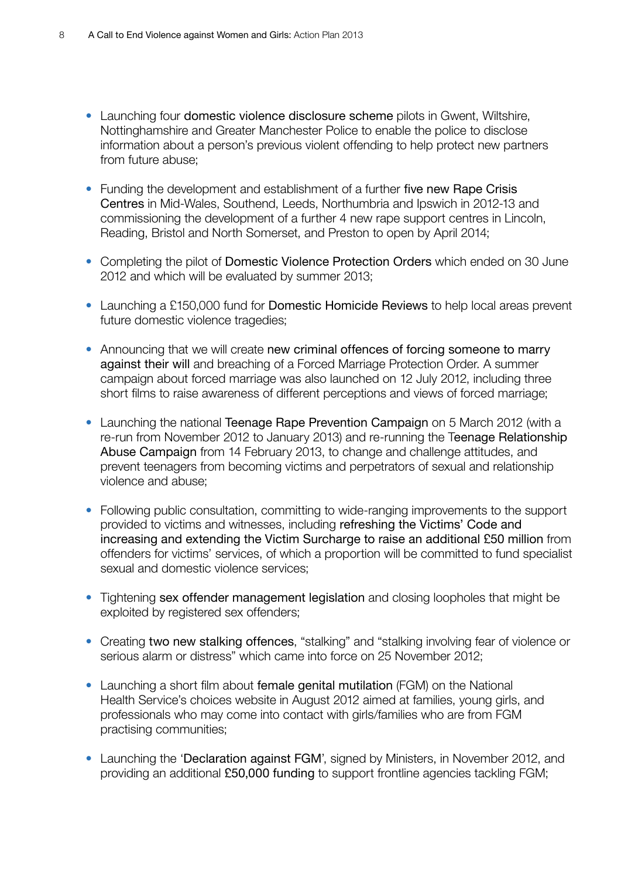- Launching four domestic violence disclosure scheme pilots in Gwent, Wiltshire, Nottinghamshire and Greater Manchester Police to enable the police to disclose information about a person's previous violent offending to help protect new partners from future abuse;

- Funding the development and establishment of a further five new Rape Crisis Centres in Mid-Wales, Southend, Leeds, Northumbria and Ipswich in 2012-13 and commissioning the development of a further 4 new rape support centres in Lincoln, Reading, Bristol and North Somerset, and Preston to open by April 2014;

- Completing the pilot of Domestic Violence Protection Orders which ended on 30 June 2012 and which will be evaluated by summer 2013;

- Launching a £150,000 fund for Domestic Homicide Reviews to help local areas prevent future domestic violence tragedies;

- Announcing that we will create new criminal offences of forcing someone to marry against their will and breaching of a Forced Marriage Protection Order. A summer campaign about forced marriage was also launched on 12 July 2012, including three short films to raise awareness of different perceptions and views of forced marriage;

- Launching the national Teenage Rape Prevention Campaign on 5 March 2012 (with a re-run from November 2012 to January 2013) and re-running the Teenage Relationship Abuse Campaign from 14 February 2013, to change and challenge attitudes, and prevent teenagers from becoming victims and perpetrators of sexual and relationship violence and abuse;

- Following public consultation, committing to wide-ranging improvements to the support provided to victims and witnesses, including refreshing the Victims' Code and increasing and extending the Victim Surcharge to raise an additional £50 million from offenders for victims' services, of which a proportion will be committed to fund specialist sexual and domestic violence services;

- Tightening sex offender management legislation and closing loopholes that might be exploited by registered sex offenders;

- Creating two new stalking offences, "stalking" and "stalking involving fear of violence or serious alarm or distress" which came into force on 25 November 2012;

- Launching a short film about female genital mutilation (FGM) on the National Health Service's choices website in August 2012 aimed at families, young girls, and professionals who may come into contact with girls/families who are from FGM practising communities;

- Launching the 'Declaration against FGM', signed by Ministers, in November 2012, and providing an additional £50,000 funding to support frontline agencies tackling FGM;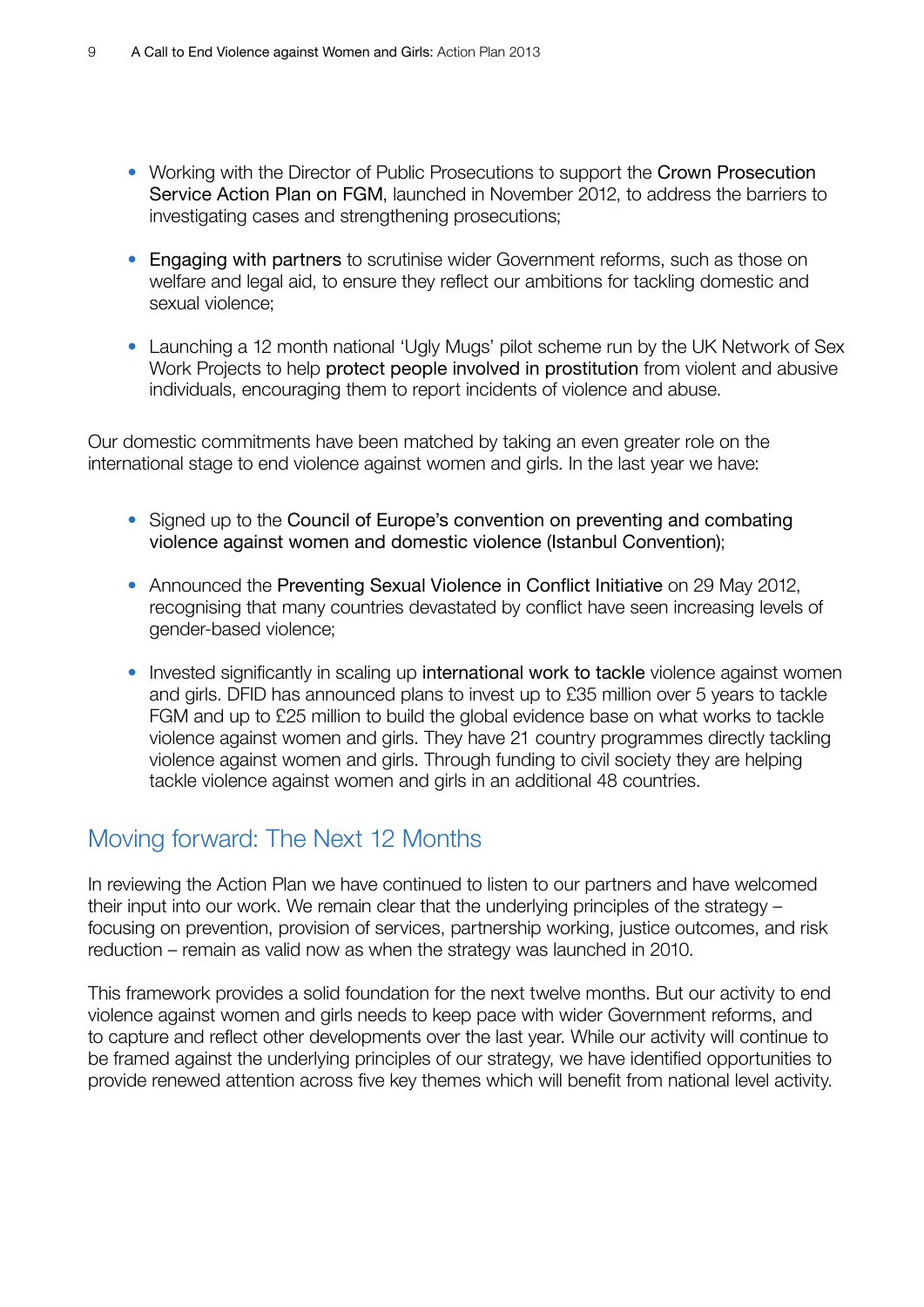- Working with the Director of Public Prosecutions to support the Crown Prosecution Service Action Plan on FGM, launched in November 2012, to address the barriers to investigating cases and strengthening prosecutions;

- Engaging with partners to scrutinise wider Government reforms, such as those on welfare and legal aid, to ensure they reflect our ambitions for tackling domestic and sexual violence;

- Launching a 12 month national 'Ugly Mugs' pilot scheme run by the UK Network of Sex Work Projects to help protect people involved in prostitution from violent and abusive individuals, encouraging them to report incidents of violence and abuse.

Our domestic commitments have been matched by taking an even greater role on the international stage to end violence against women and girls. In the last year we have:

- Signed up to the Council of Europe's convention on preventing and combating violence against women and domestic violence (Istanbul Convention);

- Announced the Preventing Sexual Violence in Conflict Initiative on 29 May 2012, recognising that many countries devastated by conflict have seen increasing levels of gender-based violence;

- Invested significantly in scaling up international work to tackle violence against women and girls. DFID has announced plans to invest up to £35 million over 5 years to tackle FGM and up to £25 million to build the global evidence base on what works to tackle violence against women and girls. They have 21 country programmes directly tackling violence against women and girls. Through funding to civil society they are helping tackle violence against women and girls in an additional 48 countries.

## Moving forward: The Next 12 Months

In reviewing the Action Plan we have continued to listen to our partners and have welcomed their input into our work. We remain clear that the underlying principles of the strategy – focusing on prevention, provision of services, partnership working, justice outcomes, and risk reduction – remain as valid now as when the strategy was launched in 2010.

This framework provides a solid foundation for the next twelve months. But our activity to end violence against women and girls needs to keep pace with wider Government reforms, and to capture and reflect other developments over the last year. While our activity will continue to be framed against the underlying principles of our strategy, we have identified opportunities to provide renewed attention across five key themes which will benefit from national level activity.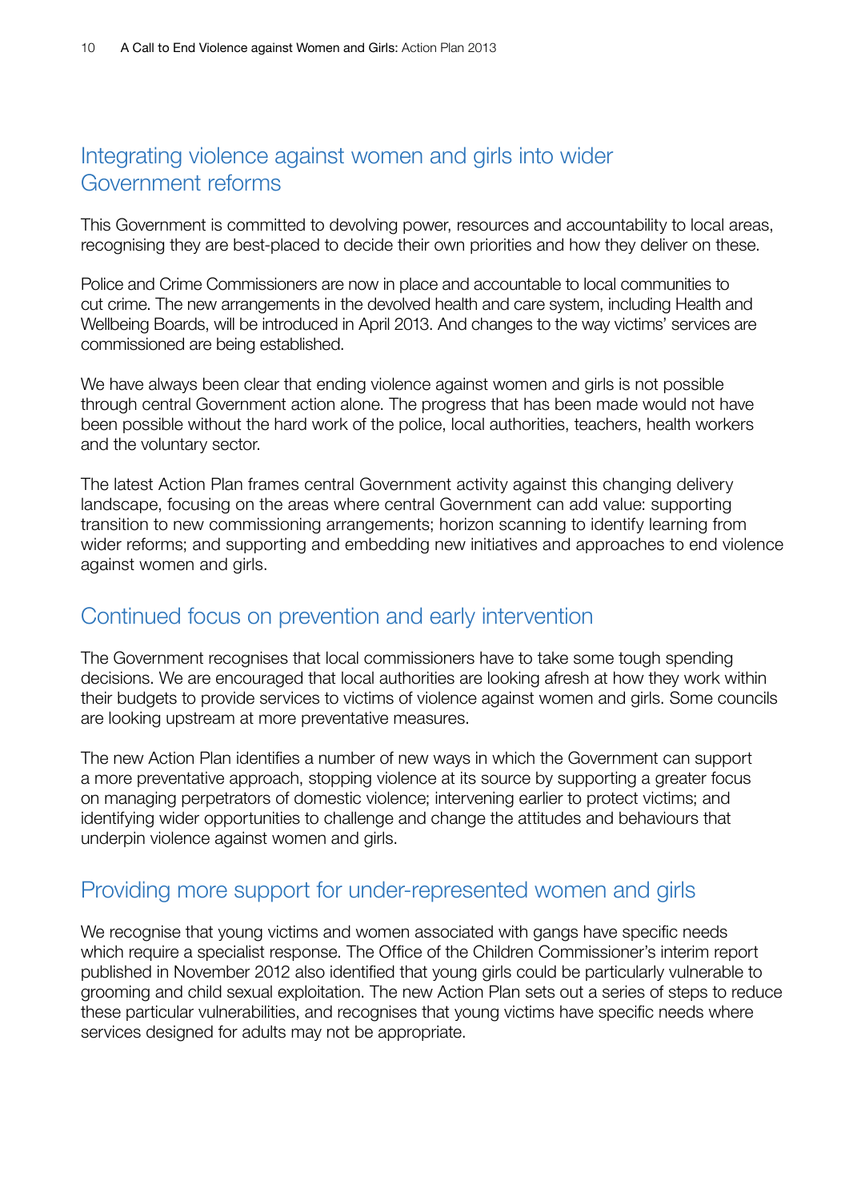## Integrating violence against women and girls into wider Government reforms

This Government is committed to devolving power, resources and accountability to local areas, recognising they are best-placed to decide their own priorities and how they deliver on these.

Police and Crime Commissioners are now in place and accountable to local communities to cut crime. The new arrangements in the devolved health and care system, including Health and Wellbeing Boards, will be introduced in April 2013. And changes to the way victims' services are commissioned are being established.

We have always been clear that ending violence against women and girls is not possible through central Government action alone. The progress that has been made would not have been possible without the hard work of the police, local authorities, teachers, health workers and the voluntary sector.

The latest Action Plan frames central Government activity against this changing delivery landscape, focusing on the areas where central Government can add value: supporting transition to new commissioning arrangements; horizon scanning to identify learning from wider reforms; and supporting and embedding new initiatives and approaches to end violence against women and girls.

## Continued focus on prevention and early intervention

The Government recognises that local commissioners have to take some tough spending decisions. We are encouraged that local authorities are looking afresh at how they work within their budgets to provide services to victims of violence against women and girls. Some councils are looking upstream at more preventative measures.

The new Action Plan identifies a number of new ways in which the Government can support a more preventative approach, stopping violence at its source by supporting a greater focus on managing perpetrators of domestic violence; intervening earlier to protect victims; and identifying wider opportunities to challenge and change the attitudes and behaviours that underpin violence against women and girls.

## Providing more support for under-represented women and girls

We recognise that young victims and women associated with gangs have specific needs which require a specialist response. The Office of the Children Commissioner's interim report published in November 2012 also identified that young girls could be particularly vulnerable to grooming and child sexual exploitation. The new Action Plan sets out a series of steps to reduce these particular vulnerabilities, and recognises that young victims have specific needs where services designed for adults may not be appropriate.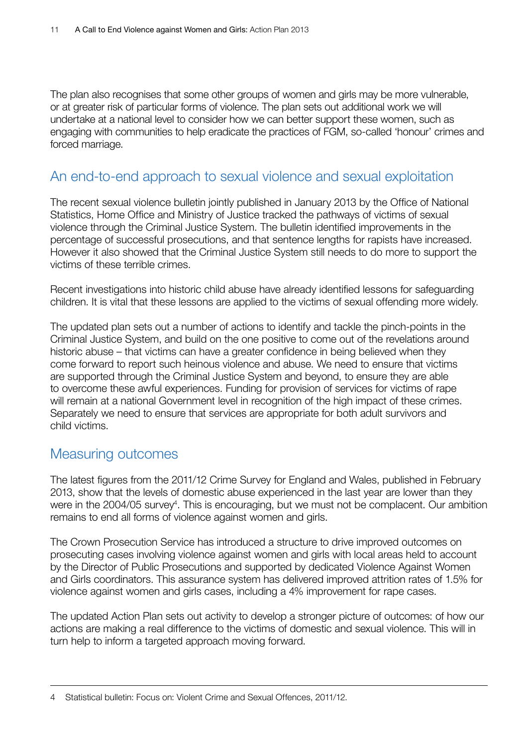The plan also recognises that some other groups of women and girls may be more vulnerable, or at greater risk of particular forms of violence. The plan sets out additional work we will undertake at a national level to consider how we can better support these women, such as engaging with communities to help eradicate the practices of FGM, so-called 'honour' crimes and forced marriage.

## An end-to-end approach to sexual violence and sexual exploitation

The recent sexual violence bulletin jointly published in January 2013 by the Office of National Statistics, Home Office and Ministry of Justice tracked the pathways of victims of sexual violence through the Criminal Justice System. The bulletin identified improvements in the percentage of successful prosecutions, and that sentence lengths for rapists have increased. However it also showed that the Criminal Justice System still needs to do more to support the victims of these terrible crimes.

Recent investigations into historic child abuse have already identified lessons for safeguarding children. It is vital that these lessons are applied to the victims of sexual offending more widely.

The updated plan sets out a number of actions to identify and tackle the pinch-points in the Criminal Justice System, and build on the one positive to come out of the revelations around historic abuse – that victims can have a greater confidence in being believed when they come forward to report such heinous violence and abuse. We need to ensure that victims are supported through the Criminal Justice System and beyond, to ensure they are able to overcome these awful experiences. Funding for provision of services for victims of rape will remain at a national Government level in recognition of the high impact of these crimes. Separately we need to ensure that services are appropriate for both adult survivors and child victims.

## Measuring outcomes

The latest figures from the 2011/12 Crime Survey for England and Wales, published in February 2013, show that the levels of domestic abuse experienced in the last year are lower than they were in the 2004/05 survey[4]. This is encouraging, but we must not be complacent. Our ambition remains to end all forms of violence against women and girls.

The Crown Prosecution Service has introduced a structure to drive improved outcomes on prosecuting cases involving violence against women and girls with local areas held to account by the Director of Public Prosecutions and supported by dedicated Violence Against Women and Girls coordinators. This assurance system has delivered improved attrition rates of 1.5% for violence against women and girls cases, including a 4% improvement for rape cases.

The updated Action Plan sets out activity to develop a stronger picture of outcomes: of how our actions are making a real difference to the victims of domestic and sexual violence. This will in turn help to inform a targeted approach moving forward.

---

4 Statistical bulletin: Focus on: Violent Crime and Sexual Offences, 2011/12.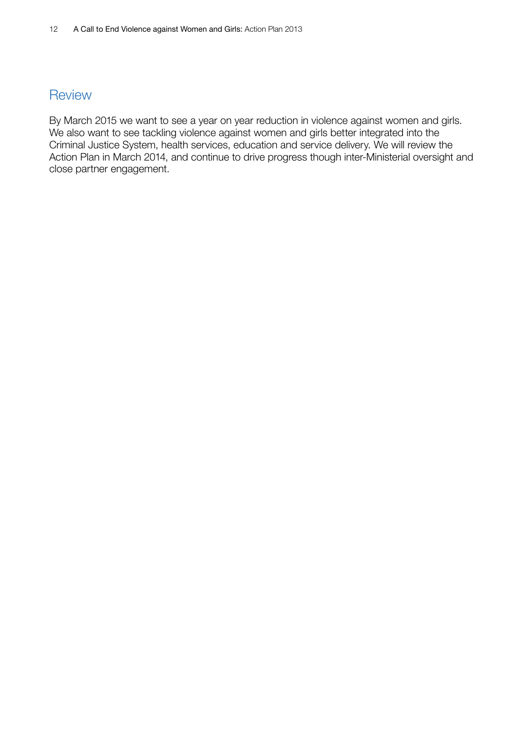## Review

By March 2015 we want to see a year on year reduction in violence against women and girls. We also want to see tackling violence against women and girls better integrated into the Criminal Justice System, health services, education and service delivery. We will review the Action Plan in March 2014, and continue to drive progress though inter-Ministerial oversight and close partner engagement.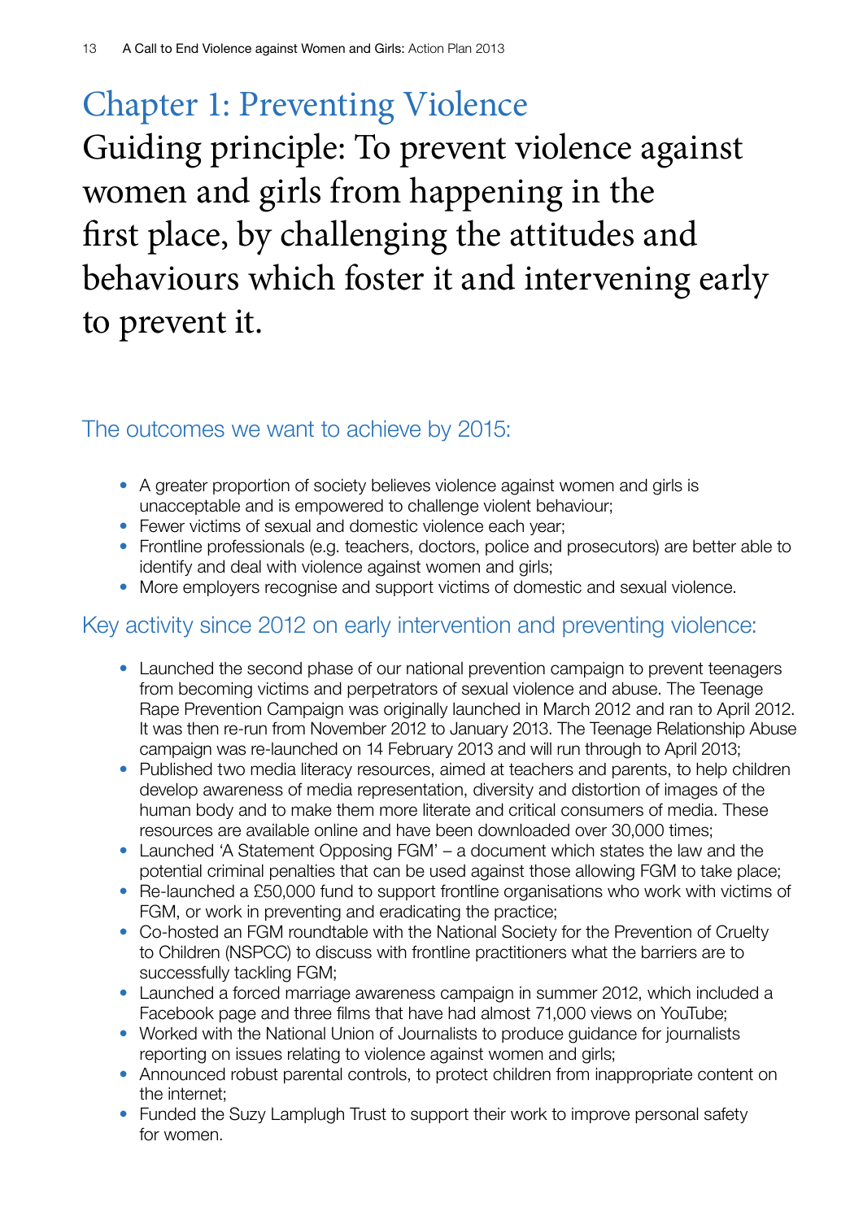# Chapter 1: Preventing Violence

## Guiding principle: To prevent violence against women and girls from happening in the first place, by challenging the attitudes and behaviours which foster it and intervening early to prevent it.

### The outcomes we want to achieve by 2015:

- A greater proportion of society believes violence against women and girls is unacceptable and is empowered to challenge violent behaviour;
- Fewer victims of sexual and domestic violence each year;
- Frontline professionals (e.g. teachers, doctors, police and prosecutors) are better able to identify and deal with violence against women and girls;
- More employers recognise and support victims of domestic and sexual violence.

### Key activity since 2012 on early intervention and preventing violence:

- Launched the second phase of our national prevention campaign to prevent teenagers from becoming victims and perpetrators of sexual violence and abuse. The Teenage Rape Prevention Campaign was originally launched in March 2012 and ran to April 2012. It was then re-run from November 2012 to January 2013. The Teenage Relationship Abuse campaign was re-launched on 14 February 2013 and will run through to April 2013;
- Published two media literacy resources, aimed at teachers and parents, to help children develop awareness of media representation, diversity and distortion of images of the human body and to make them more literate and critical consumers of media. These resources are available online and have been downloaded over 30,000 times;
- Launched 'A Statement Opposing FGM' – a document which states the law and the potential criminal penalties that can be used against those allowing FGM to take place;
- Re-launched a £50,000 fund to support frontline organisations who work with victims of FGM, or work in preventing and eradicating the practice;
- Co-hosted an FGM roundtable with the National Society for the Prevention of Cruelty to Children (NSPCC) to discuss with frontline practitioners what the barriers are to successfully tackling FGM;
- Launched a forced marriage awareness campaign in summer 2012, which included a Facebook page and three films that have had almost 71,000 views on YouTube;
- Worked with the National Union of Journalists to produce guidance for journalists reporting on issues relating to violence against women and girls;
- Announced robust parental controls, to protect children from inappropriate content on the internet;
- Funded the Suzy Lamplugh Trust to support their work to improve personal safety for women.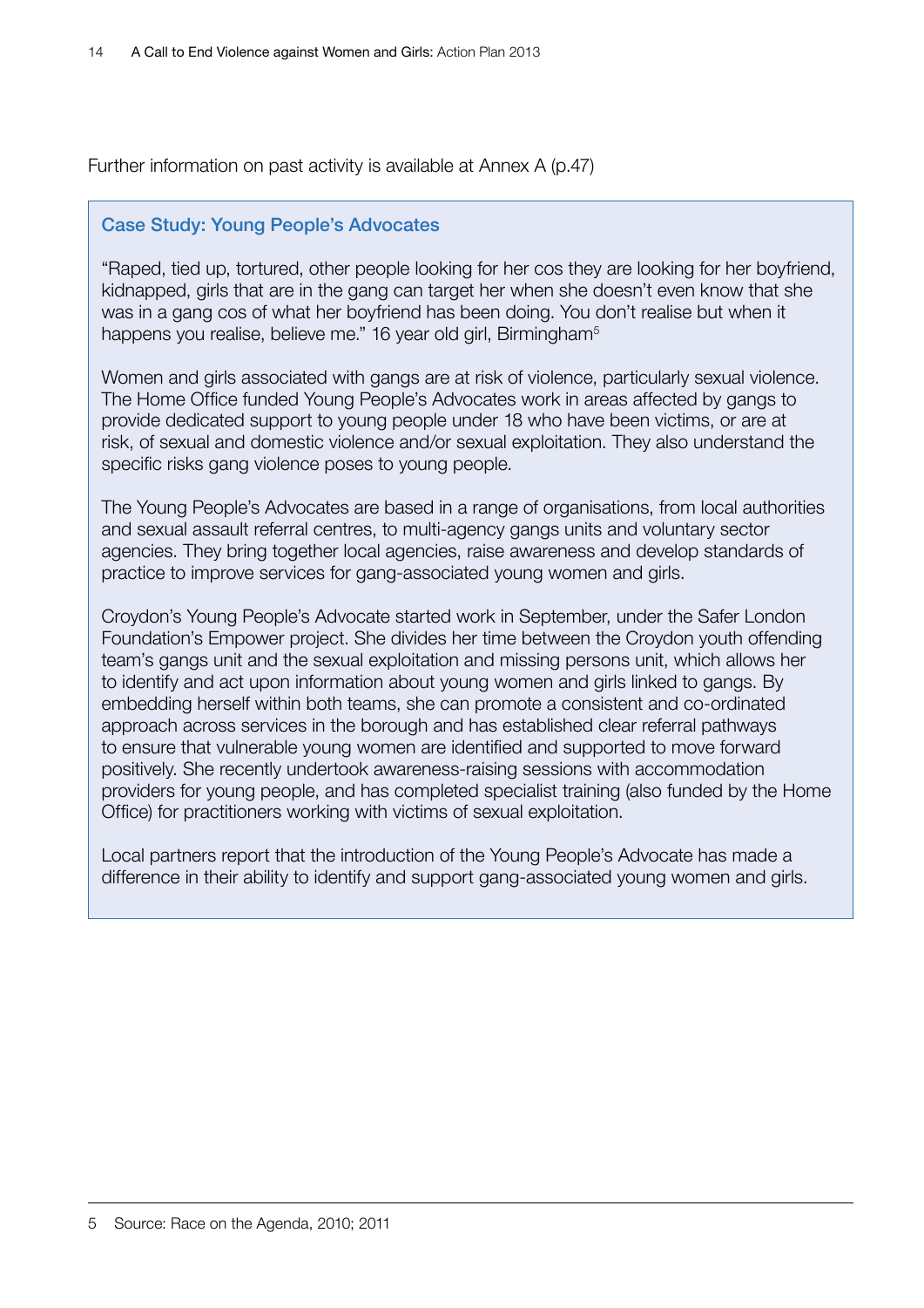Further information on past activity is available at Annex A (p.47)

### Case Study: Young People's Advocates

"Raped, tied up, tortured, other people looking for her cos they are looking for her boyfriend, kidnapped, girls that are in the gang can target her when she doesn't even know that she was in a gang cos of what her boyfriend has been doing. You don't realise but when it happens you realise, believe me." 16 year old girl, Birmingham[5]

Women and girls associated with gangs are at risk of violence, particularly sexual violence. The Home Office funded Young People's Advocates work in areas affected by gangs to provide dedicated support to young people under 18 who have been victims, or are at risk, of sexual and domestic violence and/or sexual exploitation. They also understand the specific risks gang violence poses to young people.

The Young People's Advocates are based in a range of organisations, from local authorities and sexual assault referral centres, to multi-agency gangs units and voluntary sector agencies. They bring together local agencies, raise awareness and develop standards of practice to improve services for gang-associated young women and girls.

Croydon's Young People's Advocate started work in September, under the Safer London Foundation's Empower project. She divides her time between the Croydon youth offending team's gangs unit and the sexual exploitation and missing persons unit, which allows her to identify and act upon information about young women and girls linked to gangs. By embedding herself within both teams, she can promote a consistent and co-ordinated approach across services in the borough and has established clear referral pathways to ensure that vulnerable young women are identified and supported to move forward positively. She recently undertook awareness-raising sessions with accommodation providers for young people, and has completed specialist training (also funded by the Home Office) for practitioners working with victims of sexual exploitation.

Local partners report that the introduction of the Young People's Advocate has made a difference in their ability to identify and support gang-associated young women and girls.

---

5 Source: Race on the Agenda, 2010; 2011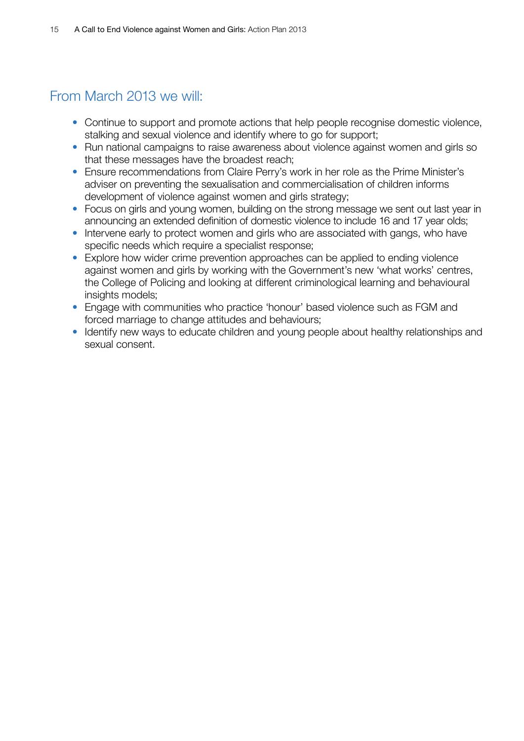## From March 2013 we will:

- Continue to support and promote actions that help people recognise domestic violence, stalking and sexual violence and identify where to go for support;
- Run national campaigns to raise awareness about violence against women and girls so that these messages have the broadest reach;
- Ensure recommendations from Claire Perry's work in her role as the Prime Minister's adviser on preventing the sexualisation and commercialisation of children informs development of violence against women and girls strategy;
- Focus on girls and young women, building on the strong message we sent out last year in announcing an extended definition of domestic violence to include 16 and 17 year olds;
- Intervene early to protect women and girls who are associated with gangs, who have specific needs which require a specialist response;
- Explore how wider crime prevention approaches can be applied to ending violence against women and girls by working with the Government's new 'what works' centres, the College of Policing and looking at different criminological learning and behavioural insights models;
- Engage with communities who practice 'honour' based violence such as FGM and forced marriage to change attitudes and behaviours;
- Identify new ways to educate children and young people about healthy relationships and sexual consent.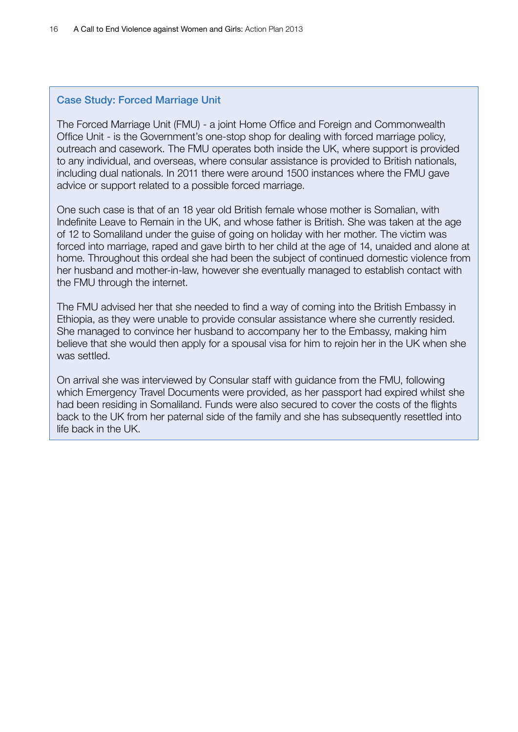### Case Study: Forced Marriage Unit

The Forced Marriage Unit (FMU) - a joint Home Office and Foreign and Commonwealth Office Unit - is the Government's one-stop shop for dealing with forced marriage policy, outreach and casework. The FMU operates both inside the UK, where support is provided to any individual, and overseas, where consular assistance is provided to British nationals, including dual nationals. In 2011 there were around 1500 instances where the FMU gave advice or support related to a possible forced marriage.

One such case is that of an 18 year old British female whose mother is Somalian, with Indefinite Leave to Remain in the UK, and whose father is British. She was taken at the age of 12 to Somaliland under the guise of going on holiday with her mother. The victim was forced into marriage, raped and gave birth to her child at the age of 14, unaided and alone at home. Throughout this ordeal she had been the subject of continued domestic violence from her husband and mother-in-law, however she eventually managed to establish contact with the FMU through the internet.

The FMU advised her that she needed to find a way of coming into the British Embassy in Ethiopia, as they were unable to provide consular assistance where she currently resided. She managed to convince her husband to accompany her to the Embassy, making him believe that she would then apply for a spousal visa for him to rejoin her in the UK when she was settled.

On arrival she was interviewed by Consular staff with guidance from the FMU, following which Emergency Travel Documents were provided, as her passport had expired whilst she had been residing in Somaliland. Funds were also secured to cover the costs of the flights back to the UK from her paternal side of the family and she has subsequently resettled into life back in the UK.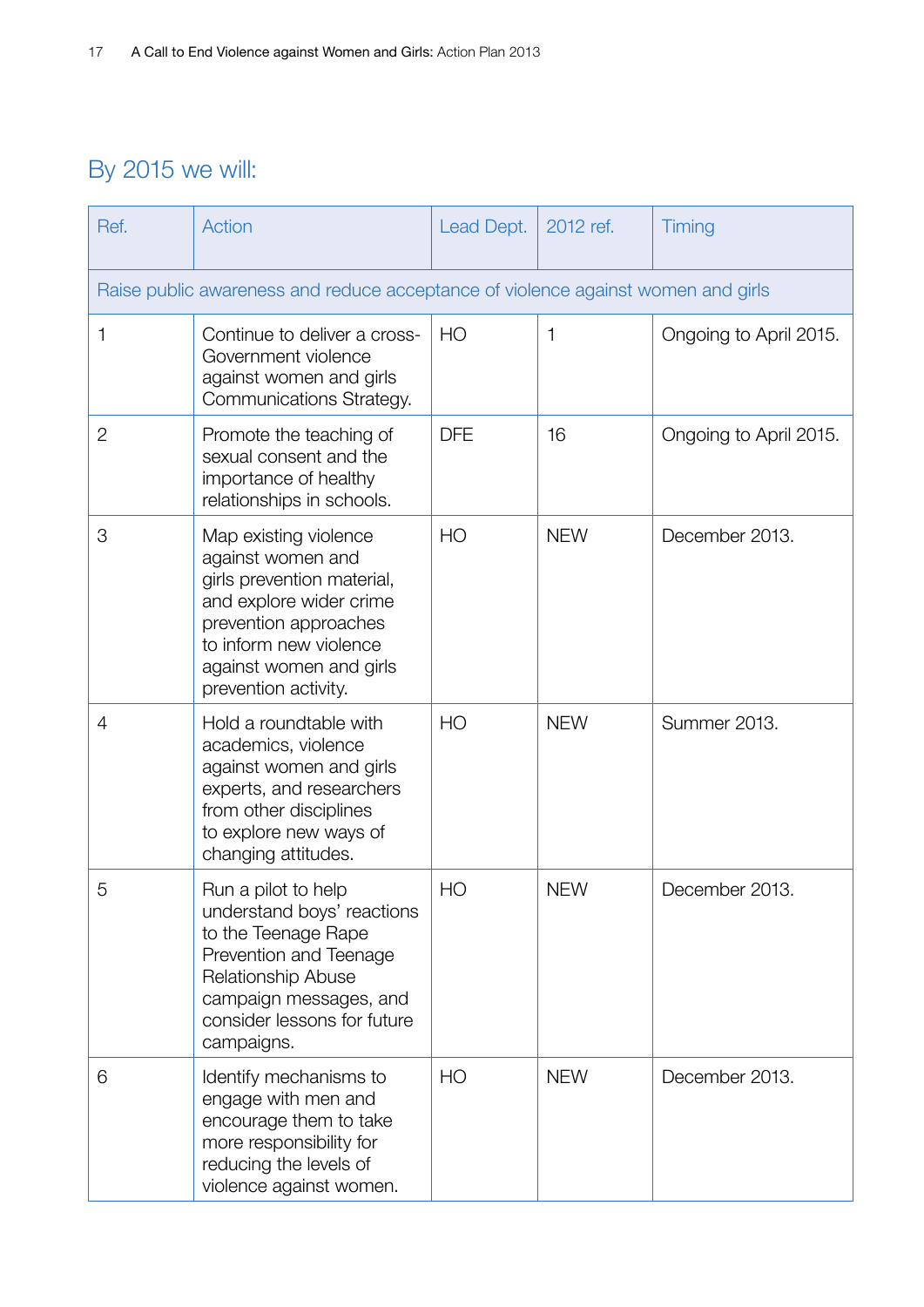## By 2015 we will:

| Ref. | Action | Lead Dept. | 2012 ref. | Timing |
|---|---|---|---|---|
| Raise public awareness and reduce acceptance of violence against women and girls | | | | |
| 1 | Continue to deliver a cross-Government violence against women and girls Communications Strategy. | HO | 1 | Ongoing to April 2015. |
| 2 | Promote the teaching of sexual consent and the importance of healthy relationships in schools. | DFE | 16 | Ongoing to April 2015. |
| 3 | Map existing violence against women and girls prevention material, and explore wider crime prevention approaches to inform new violence against women and girls prevention activity. | HO | NEW | December 2013. |
| 4 | Hold a roundtable with academics, violence against women and girls experts, and researchers from other disciplines to explore new ways of changing attitudes. | HO | NEW | Summer 2013. |
| 5 | Run a pilot to help understand boys' reactions to the Teenage Rape Prevention and Teenage Relationship Abuse campaign messages, and consider lessons for future campaigns. | HO | NEW | December 2013. |
| 6 | Identify mechanisms to engage with men and encourage them to take more responsibility for reducing the levels of violence against women. | HO | NEW | December 2013. |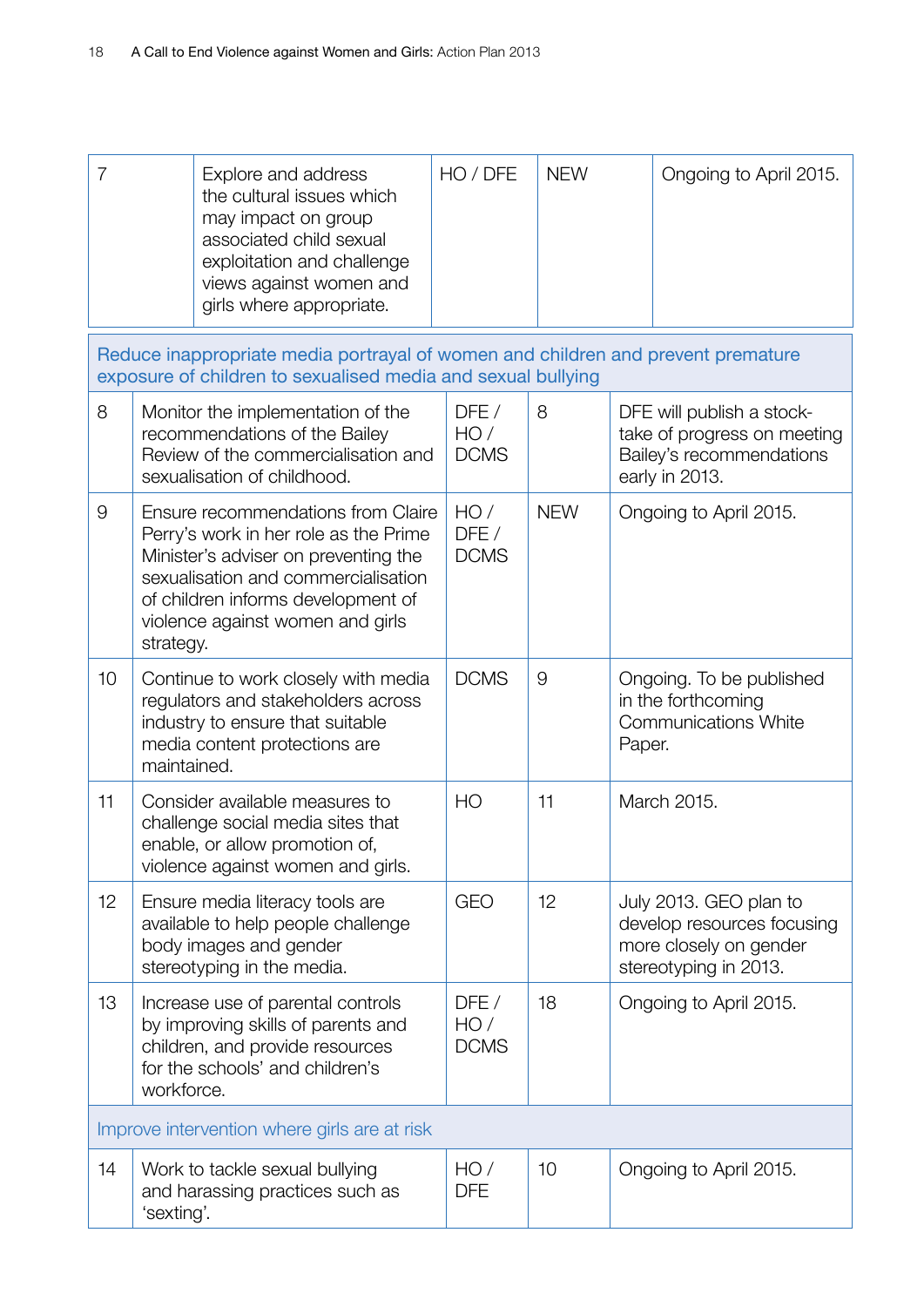| | | | | |
|---|---|---|---|---|
| 7 | Explore and address the cultural issues which may impact on group associated child sexual exploitation and challenge views against women and girls where appropriate. | HO / DFE | NEW | Ongoing to April 2015. |
| **Reduce inappropriate media portrayal of women and children and prevent premature exposure of children to sexualised media and sexual bullying** | | | | |
| 8 | Monitor the implementation of the recommendations of the Bailey Review of the commercialisation and sexualisation of childhood. | DFE / HO / DCMS | 8 | DFE will publish a stock-take of progress on meeting Bailey's recommendations early in 2013. |
| 9 | Ensure recommendations from Claire Perry's work in her role as the Prime Minister's adviser on preventing the sexualisation and commercialisation of children informs development of violence against women and girls strategy. | HO / DFE / DCMS | NEW | Ongoing to April 2015. |
| 10 | Continue to work closely with media regulators and stakeholders across industry to ensure that suitable media content protections are maintained. | DCMS | 9 | Ongoing. To be published in the forthcoming Communications White Paper. |
| 11 | Consider available measures to challenge social media sites that enable, or allow promotion of, violence against women and girls. | HO | 11 | March 2015. |
| 12 | Ensure media literacy tools are available to help people challenge body images and gender stereotyping in the media. | GEO | 12 | July 2013. GEO plan to develop resources focusing more closely on gender stereotyping in 2013. |
| 13 | Increase use of parental controls by improving skills of parents and children, and provide resources for the schools' and children's workforce. | DFE / HO / DCMS | 18 | Ongoing to April 2015. |
| **Improve intervention where girls are at risk** | | | | |
| 14 | Work to tackle sexual bullying and harassing practices such as 'sexting'. | HO / DFE | 10 | Ongoing to April 2015. |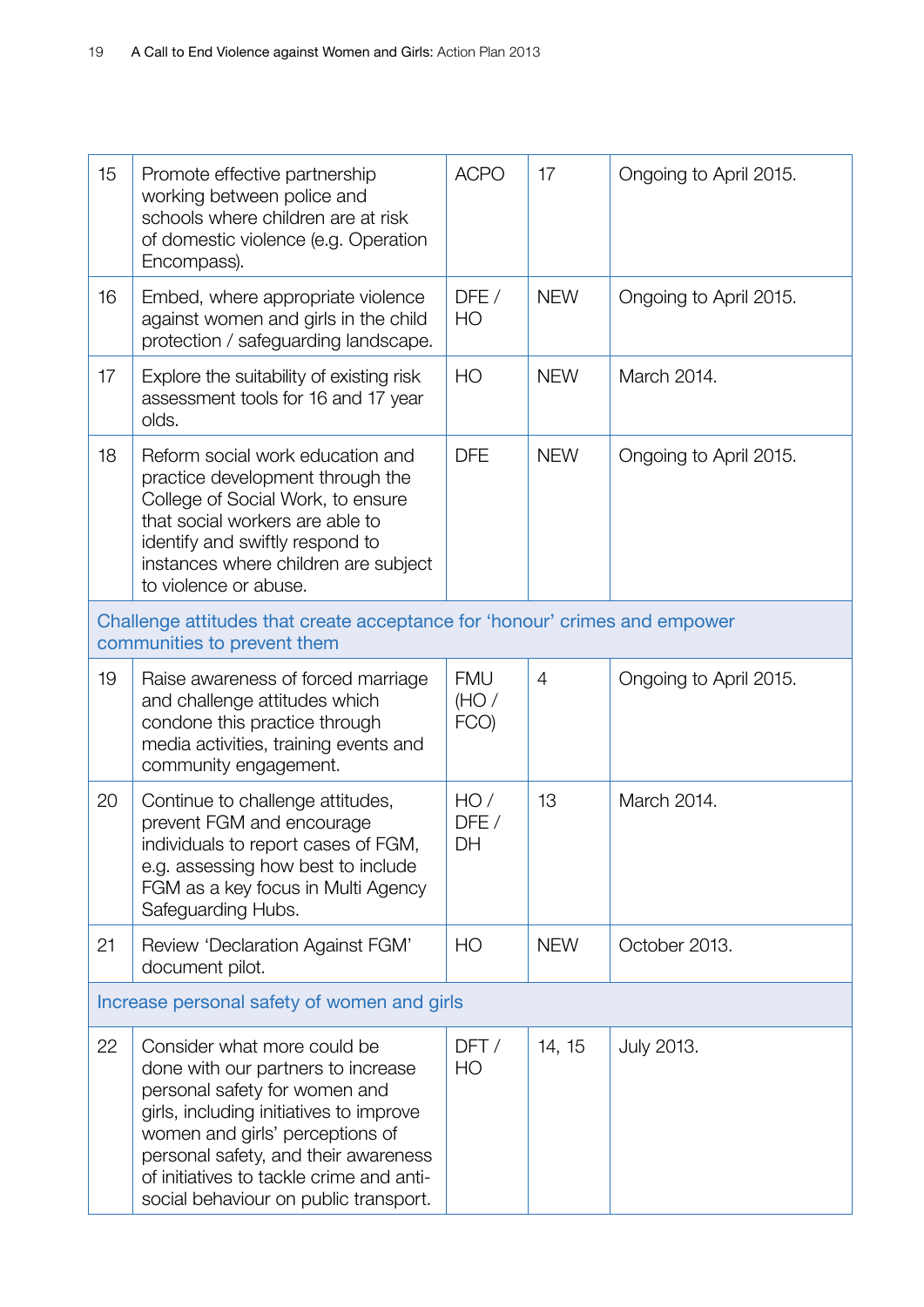| | | | | |
|---|---|---|---|---|
| 15 | Promote effective partnership working between police and schools where children are at risk of domestic violence (e.g. Operation Encompass). | ACPO | 17 | Ongoing to April 2015. |
| 16 | Embed, where appropriate violence against women and girls in the child protection / safeguarding landscape. | DFE / HO | NEW | Ongoing to April 2015. |
| 17 | Explore the suitability of existing risk assessment tools for 16 and 17 year olds. | HO | NEW | March 2014. |
| 18 | Reform social work education and practice development through the College of Social Work, to ensure that social workers are able to identify and swiftly respond to instances where children are subject to violence or abuse. | DFE | NEW | Ongoing to April 2015. |
| **Challenge attitudes that create acceptance for 'honour' crimes and empower communities to prevent them** | | | | |
| 19 | Raise awareness of forced marriage and challenge attitudes which condone this practice through media activities, training events and community engagement. | FMU (HO / FCO) | 4 | Ongoing to April 2015. |
| 20 | Continue to challenge attitudes, prevent FGM and encourage individuals to report cases of FGM, e.g. assessing how best to include FGM as a key focus in Multi Agency Safeguarding Hubs. | HO / DFE / DH | 13 | March 2014. |
| 21 | Review 'Declaration Against FGM' document pilot. | HO | NEW | October 2013. |
| **Increase personal safety of women and girls** | | | | |
| 22 | Consider what more could be done with our partners to increase personal safety for women and girls, including initiatives to improve women and girls' perceptions of personal safety, and their awareness of initiatives to tackle crime and anti-social behaviour on public transport. | DFT / HO | 14, 15 | July 2013. |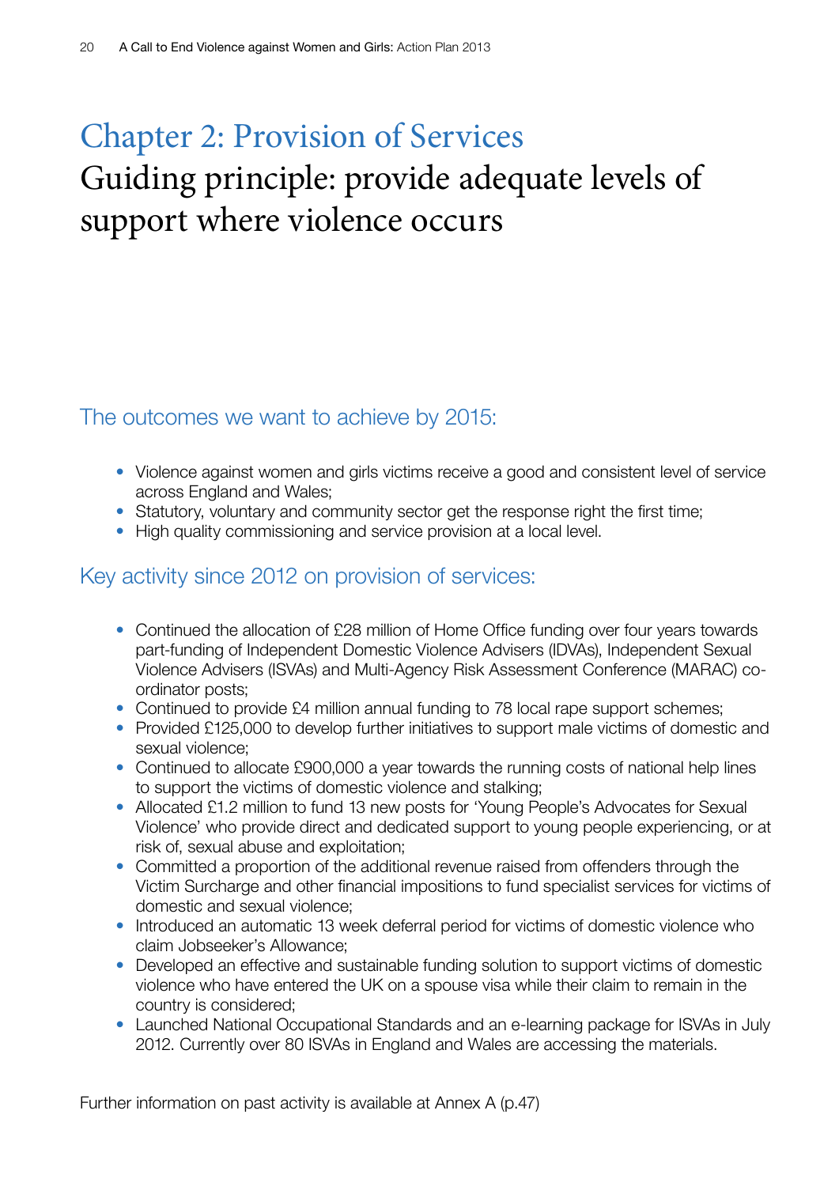# Chapter 2: Provision of Services

## Guiding principle: provide adequate levels of support where violence occurs

### The outcomes we want to achieve by 2015:

- Violence against women and girls victims receive a good and consistent level of service across England and Wales;
- Statutory, voluntary and community sector get the response right the first time;
- High quality commissioning and service provision at a local level.

### Key activity since 2012 on provision of services:

- Continued the allocation of £28 million of Home Office funding over four years towards part-funding of Independent Domestic Violence Advisers (IDVAs), Independent Sexual Violence Advisers (ISVAs) and Multi-Agency Risk Assessment Conference (MARAC) co-ordinator posts;
- Continued to provide £4 million annual funding to 78 local rape support schemes;
- Provided £125,000 to develop further initiatives to support male victims of domestic and sexual violence;
- Continued to allocate £900,000 a year towards the running costs of national help lines to support the victims of domestic violence and stalking;
- Allocated £1.2 million to fund 13 new posts for 'Young People's Advocates for Sexual Violence' who provide direct and dedicated support to young people experiencing, or at risk of, sexual abuse and exploitation;
- Committed a proportion of the additional revenue raised from offenders through the Victim Surcharge and other financial impositions to fund specialist services for victims of domestic and sexual violence;
- Introduced an automatic 13 week deferral period for victims of domestic violence who claim Jobseeker's Allowance;
- Developed an effective and sustainable funding solution to support victims of domestic violence who have entered the UK on a spouse visa while their claim to remain in the country is considered;
- Launched National Occupational Standards and an e-learning package for ISVAs in July 2012. Currently over 80 ISVAs in England and Wales are accessing the materials.

Further information on past activity is available at Annex A (p.47)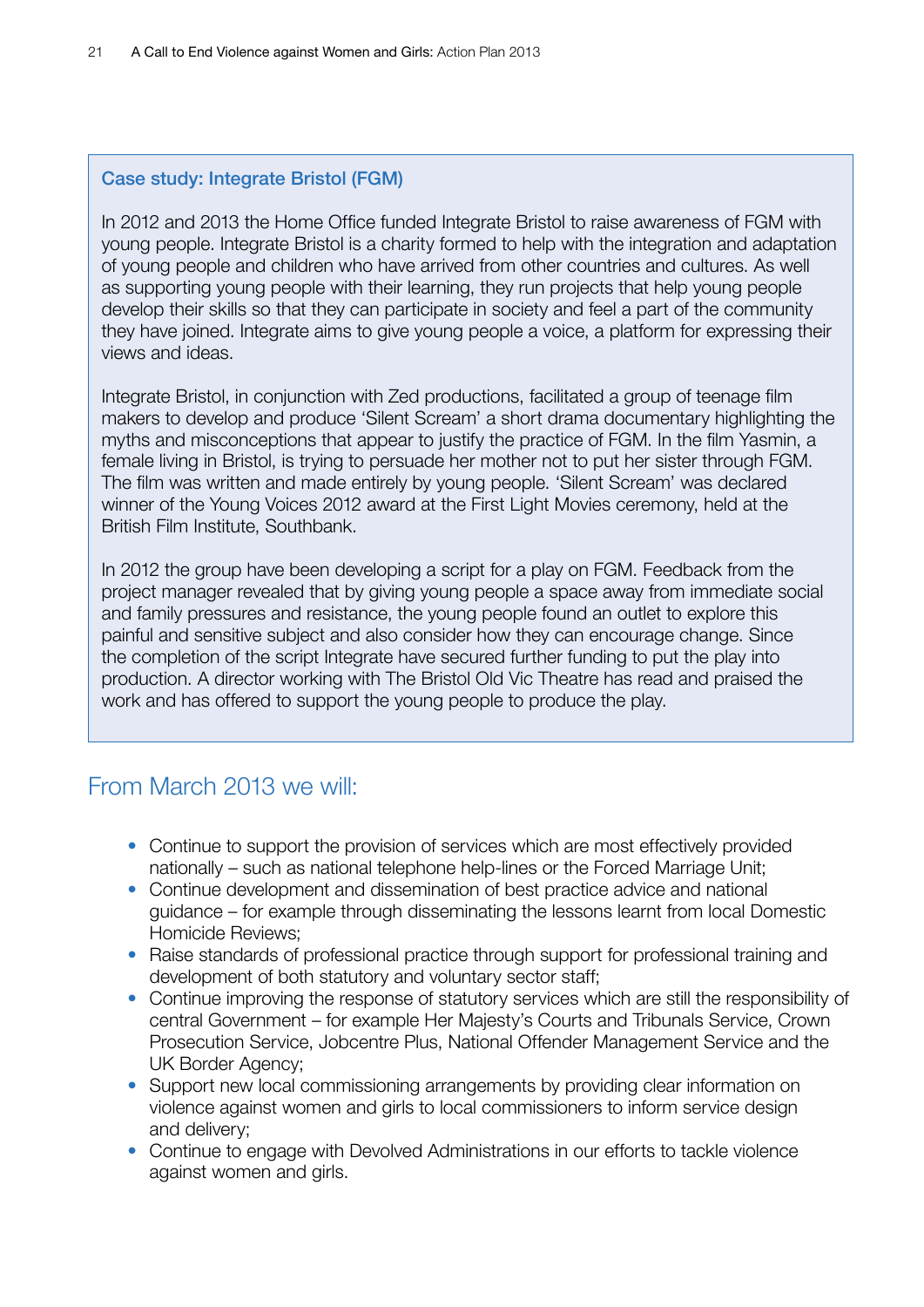### Case study: Integrate Bristol (FGM)

In 2012 and 2013 the Home Office funded Integrate Bristol to raise awareness of FGM with young people. Integrate Bristol is a charity formed to help with the integration and adaptation of young people and children who have arrived from other countries and cultures. As well as supporting young people with their learning, they run projects that help young people develop their skills so that they can participate in society and feel a part of the community they have joined. Integrate aims to give young people a voice, a platform for expressing their views and ideas.

Integrate Bristol, in conjunction with Zed productions, facilitated a group of teenage film makers to develop and produce 'Silent Scream' a short drama documentary highlighting the myths and misconceptions that appear to justify the practice of FGM. In the film Yasmin, a female living in Bristol, is trying to persuade her mother not to put her sister through FGM. The film was written and made entirely by young people. 'Silent Scream' was declared winner of the Young Voices 2012 award at the First Light Movies ceremony, held at the British Film Institute, Southbank.

In 2012 the group have been developing a script for a play on FGM. Feedback from the project manager revealed that by giving young people a space away from immediate social and family pressures and resistance, the young people found an outlet to explore this painful and sensitive subject and also consider how they can encourage change. Since the completion of the script Integrate have secured further funding to put the play into production. A director working with The Bristol Old Vic Theatre has read and praised the work and has offered to support the young people to produce the play.

## From March 2013 we will:

- Continue to support the provision of services which are most effectively provided nationally – such as national telephone help-lines or the Forced Marriage Unit;
- Continue development and dissemination of best practice advice and national guidance – for example through disseminating the lessons learnt from local Domestic Homicide Reviews;
- Raise standards of professional practice through support for professional training and development of both statutory and voluntary sector staff;
- Continue improving the response of statutory services which are still the responsibility of central Government – for example Her Majesty's Courts and Tribunals Service, Crown Prosecution Service, Jobcentre Plus, National Offender Management Service and the UK Border Agency;
- Support new local commissioning arrangements by providing clear information on violence against women and girls to local commissioners to inform service design and delivery;
- Continue to engage with Devolved Administrations in our efforts to tackle violence against women and girls.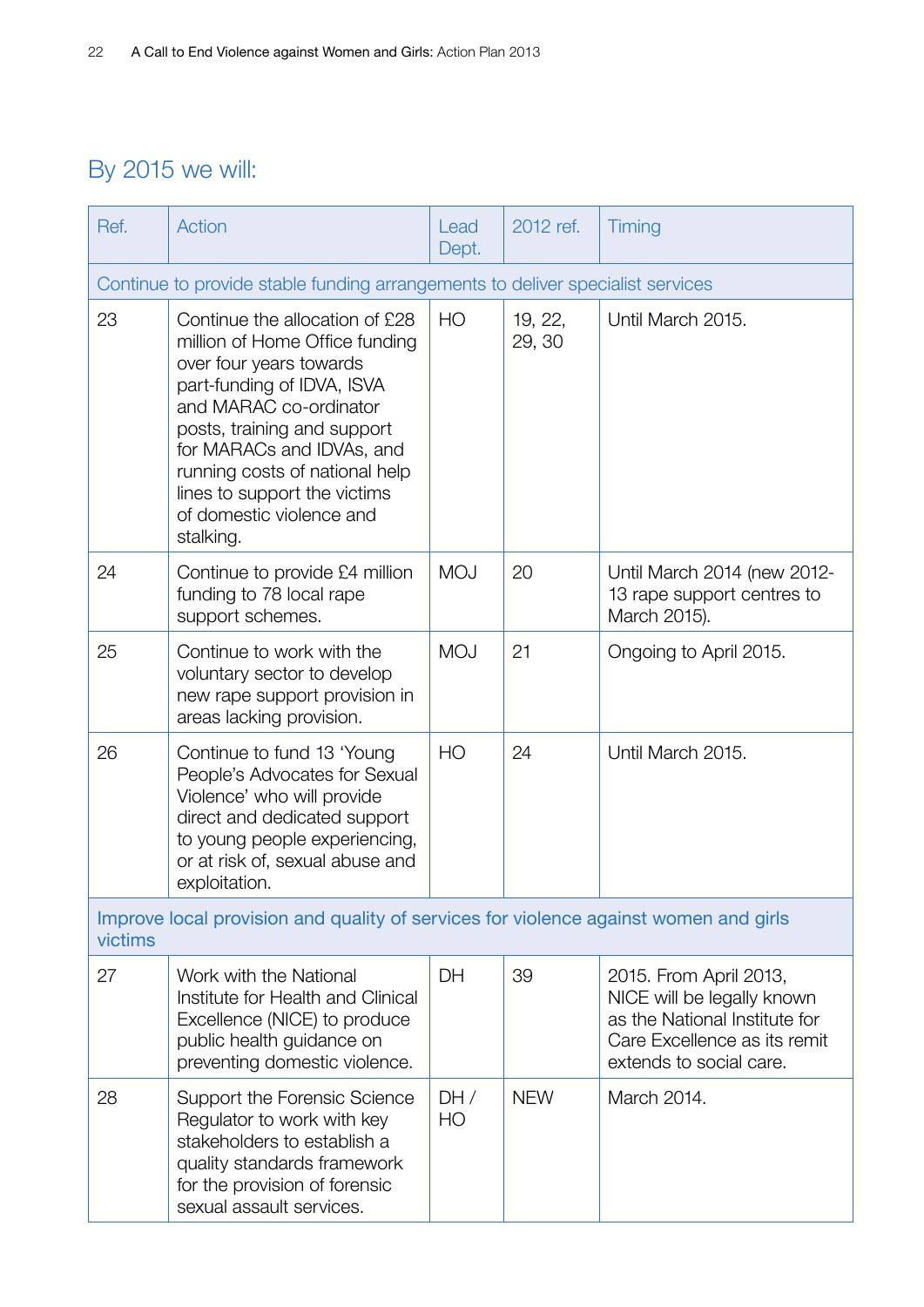## By 2015 we will:

| Ref. | Action | Lead Dept. | 2012 ref. | Timing |
|---|---|---|---|---|
| Continue to provide stable funding arrangements to deliver specialist services | | | | |
| 23 | Continue the allocation of £28 million of Home Office funding over four years towards part-funding of IDVA, ISVA and MARAC co-ordinator posts, training and support for MARACs and IDVAs, and running costs of national help lines to support the victims of domestic violence and stalking. | HO | 19, 22, 29, 30 | Until March 2015. |
| 24 | Continue to provide £4 million funding to 78 local rape support schemes. | MOJ | 20 | Until March 2014 (new 2012-13 rape support centres to March 2015). |
| 25 | Continue to work with the voluntary sector to develop new rape support provision in areas lacking provision. | MOJ | 21 | Ongoing to April 2015. |
| 26 | Continue to fund 13 'Young People's Advocates for Sexual Violence' who will provide direct and dedicated support to young people experiencing, or at risk of, sexual abuse and exploitation. | HO | 24 | Until March 2015. |
| Improve local provision and quality of services for violence against women and girls victims | | | | |
| 27 | Work with the National Institute for Health and Clinical Excellence (NICE) to produce public health guidance on preventing domestic violence. | DH | 39 | 2015. From April 2013, NICE will be legally known as the National Institute for Care Excellence as its remit extends to social care. |
| 28 | Support the Forensic Science Regulator to work with key stakeholders to establish a quality standards framework for the provision of forensic sexual assault services. | DH / HO | NEW | March 2014. |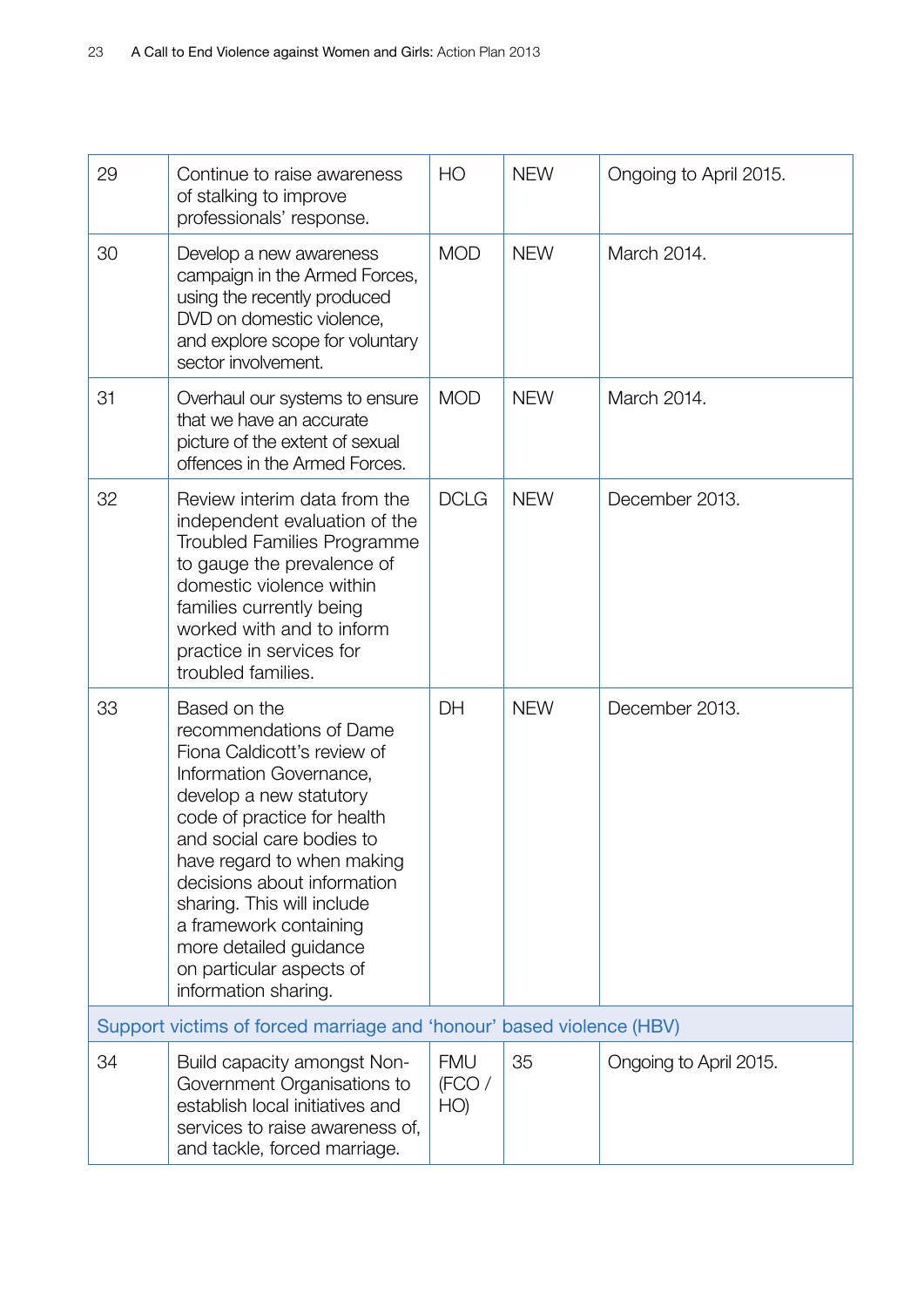| 29 | Continue to raise awareness of stalking to improve professionals' response. | HO | NEW | Ongoing to April 2015. |
|---|---|---|---|---|
| 30 | Develop a new awareness campaign in the Armed Forces, using the recently produced DVD on domestic violence, and explore scope for voluntary sector involvement. | MOD | NEW | March 2014. |
| 31 | Overhaul our systems to ensure that we have an accurate picture of the extent of sexual offences in the Armed Forces. | MOD | NEW | March 2014. |
| 32 | Review interim data from the independent evaluation of the Troubled Families Programme to gauge the prevalence of domestic violence within families currently being worked with and to inform practice in services for troubled families. | DCLG | NEW | December 2013. |
| 33 | Based on the recommendations of Dame Fiona Caldicott's review of Information Governance, develop a new statutory code of practice for health and social care bodies to have regard to when making decisions about information sharing. This will include a framework containing more detailed guidance on particular aspects of information sharing. | DH | NEW | December 2013. |
| Support victims of forced marriage and 'honour' based violence (HBV) | | | | |
| 34 | Build capacity amongst Non-Government Organisations to establish local initiatives and services to raise awareness of, and tackle, forced marriage. | FMU (FCO / HO) | 35 | Ongoing to April 2015. |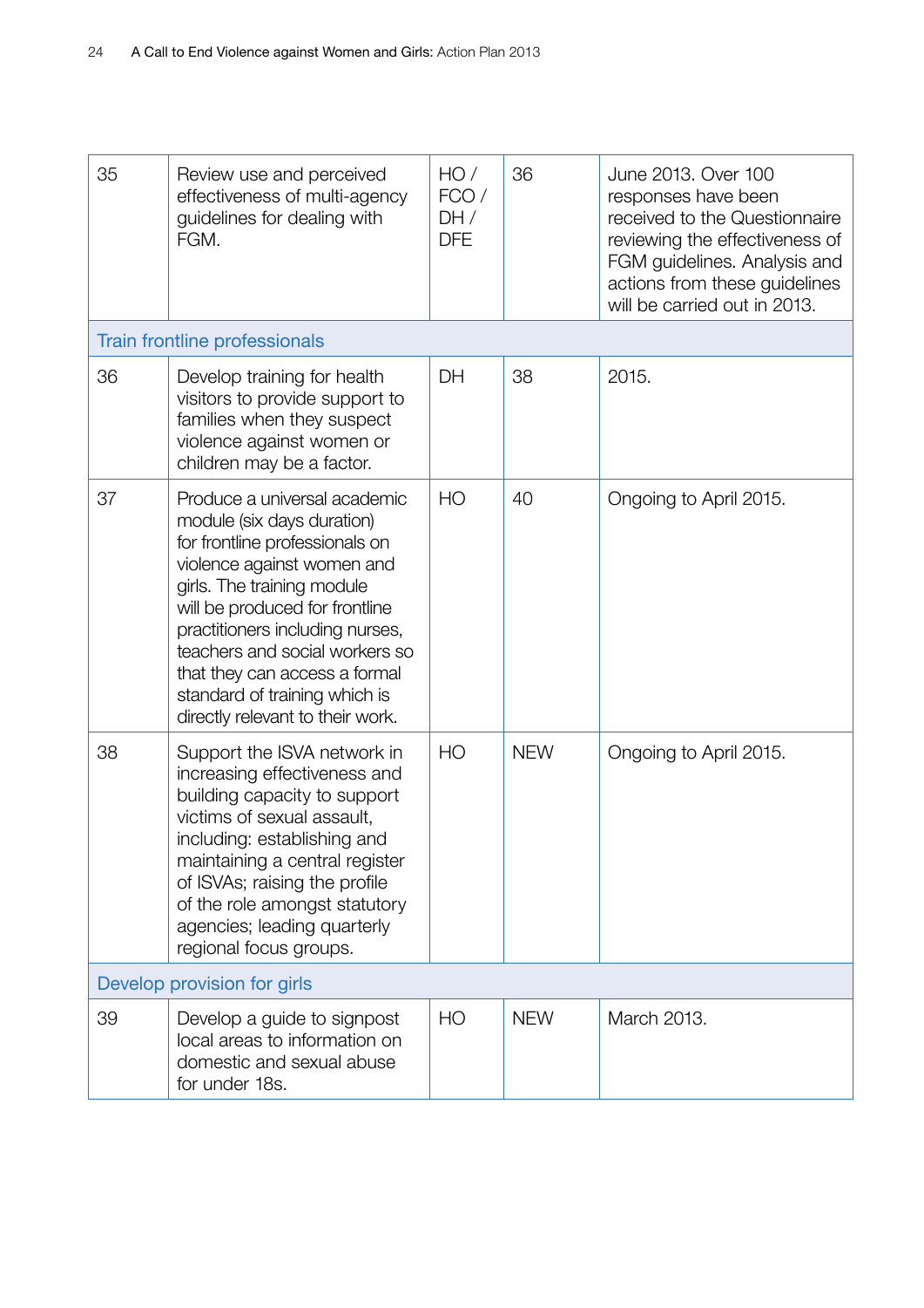| | | | | |
|---|---|---|---|---|
| 35 | Review use and perceived effectiveness of multi-agency guidelines for dealing with FGM. | HO / FCO / DH / DFE | 36 | June 2013. Over 100 responses have been received to the Questionnaire reviewing the effectiveness of FGM guidelines. Analysis and actions from these guidelines will be carried out in 2013. |
| Train frontline professionals | | | | |
| 36 | Develop training for health visitors to provide support to families when they suspect violence against women or children may be a factor. | DH | 38 | 2015. |
| 37 | Produce a universal academic module (six days duration) for frontline professionals on violence against women and girls. The training module will be produced for frontline practitioners including nurses, teachers and social workers so that they can access a formal standard of training which is directly relevant to their work. | HO | 40 | Ongoing to April 2015. |
| 38 | Support the ISVA network in increasing effectiveness and building capacity to support victims of sexual assault, including: establishing and maintaining a central register of ISVAs; raising the profile of the role amongst statutory agencies; leading quarterly regional focus groups. | HO | NEW | Ongoing to April 2015. |
| Develop provision for girls | | | | |
| 39 | Develop a guide to signpost local areas to information on domestic and sexual abuse for under 18s. | HO | NEW | March 2013. |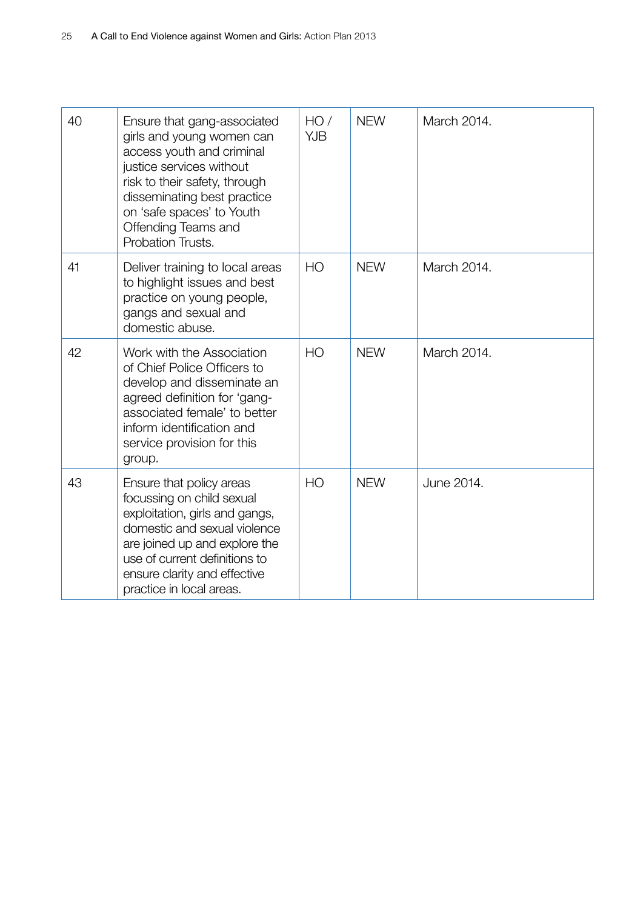| | | | | |
|---|---|---|---|---|
| 40 | Ensure that gang-associated girls and young women can access youth and criminal justice services without risk to their safety, through disseminating best practice on 'safe spaces' to Youth Offending Teams and Probation Trusts. | HO / YJB | NEW | March 2014. |
| 41 | Deliver training to local areas to highlight issues and best practice on young people, gangs and sexual and domestic abuse. | HO | NEW | March 2014. |
| 42 | Work with the Association of Chief Police Officers to develop and disseminate an agreed definition for 'gang-associated female' to better inform identification and service provision for this group. | HO | NEW | March 2014. |
| 43 | Ensure that policy areas focussing on child sexual exploitation, girls and gangs, domestic and sexual violence are joined up and explore the use of current definitions to ensure clarity and effective practice in local areas. | HO | NEW | June 2014. |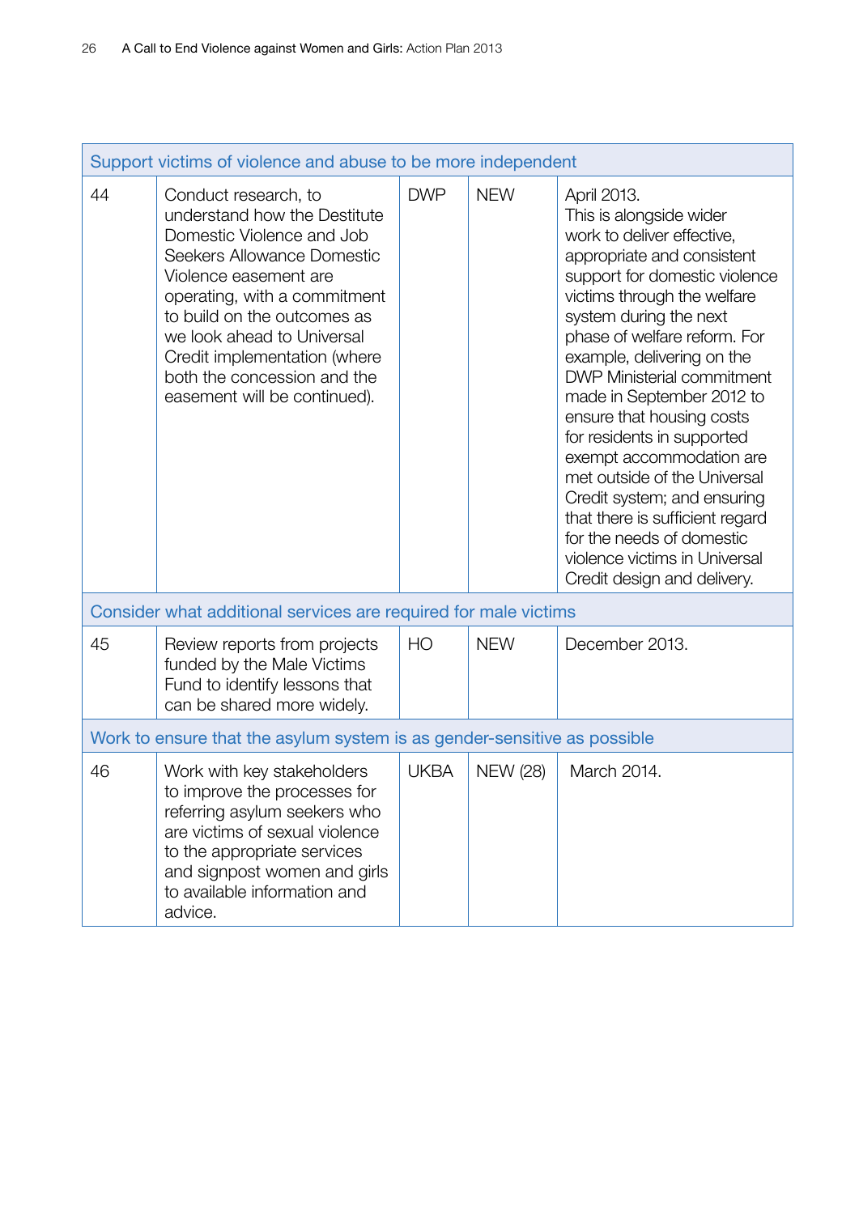| | | | | |
|---|---|---|---|---|
| **Support victims of violence and abuse to be more independent** | | | | |
| 44 | Conduct research, to understand how the Destitute Domestic Violence and Job Seekers Allowance Domestic Violence easement are operating, with a commitment to build on the outcomes as we look ahead to Universal Credit implementation (where both the concession and the easement will be continued). | DWP | NEW | April 2013. This is alongside wider work to deliver effective, appropriate and consistent support for domestic violence victims through the welfare system during the next phase of welfare reform. For example, delivering on the DWP Ministerial commitment made in September 2012 to ensure that housing costs for residents in supported exempt accommodation are met outside of the Universal Credit system; and ensuring that there is sufficient regard for the needs of domestic violence victims in Universal Credit design and delivery. |
| **Consider what additional services are required for male victims** | | | | |
| 45 | Review reports from projects funded by the Male Victims Fund to identify lessons that can be shared more widely. | HO | NEW | December 2013. |
| **Work to ensure that the asylum system is as gender-sensitive as possible** | | | | |
| 46 | Work with key stakeholders to improve the processes for referring asylum seekers who are victims of sexual violence to the appropriate services and signpost women and girls to available information and advice. | UKBA | NEW (28) | March 2014. |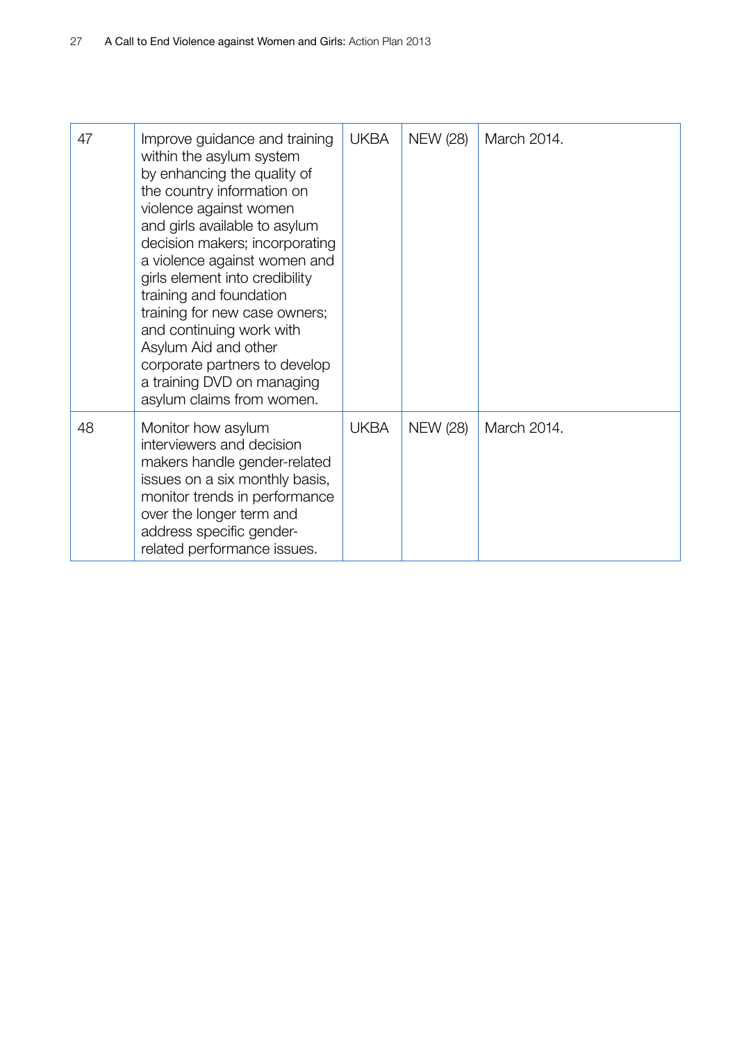| | | | | |
|---|---|---|---|---|
| 47 | Improve guidance and training within the asylum system by enhancing the quality of the country information on violence against women and girls available to asylum decision makers; incorporating a violence against women and girls element into credibility training and foundation training for new case owners; and continuing work with Asylum Aid and other corporate partners to develop a training DVD on managing asylum claims from women. | UKBA | NEW (28) | March 2014. |
| 48 | Monitor how asylum interviewers and decision makers handle gender-related issues on a six monthly basis, monitor trends in performance over the longer term and address specific gender-related performance issues. | UKBA | NEW (28) | March 2014. |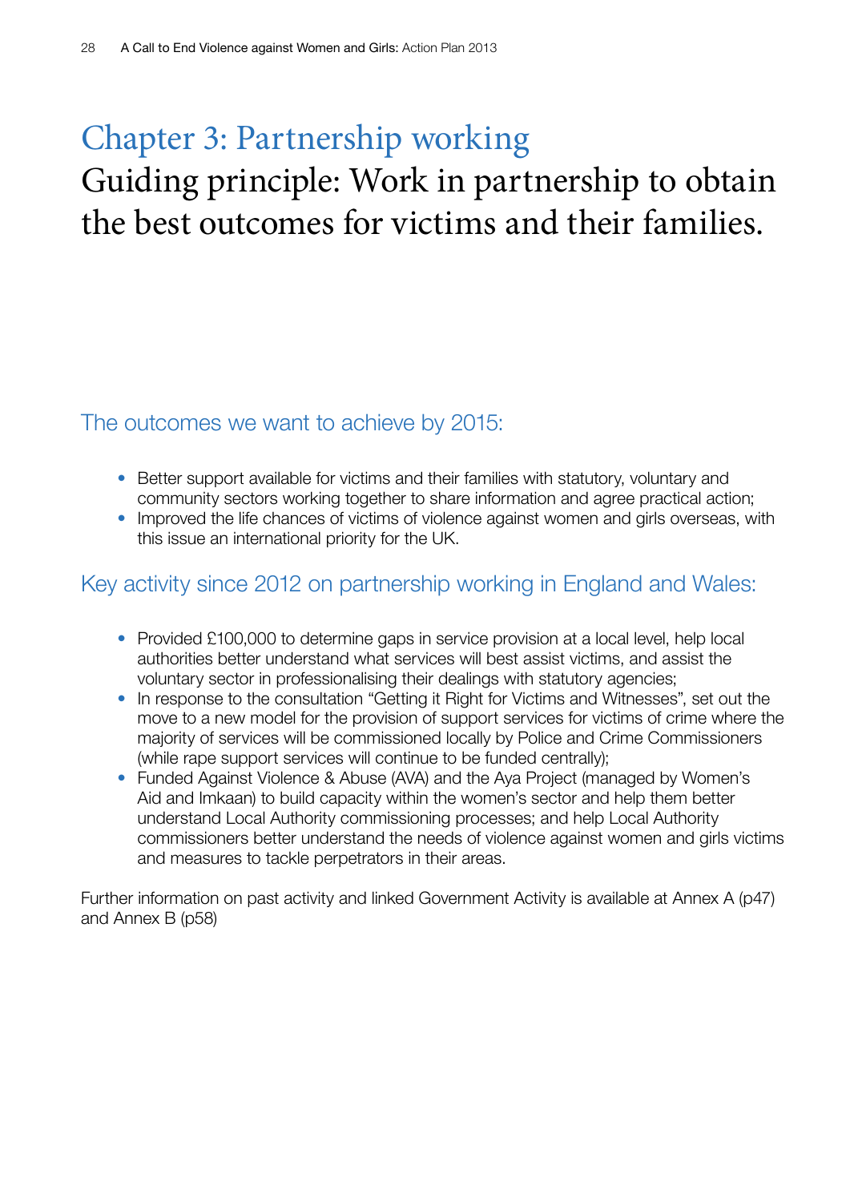# Chapter 3: Partnership working

## Guiding principle: Work in partnership to obtain the best outcomes for victims and their families.

### The outcomes we want to achieve by 2015:

- Better support available for victims and their families with statutory, voluntary and community sectors working together to share information and agree practical action;
- Improved the life chances of victims of violence against women and girls overseas, with this issue an international priority for the UK.

### Key activity since 2012 on partnership working in England and Wales:

- Provided £100,000 to determine gaps in service provision at a local level, help local authorities better understand what services will best assist victims, and assist the voluntary sector in professionalising their dealings with statutory agencies;
- In response to the consultation "Getting it Right for Victims and Witnesses", set out the move to a new model for the provision of support services for victims of crime where the majority of services will be commissioned locally by Police and Crime Commissioners (while rape support services will continue to be funded centrally);
- Funded Against Violence & Abuse (AVA) and the Aya Project (managed by Women's Aid and Imkaan) to build capacity within the women's sector and help them better understand Local Authority commissioning processes; and help Local Authority commissioners better understand the needs of violence against women and girls victims and measures to tackle perpetrators in their areas.

Further information on past activity and linked Government Activity is available at Annex A (p47) and Annex B (p58)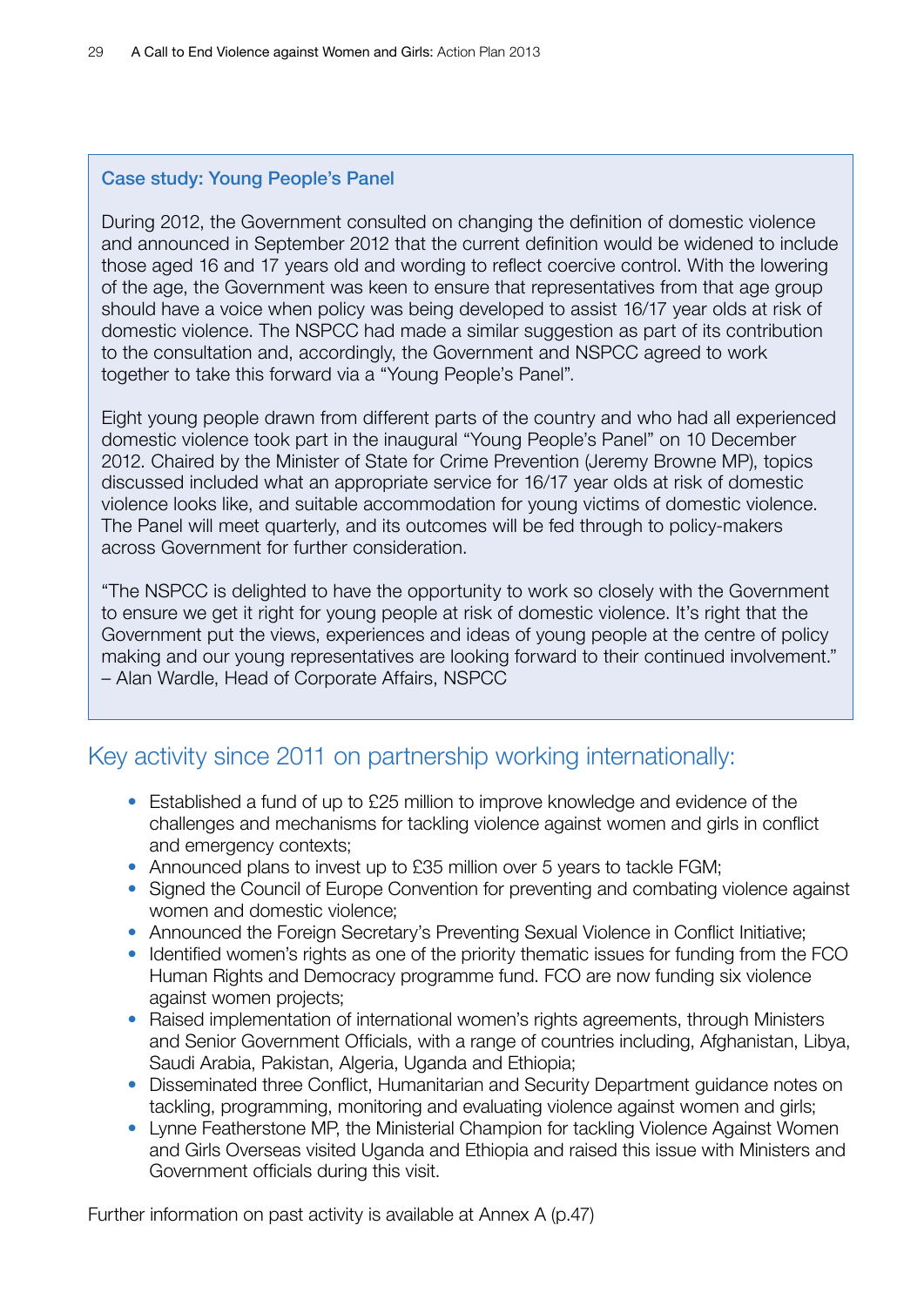### Case study: Young People's Panel

During 2012, the Government consulted on changing the definition of domestic violence and announced in September 2012 that the current definition would be widened to include those aged 16 and 17 years old and wording to reflect coercive control. With the lowering of the age, the Government was keen to ensure that representatives from that age group should have a voice when policy was being developed to assist 16/17 year olds at risk of domestic violence. The NSPCC had made a similar suggestion as part of its contribution to the consultation and, accordingly, the Government and NSPCC agreed to work together to take this forward via a "Young People's Panel".

Eight young people drawn from different parts of the country and who had all experienced domestic violence took part in the inaugural "Young People's Panel" on 10 December 2012. Chaired by the Minister of State for Crime Prevention (Jeremy Browne MP), topics discussed included what an appropriate service for 16/17 year olds at risk of domestic violence looks like, and suitable accommodation for young victims of domestic violence. The Panel will meet quarterly, and its outcomes will be fed through to policy-makers across Government for further consideration.

"The NSPCC is delighted to have the opportunity to work so closely with the Government to ensure we get it right for young people at risk of domestic violence. It's right that the Government put the views, experiences and ideas of young people at the centre of policy making and our young representatives are looking forward to their continued involvement." – Alan Wardle, Head of Corporate Affairs, NSPCC

## Key activity since 2011 on partnership working internationally:

- Established a fund of up to £25 million to improve knowledge and evidence of the challenges and mechanisms for tackling violence against women and girls in conflict and emergency contexts;
- Announced plans to invest up to £35 million over 5 years to tackle FGM;
- Signed the Council of Europe Convention for preventing and combating violence against women and domestic violence;
- Announced the Foreign Secretary's Preventing Sexual Violence in Conflict Initiative;
- Identified women's rights as one of the priority thematic issues for funding from the FCO Human Rights and Democracy programme fund. FCO are now funding six violence against women projects;
- Raised implementation of international women's rights agreements, through Ministers and Senior Government Officials, with a range of countries including, Afghanistan, Libya, Saudi Arabia, Pakistan, Algeria, Uganda and Ethiopia;
- Disseminated three Conflict, Humanitarian and Security Department guidance notes on tackling, programming, monitoring and evaluating violence against women and girls;
- Lynne Featherstone MP, the Ministerial Champion for tackling Violence Against Women and Girls Overseas visited Uganda and Ethiopia and raised this issue with Ministers and Government officials during this visit.

Further information on past activity is available at Annex A (p.47)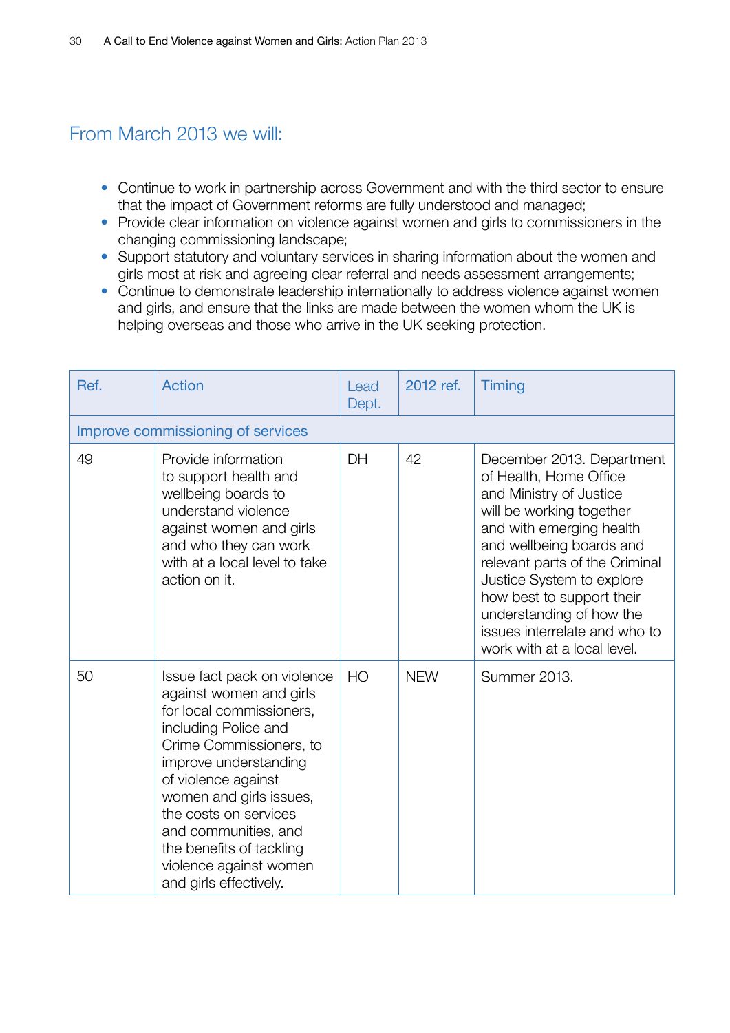## From March 2013 we will:

- Continue to work in partnership across Government and with the third sector to ensure that the impact of Government reforms are fully understood and managed;
- Provide clear information on violence against women and girls to commissioners in the changing commissioning landscape;
- Support statutory and voluntary services in sharing information about the women and girls most at risk and agreeing clear referral and needs assessment arrangements;
- Continue to demonstrate leadership internationally to address violence against women and girls, and ensure that the links are made between the women whom the UK is helping overseas and those who arrive in the UK seeking protection.

| Ref. | Action | Lead Dept. | 2012 ref. | Timing |
|---|---|---|---|---|
| Improve commissioning of services | | | | |
| 49 | Provide information to support health and wellbeing boards to understand violence against women and girls and who they can work with at a local level to take action on it. | DH | 42 | December 2013. Department of Health, Home Office and Ministry of Justice will be working together and with emerging health and wellbeing boards and relevant parts of the Criminal Justice System to explore how best to support their understanding of how the issues interrelate and who to work with at a local level. |
| 50 | Issue fact pack on violence against women and girls for local commissioners, including Police and Crime Commissioners, to improve understanding of violence against women and girls issues, the costs on services and communities, and the benefits of tackling violence against women and girls effectively. | HO | NEW | Summer 2013. |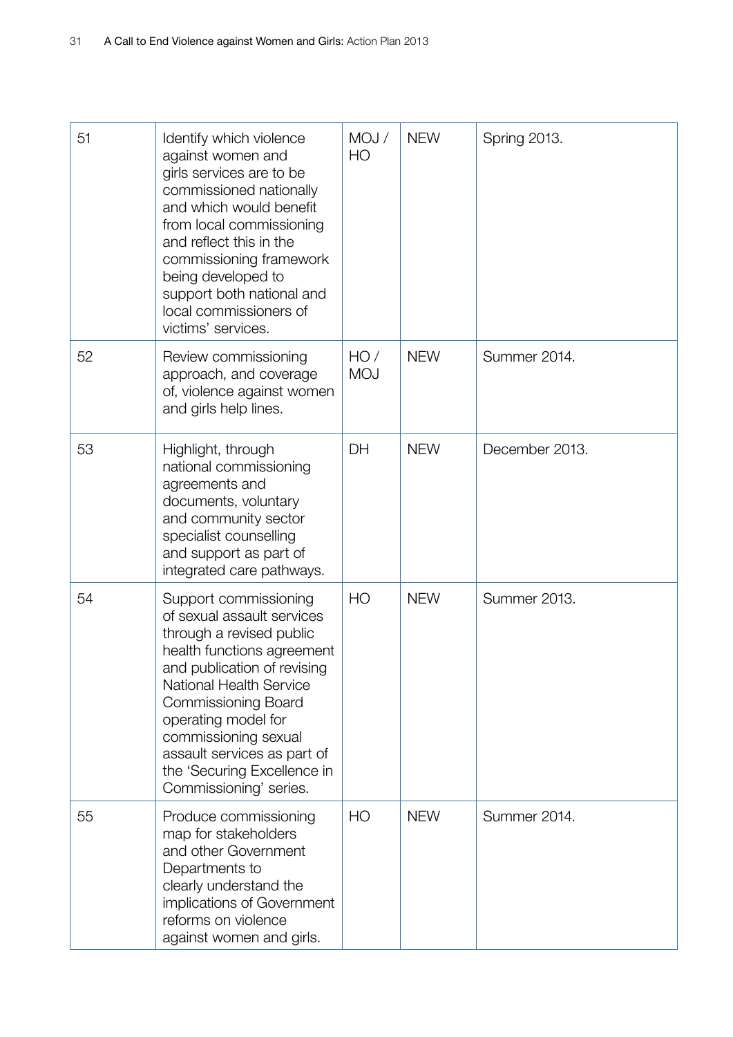| | | | | |
|---|---|---|---|---|
| 51 | Identify which violence against women and girls services are to be commissioned nationally and which would benefit from local commissioning and reflect this in the commissioning framework being developed to support both national and local commissioners of victims' services. | MOJ / HO | NEW | Spring 2013. |
| 52 | Review commissioning approach, and coverage of, violence against women and girls help lines. | HO / MOJ | NEW | Summer 2014. |
| 53 | Highlight, through national commissioning agreements and documents, voluntary and community sector specialist counselling and support as part of integrated care pathways. | DH | NEW | December 2013. |
| 54 | Support commissioning of sexual assault services through a revised public health functions agreement and publication of revising National Health Service Commissioning Board operating model for commissioning sexual assault services as part of the 'Securing Excellence in Commissioning' series. | HO | NEW | Summer 2013. |
| 55 | Produce commissioning map for stakeholders and other Government Departments to clearly understand the implications of Government reforms on violence against women and girls. | HO | NEW | Summer 2014. |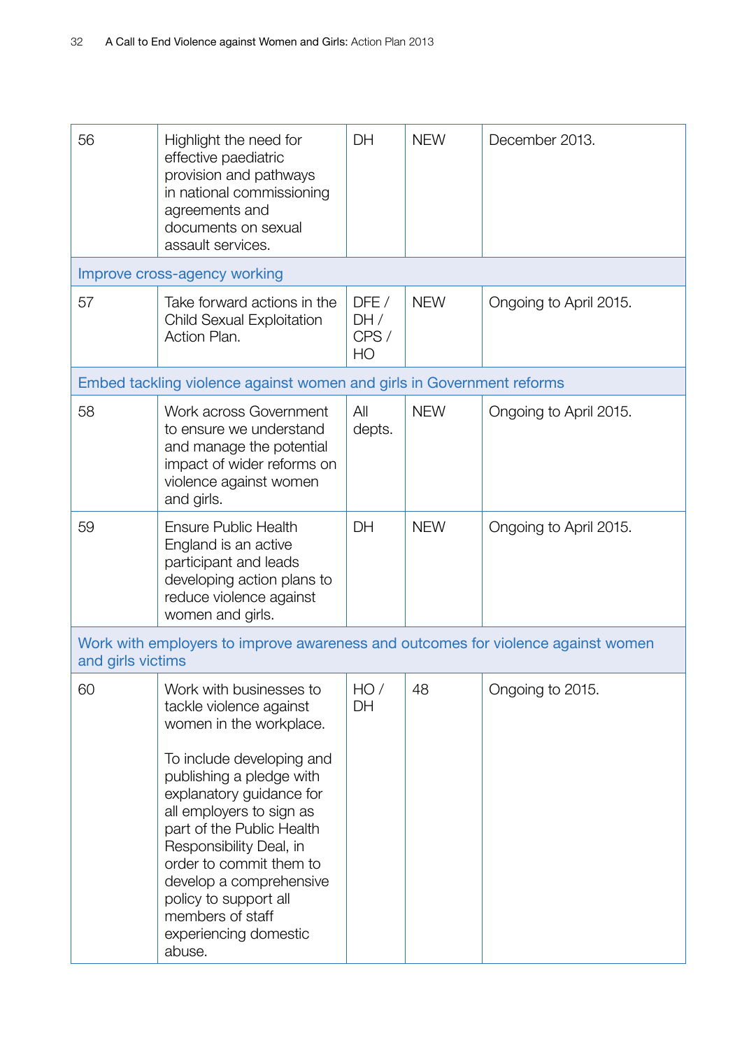| | | | | |
|---|---|---|---|---|
| 56 | Highlight the need for effective paediatric provision and pathways in national commissioning agreements and documents on sexual assault services. | DH | NEW | December 2013. |
| **Improve cross-agency working** | | | | |
| 57 | Take forward actions in the Child Sexual Exploitation Action Plan. | DFE / DH / CPS / HO | NEW | Ongoing to April 2015. |
| **Embed tackling violence against women and girls in Government reforms** | | | | |
| 58 | Work across Government to ensure we understand and manage the potential impact of wider reforms on violence against women and girls. | All depts. | NEW | Ongoing to April 2015. |
| 59 | Ensure Public Health England is an active participant and leads developing action plans to reduce violence against women and girls. | DH | NEW | Ongoing to April 2015. |
| **Work with employers to improve awareness and outcomes for violence against women and girls victims** | | | | |
| 60 | Work with businesses to tackle violence against women in the workplace.<br><br>To include developing and publishing a pledge with explanatory guidance for all employers to sign as part of the Public Health Responsibility Deal, in order to commit them to develop a comprehensive policy to support all members of staff experiencing domestic abuse. | HO / DH | 48 | Ongoing to 2015. |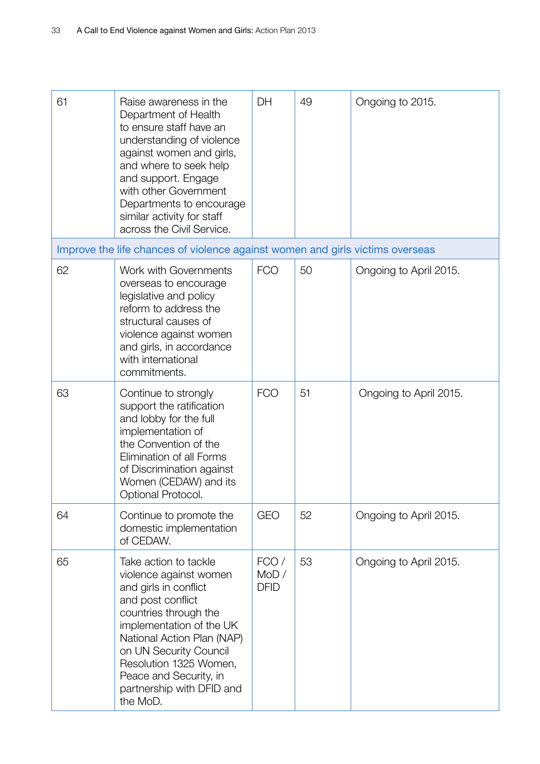| | | | | |
|---|---|---|---|---|
| 61 | Raise awareness in the Department of Health to ensure staff have an understanding of violence against women and girls, and where to seek help and support. Engage with other Government Departments to encourage similar activity for staff across the Civil Service. | DH | 49 | Ongoing to 2015. |
| Improve the life chances of violence against women and girls victims overseas | | | | |
| 62 | Work with Governments overseas to encourage legislative and policy reform to address the structural causes of violence against women and girls, in accordance with international commitments. | FCO | 50 | Ongoing to April 2015. |
| 63 | Continue to strongly support the ratification and lobby for the full implementation of the Convention of the Elimination of all Forms of Discrimination against Women (CEDAW) and its Optional Protocol. | FCO | 51 | Ongoing to April 2015. |
| 64 | Continue to promote the domestic implementation of CEDAW. | GEO | 52 | Ongoing to April 2015. |
| 65 | Take action to tackle violence against women and girls in conflict and post conflict countries through the implementation of the UK National Action Plan (NAP) on UN Security Council Resolution 1325 Women, Peace and Security, in partnership with DFID and the MoD. | FCO / MoD / DFID | 53 | Ongoing to April 2015. |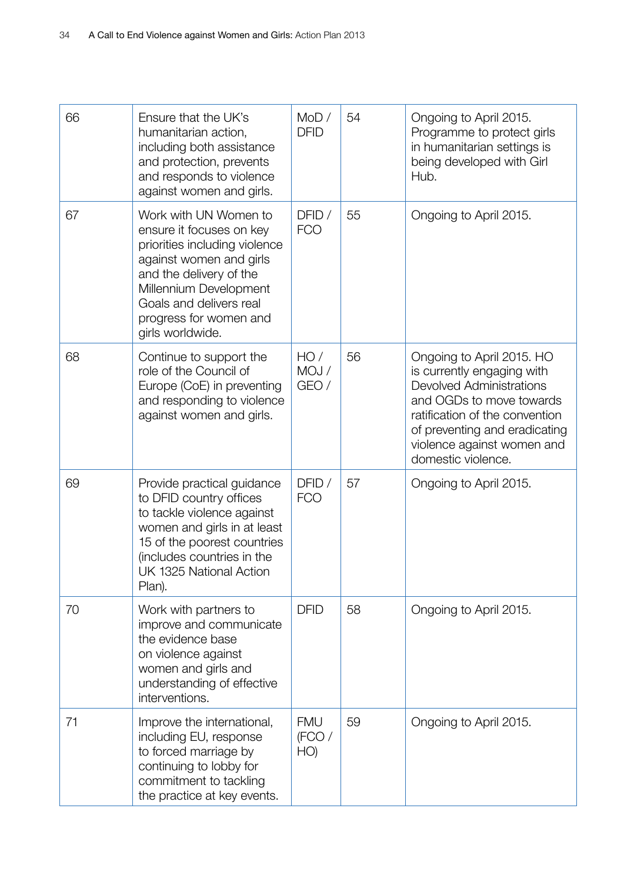| 66 | Ensure that the UK's humanitarian action, including both assistance and protection, prevents and responds to violence against women and girls. | MoD / DFID | 54 | Ongoing to April 2015. Programme to protect girls in humanitarian settings is being developed with Girl Hub. |
|---|---|---|---|---|
| 67 | Work with UN Women to ensure it focuses on key priorities including violence against women and girls and the delivery of the Millennium Development Goals and delivers real progress for women and girls worldwide. | DFID / FCO | 55 | Ongoing to April 2015. |
| 68 | Continue to support the role of the Council of Europe (CoE) in preventing and responding to violence against women and girls. | HO / MOJ / GEO / | 56 | Ongoing to April 2015. HO is currently engaging with Devolved Administrations and OGDs to move towards ratification of the convention of preventing and eradicating violence against women and domestic violence. |
| 69 | Provide practical guidance to DFID country offices to tackle violence against women and girls in at least 15 of the poorest countries (includes countries in the UK 1325 National Action Plan). | DFID / FCO | 57 | Ongoing to April 2015. |
| 70 | Work with partners to improve and communicate the evidence base on violence against women and girls and understanding of effective interventions. | DFID | 58 | Ongoing to April 2015. |
| 71 | Improve the international, including EU, response to forced marriage by continuing to lobby for commitment to tackling the practice at key events. | FMU (FCO / HO) | 59 | Ongoing to April 2015. |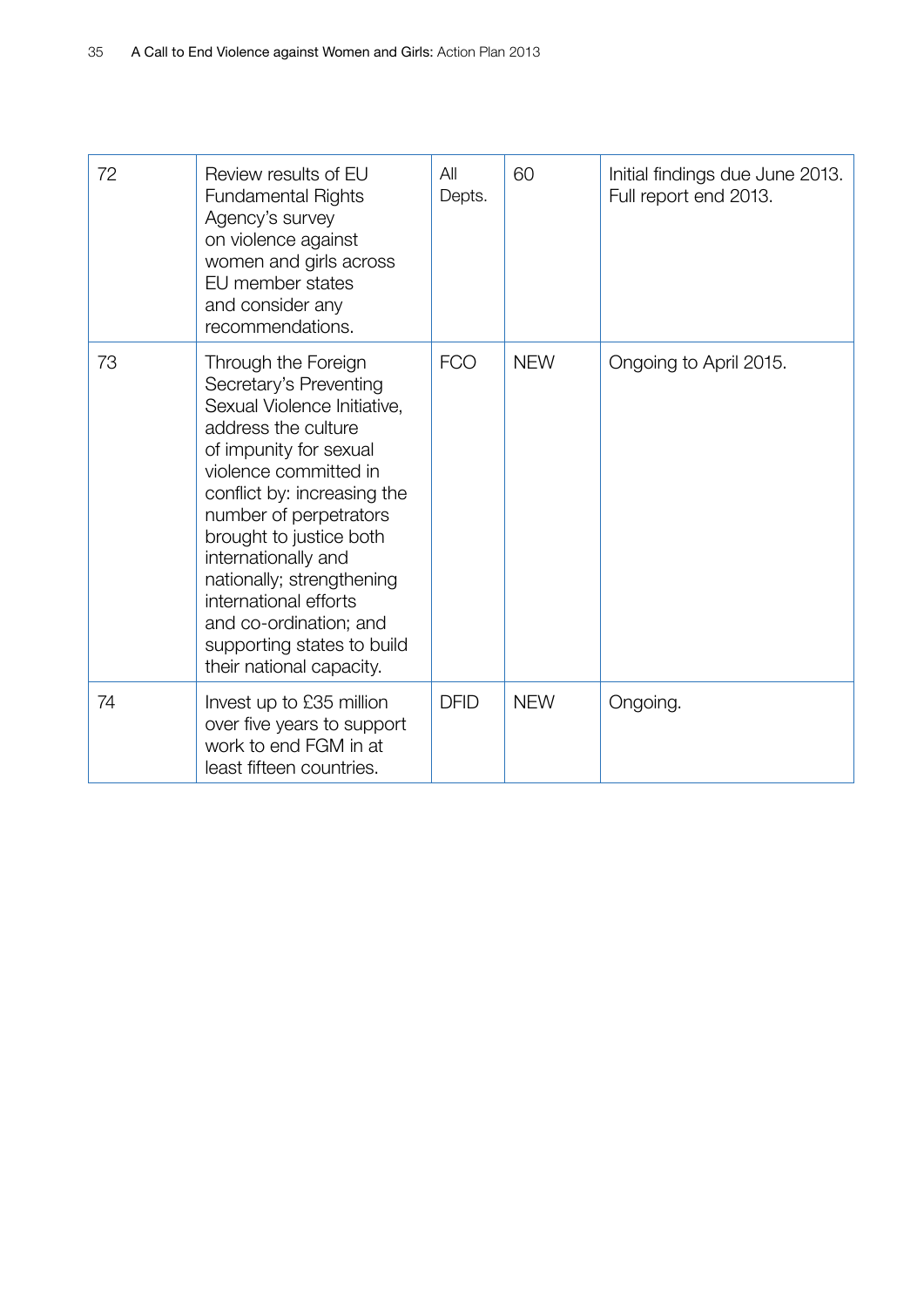| 72 | Review results of EU Fundamental Rights Agency's survey on violence against women and girls across EU member states and consider any recommendations. | All Depts. | 60 | Initial findings due June 2013. Full report end 2013. |
|---|---|---|---|---|
| 73 | Through the Foreign Secretary's Preventing Sexual Violence Initiative, address the culture of impunity for sexual violence committed in conflict by: increasing the number of perpetrators brought to justice both internationally and nationally; strengthening international efforts and co-ordination; and supporting states to build their national capacity. | FCO | NEW | Ongoing to April 2015. |
| 74 | Invest up to £35 million over five years to support work to end FGM in at least fifteen countries. | DFID | NEW | Ongoing. |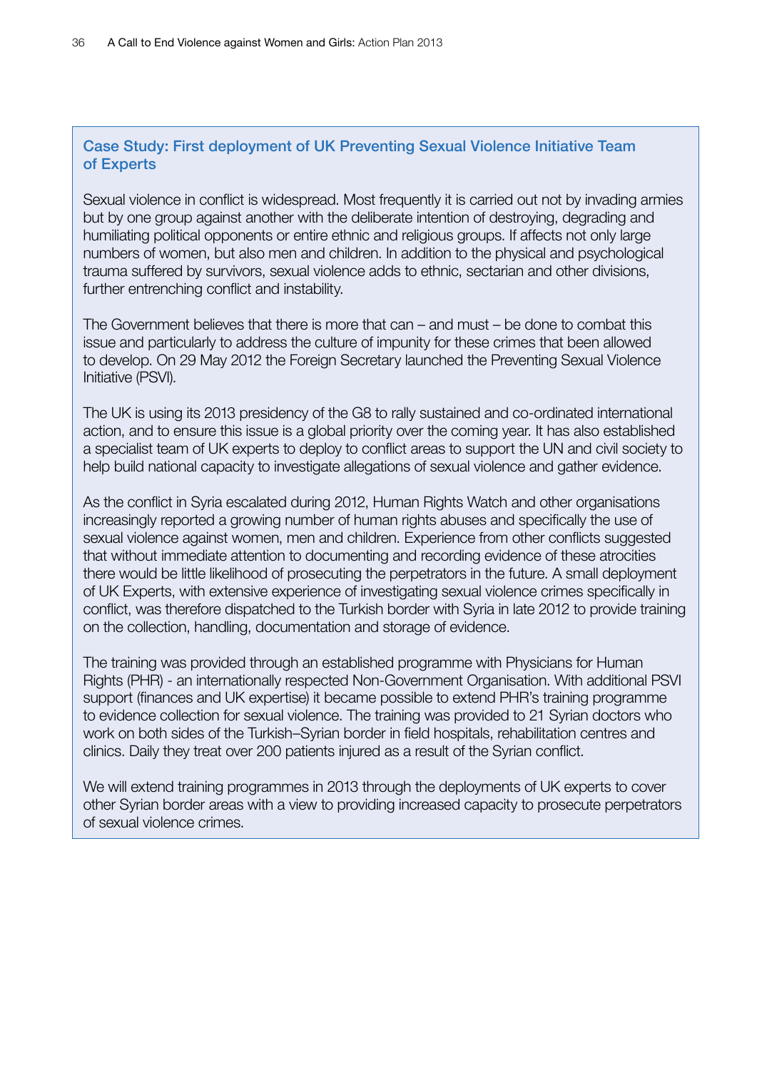### Case Study: First deployment of UK Preventing Sexual Violence Initiative Team of Experts

Sexual violence in conflict is widespread. Most frequently it is carried out not by invading armies but by one group against another with the deliberate intention of destroying, degrading and humiliating political opponents or entire ethnic and religious groups. If affects not only large numbers of women, but also men and children. In addition to the physical and psychological trauma suffered by survivors, sexual violence adds to ethnic, sectarian and other divisions, further entrenching conflict and instability.

The Government believes that there is more that can – and must – be done to combat this issue and particularly to address the culture of impunity for these crimes that been allowed to develop. On 29 May 2012 the Foreign Secretary launched the Preventing Sexual Violence Initiative (PSVI).

The UK is using its 2013 presidency of the G8 to rally sustained and co-ordinated international action, and to ensure this issue is a global priority over the coming year. It has also established a specialist team of UK experts to deploy to conflict areas to support the UN and civil society to help build national capacity to investigate allegations of sexual violence and gather evidence.

As the conflict in Syria escalated during 2012, Human Rights Watch and other organisations increasingly reported a growing number of human rights abuses and specifically the use of sexual violence against women, men and children. Experience from other conflicts suggested that without immediate attention to documenting and recording evidence of these atrocities there would be little likelihood of prosecuting the perpetrators in the future. A small deployment of UK Experts, with extensive experience of investigating sexual violence crimes specifically in conflict, was therefore dispatched to the Turkish border with Syria in late 2012 to provide training on the collection, handling, documentation and storage of evidence.

The training was provided through an established programme with Physicians for Human Rights (PHR) - an internationally respected Non-Government Organisation. With additional PSVI support (finances and UK expertise) it became possible to extend PHR's training programme to evidence collection for sexual violence. The training was provided to 21 Syrian doctors who work on both sides of the Turkish–Syrian border in field hospitals, rehabilitation centres and clinics. Daily they treat over 200 patients injured as a result of the Syrian conflict.

We will extend training programmes in 2013 through the deployments of UK experts to cover other Syrian border areas with a view to providing increased capacity to prosecute perpetrators of sexual violence crimes.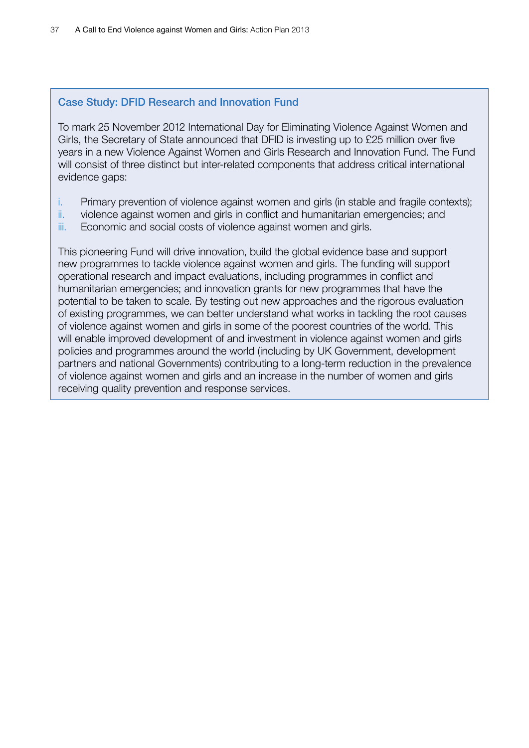### Case Study: DFID Research and Innovation Fund

To mark 25 November 2012 International Day for Eliminating Violence Against Women and Girls, the Secretary of State announced that DFID is investing up to £25 million over five years in a new Violence Against Women and Girls Research and Innovation Fund. The Fund will consist of three distinct but inter-related components that address critical international evidence gaps:

i. Primary prevention of violence against women and girls (in stable and fragile contexts);
ii. violence against women and girls in conflict and humanitarian emergencies; and
iii. Economic and social costs of violence against women and girls.

This pioneering Fund will drive innovation, build the global evidence base and support new programmes to tackle violence against women and girls. The funding will support operational research and impact evaluations, including programmes in conflict and humanitarian emergencies; and innovation grants for new programmes that have the potential to be taken to scale. By testing out new approaches and the rigorous evaluation of existing programmes, we can better understand what works in tackling the root causes of violence against women and girls in some of the poorest countries of the world. This will enable improved development of and investment in violence against women and girls policies and programmes around the world (including by UK Government, development partners and national Governments) contributing to a long-term reduction in the prevalence of violence against women and girls and an increase in the number of women and girls receiving quality prevention and response services.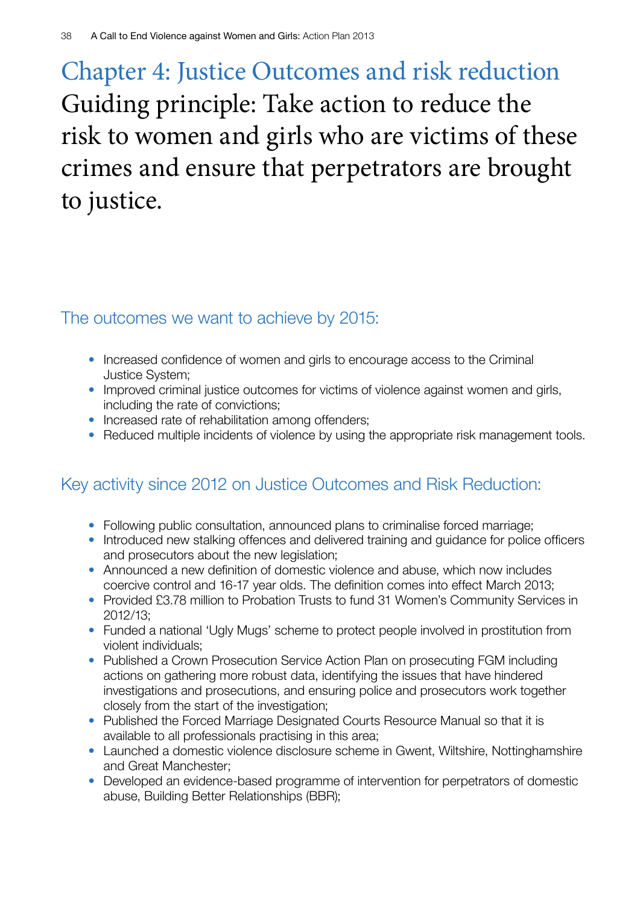# Chapter 4: Justice Outcomes and risk reduction

## Guiding principle: Take action to reduce the risk to women and girls who are victims of these crimes and ensure that perpetrators are brought to justice.

### The outcomes we want to achieve by 2015:

- Increased confidence of women and girls to encourage access to the Criminal Justice System;
- Improved criminal justice outcomes for victims of violence against women and girls, including the rate of convictions;
- Increased rate of rehabilitation among offenders;
- Reduced multiple incidents of violence by using the appropriate risk management tools.

### Key activity since 2012 on Justice Outcomes and Risk Reduction:

- Following public consultation, announced plans to criminalise forced marriage;
- Introduced new stalking offences and delivered training and guidance for police officers and prosecutors about the new legislation;
- Announced a new definition of domestic violence and abuse, which now includes coercive control and 16-17 year olds. The definition comes into effect March 2013;
- Provided £3.78 million to Probation Trusts to fund 31 Women's Community Services in 2012/13;
- Funded a national 'Ugly Mugs' scheme to protect people involved in prostitution from violent individuals;
- Published a Crown Prosecution Service Action Plan on prosecuting FGM including actions on gathering more robust data, identifying the issues that have hindered investigations and prosecutions, and ensuring police and prosecutors work together closely from the start of the investigation;
- Published the Forced Marriage Designated Courts Resource Manual so that it is available to all professionals practising in this area;
- Launched a domestic violence disclosure scheme in Gwent, Wiltshire, Nottinghamshire and Great Manchester;
- Developed an evidence-based programme of intervention for perpetrators of domestic abuse, Building Better Relationships (BBR);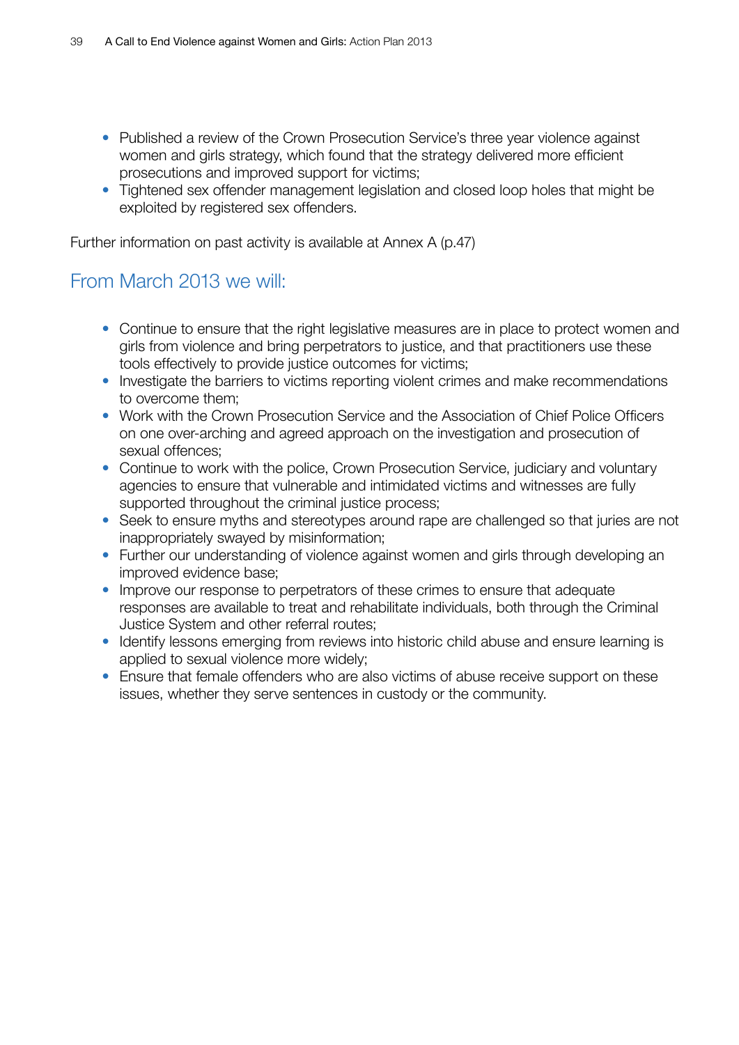- Published a review of the Crown Prosecution Service's three year violence against women and girls strategy, which found that the strategy delivered more efficient prosecutions and improved support for victims;
- Tightened sex offender management legislation and closed loop holes that might be exploited by registered sex offenders.

Further information on past activity is available at Annex A (p.47)

## From March 2013 we will:

- Continue to ensure that the right legislative measures are in place to protect women and girls from violence and bring perpetrators to justice, and that practitioners use these tools effectively to provide justice outcomes for victims;
- Investigate the barriers to victims reporting violent crimes and make recommendations to overcome them;
- Work with the Crown Prosecution Service and the Association of Chief Police Officers on one over-arching and agreed approach on the investigation and prosecution of sexual offences;
- Continue to work with the police, Crown Prosecution Service, judiciary and voluntary agencies to ensure that vulnerable and intimidated victims and witnesses are fully supported throughout the criminal justice process;
- Seek to ensure myths and stereotypes around rape are challenged so that juries are not inappropriately swayed by misinformation;
- Further our understanding of violence against women and girls through developing an improved evidence base;
- Improve our response to perpetrators of these crimes to ensure that adequate responses are available to treat and rehabilitate individuals, both through the Criminal Justice System and other referral routes;
- Identify lessons emerging from reviews into historic child abuse and ensure learning is applied to sexual violence more widely;
- Ensure that female offenders who are also victims of abuse receive support on these issues, whether they serve sentences in custody or the community.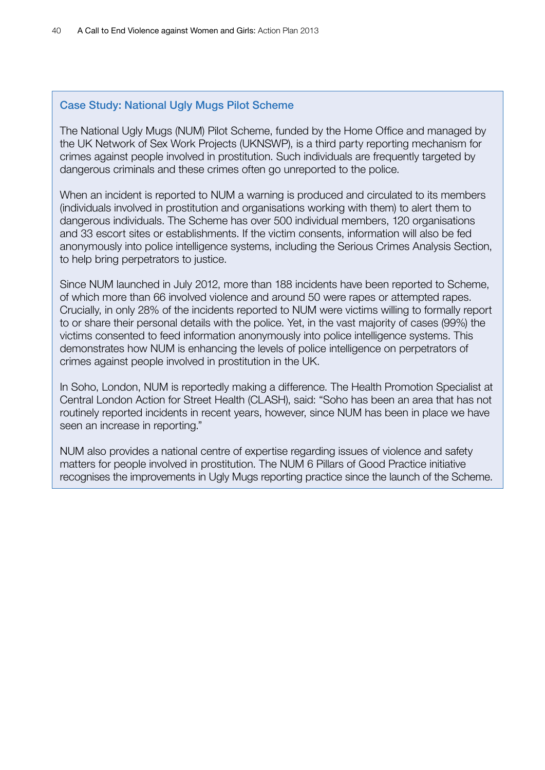### Case Study: National Ugly Mugs Pilot Scheme

The National Ugly Mugs (NUM) Pilot Scheme, funded by the Home Office and managed by the UK Network of Sex Work Projects (UKNSWP), is a third party reporting mechanism for crimes against people involved in prostitution. Such individuals are frequently targeted by dangerous criminals and these crimes often go unreported to the police.

When an incident is reported to NUM a warning is produced and circulated to its members (individuals involved in prostitution and organisations working with them) to alert them to dangerous individuals. The Scheme has over 500 individual members, 120 organisations and 33 escort sites or establishments. If the victim consents, information will also be fed anonymously into police intelligence systems, including the Serious Crimes Analysis Section, to help bring perpetrators to justice.

Since NUM launched in July 2012, more than 188 incidents have been reported to Scheme, of which more than 66 involved violence and around 50 were rapes or attempted rapes. Crucially, in only 28% of the incidents reported to NUM were victims willing to formally report to or share their personal details with the police. Yet, in the vast majority of cases (99%) the victims consented to feed information anonymously into police intelligence systems. This demonstrates how NUM is enhancing the levels of police intelligence on perpetrators of crimes against people involved in prostitution in the UK.

In Soho, London, NUM is reportedly making a difference. The Health Promotion Specialist at Central London Action for Street Health (CLASH), said: "Soho has been an area that has not routinely reported incidents in recent years, however, since NUM has been in place we have seen an increase in reporting."

NUM also provides a national centre of expertise regarding issues of violence and safety matters for people involved in prostitution. The NUM 6 Pillars of Good Practice initiative recognises the improvements in Ugly Mugs reporting practice since the launch of the Scheme.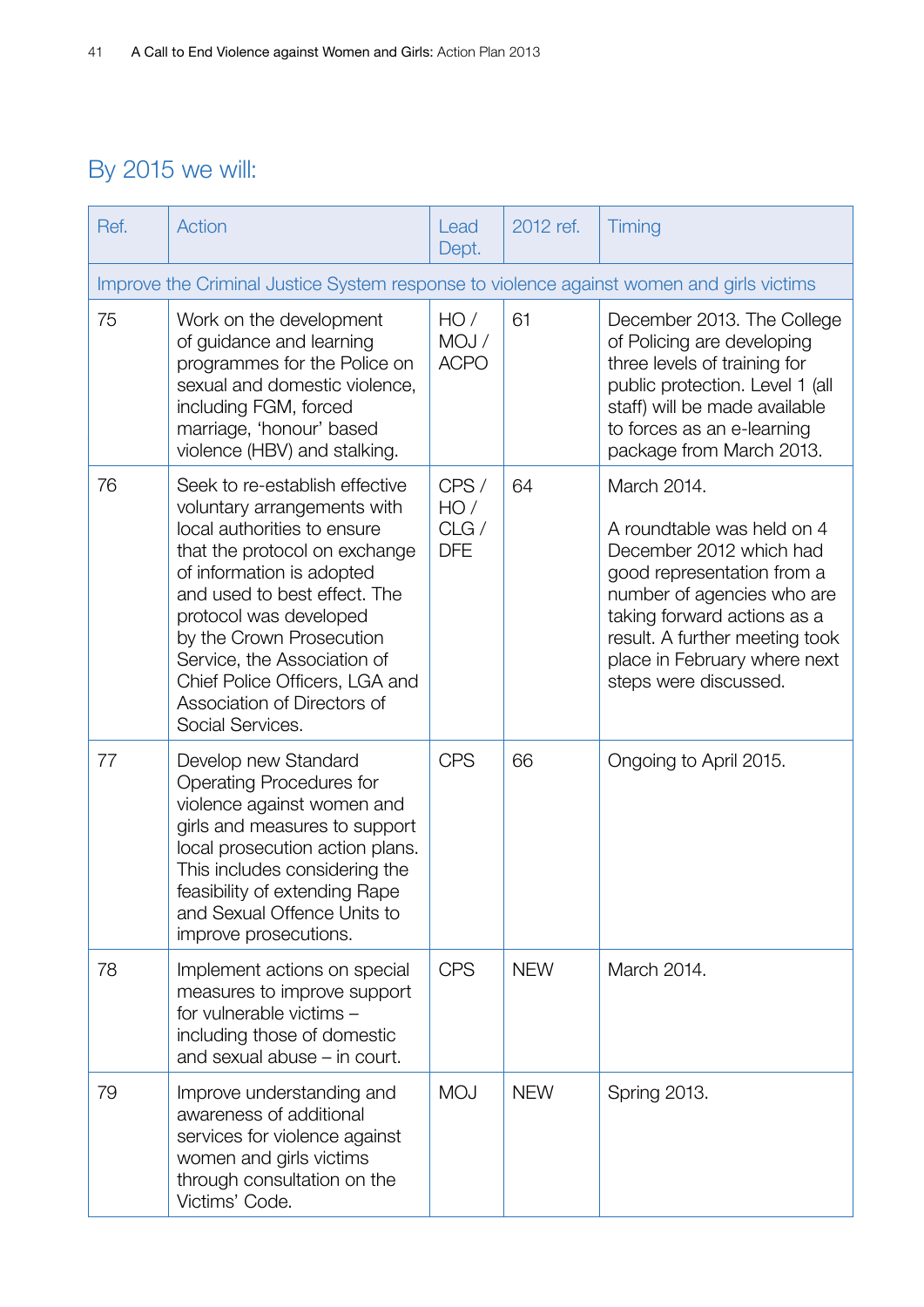## By 2015 we will:

| Ref. | Action | Lead Dept. | 2012 ref. | Timing |
|---|---|---|---|---|
| Improve the Criminal Justice System response to violence against women and girls victims | | | | |
| 75 | Work on the development of guidance and learning programmes for the Police on sexual and domestic violence, including FGM, forced marriage, 'honour' based violence (HBV) and stalking. | HO / MOJ / ACPO | 61 | December 2013. The College of Policing are developing three levels of training for public protection. Level 1 (all staff) will be made available to forces as an e-learning package from March 2013. |
| 76 | Seek to re-establish effective voluntary arrangements with local authorities to ensure that the protocol on exchange of information is adopted and used to best effect. The protocol was developed by the Crown Prosecution Service, the Association of Chief Police Officers, LGA and Association of Directors of Social Services. | CPS / HO / CLG / DFE | 64 | March 2014.<br><br>A roundtable was held on 4 December 2012 which had good representation from a number of agencies who are taking forward actions as a result. A further meeting took place in February where next steps were discussed. |
| 77 | Develop new Standard Operating Procedures for violence against women and girls and measures to support local prosecution action plans. This includes considering the feasibility of extending Rape and Sexual Offence Units to improve prosecutions. | CPS | 66 | Ongoing to April 2015. |
| 78 | Implement actions on special measures to improve support for vulnerable victims – including those of domestic and sexual abuse – in court. | CPS | NEW | March 2014. |
| 79 | Improve understanding and awareness of additional services for violence against women and girls victims through consultation on the Victims' Code. | MOJ | NEW | Spring 2013. |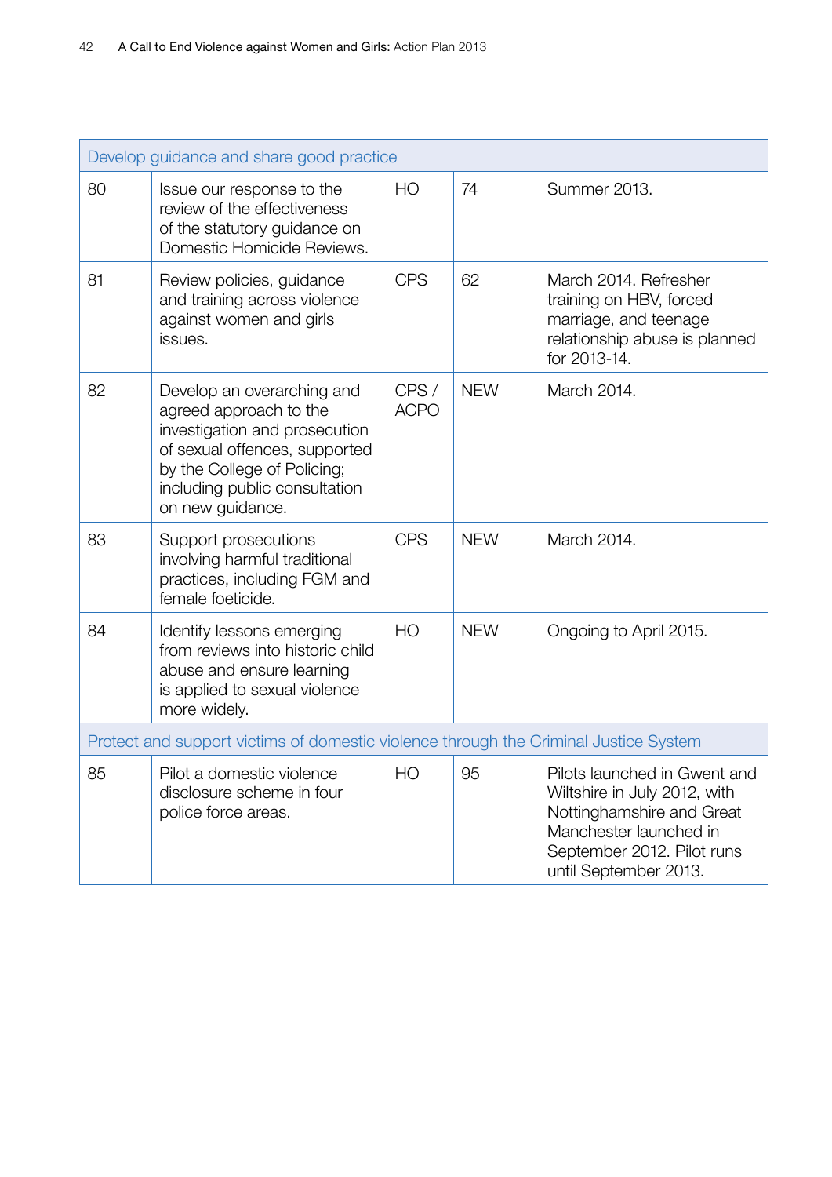| | | | | |
|---|---|---|---|---|
| **Develop guidance and share good practice** | | | | |
| 80 | Issue our response to the review of the effectiveness of the statutory guidance on Domestic Homicide Reviews. | HO | 74 | Summer 2013. |
| 81 | Review policies, guidance and training across violence against women and girls issues. | CPS | 62 | March 2014. Refresher training on HBV, forced marriage, and teenage relationship abuse is planned for 2013-14. |
| 82 | Develop an overarching and agreed approach to the investigation and prosecution of sexual offences, supported by the College of Policing; including public consultation on new guidance. | CPS / ACPO | NEW | March 2014. |
| 83 | Support prosecutions involving harmful traditional practices, including FGM and female foeticide. | CPS | NEW | March 2014. |
| 84 | Identify lessons emerging from reviews into historic child abuse and ensure learning is applied to sexual violence more widely. | HO | NEW | Ongoing to April 2015. |
| **Protect and support victims of domestic violence through the Criminal Justice System** | | | | |
| 85 | Pilot a domestic violence disclosure scheme in four police force areas. | HO | 95 | Pilots launched in Gwent and Wiltshire in July 2012, with Nottinghamshire and Great Manchester launched in September 2012. Pilot runs until September 2013. |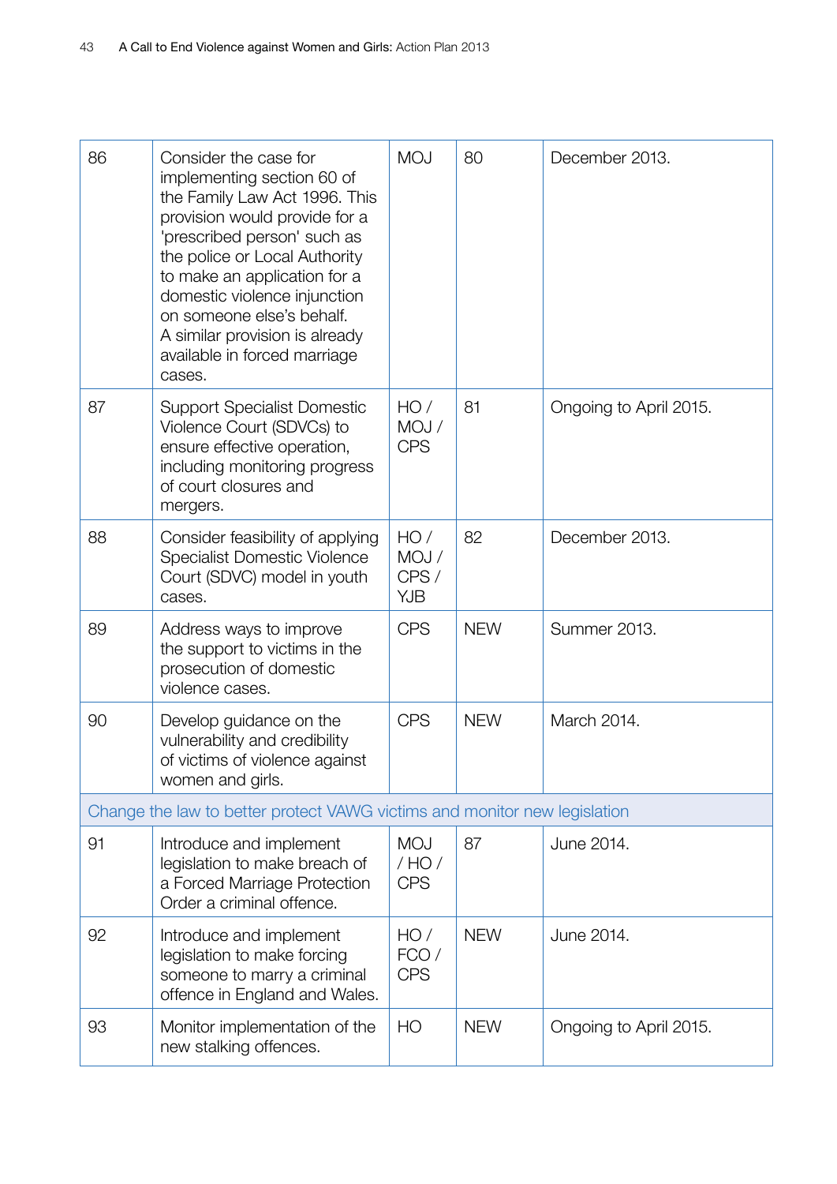| 86 | Consider the case for implementing section 60 of the Family Law Act 1996. This provision would provide for a 'prescribed person' such as the police or Local Authority to make an application for a domestic violence injunction on someone else's behalf. A similar provision is already available in forced marriage cases. | MOJ | 80 | December 2013. |
|---|---|---|---|---|
| 87 | Support Specialist Domestic Violence Court (SDVCs) to ensure effective operation, including monitoring progress of court closures and mergers. | HO / MOJ / CPS | 81 | Ongoing to April 2015. |
| 88 | Consider feasibility of applying Specialist Domestic Violence Court (SDVC) model in youth cases. | HO / MOJ / CPS / YJB | 82 | December 2013. |
| 89 | Address ways to improve the support to victims in the prosecution of domestic violence cases. | CPS | NEW | Summer 2013. |
| 90 | Develop guidance on the vulnerability and credibility of victims of violence against women and girls. | CPS | NEW | March 2014. |
| Change the law to better protect VAWG victims and monitor new legislation | | | | |
| 91 | Introduce and implement legislation to make breach of a Forced Marriage Protection Order a criminal offence. | MOJ / HO / CPS | 87 | June 2014. |
| 92 | Introduce and implement legislation to make forcing someone to marry a criminal offence in England and Wales. | HO / FCO / CPS | NEW | June 2014. |
| 93 | Monitor implementation of the new stalking offences. | HO | NEW | Ongoing to April 2015. |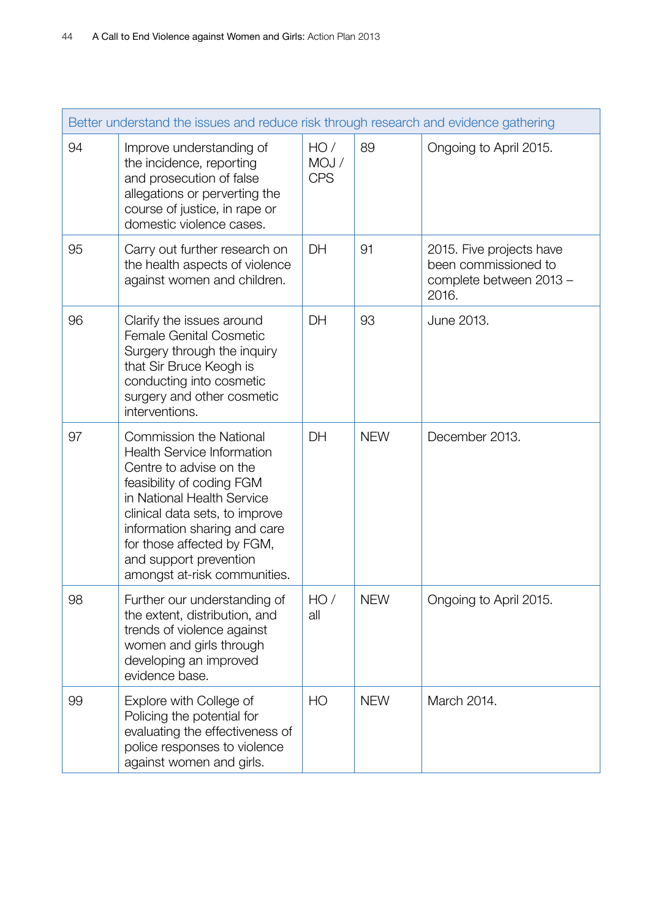| Better understand the issues and reduce risk through research and evidence gathering | | | | |
|---|---|---|---|---|
| 94 | Improve understanding of the incidence, reporting and prosecution of false allegations or perverting the course of justice, in rape or domestic violence cases. | HO / MOJ / CPS | 89 | Ongoing to April 2015. |
| 95 | Carry out further research on the health aspects of violence against women and children. | DH | 91 | 2015. Five projects have been commissioned to complete between 2013 – 2016. |
| 96 | Clarify the issues around Female Genital Cosmetic Surgery through the inquiry that Sir Bruce Keogh is conducting into cosmetic surgery and other cosmetic interventions. | DH | 93 | June 2013. |
| 97 | Commission the National Health Service Information Centre to advise on the feasibility of coding FGM in National Health Service clinical data sets, to improve information sharing and care for those affected by FGM, and support prevention amongst at-risk communities. | DH | NEW | December 2013. |
| 98 | Further our understanding of the extent, distribution, and trends of violence against women and girls through developing an improved evidence base. | HO / all | NEW | Ongoing to April 2015. |
| 99 | Explore with College of Policing the potential for evaluating the effectiveness of police responses to violence against women and girls. | HO | NEW | March 2014. |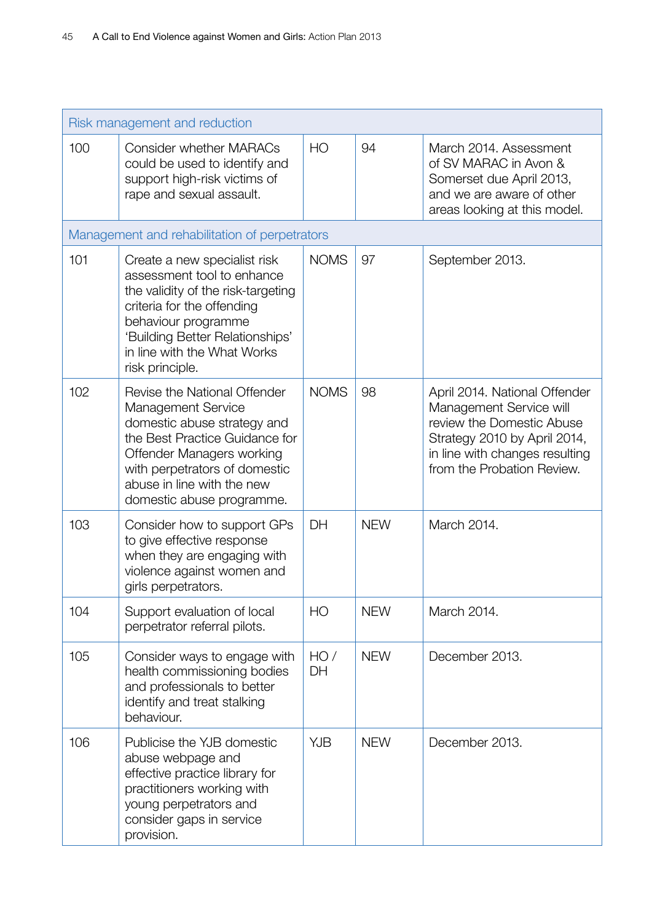| Risk management and reduction | | | | |
|---|---|---|---|---|
| 100 | Consider whether MARACs could be used to identify and support high-risk victims of rape and sexual assault. | HO | 94 | March 2014. Assessment of SV MARAC in Avon & Somerset due April 2013, and we are aware of other areas looking at this model. |
| **Management and rehabilitation of perpetrators** | | | | |
| 101 | Create a new specialist risk assessment tool to enhance the validity of the risk-targeting criteria for the offending behaviour programme 'Building Better Relationships' in line with the What Works risk principle. | NOMS | 97 | September 2013. |
| 102 | Revise the National Offender Management Service domestic abuse strategy and the Best Practice Guidance for Offender Managers working with perpetrators of domestic abuse in line with the new domestic abuse programme. | NOMS | 98 | April 2014. National Offender Management Service will review the Domestic Abuse Strategy 2010 by April 2014, in line with changes resulting from the Probation Review. |
| 103 | Consider how to support GPs to give effective response when they are engaging with violence against women and girls perpetrators. | DH | NEW | March 2014. |
| 104 | Support evaluation of local perpetrator referral pilots. | HO | NEW | March 2014. |
| 105 | Consider ways to engage with health commissioning bodies and professionals to better identify and treat stalking behaviour. | HO / DH | NEW | December 2013. |
| 106 | Publicise the YJB domestic abuse webpage and effective practice library for practitioners working with young perpetrators and consider gaps in service provision. | YJB | NEW | December 2013. |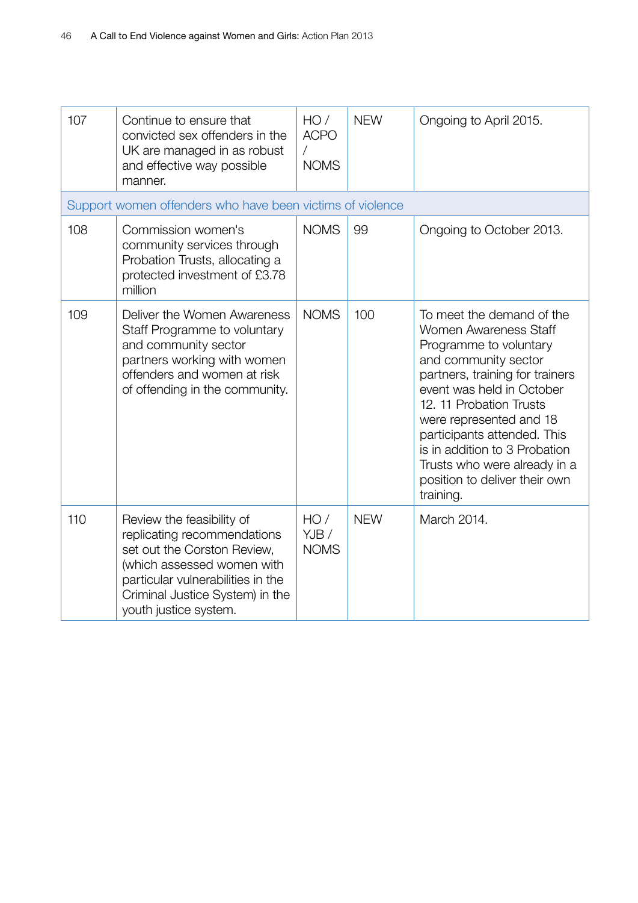| | | | | |
|---|---|---|---|---|
| 107 | Continue to ensure that convicted sex offenders in the UK are managed in as robust and effective way possible manner. | HO / ACPO / NOMS | NEW | Ongoing to April 2015. |
| Support women offenders who have been victims of violence | | | | |
| 108 | Commission women's community services through Probation Trusts, allocating a protected investment of £3.78 million | NOMS | 99 | Ongoing to October 2013. |
| 109 | Deliver the Women Awareness Staff Programme to voluntary and community sector partners working with women offenders and women at risk of offending in the community. | NOMS | 100 | To meet the demand of the Women Awareness Staff Programme to voluntary and community sector partners, training for trainers event was held in October 12. 11 Probation Trusts were represented and 18 participants attended. This is in addition to 3 Probation Trusts who were already in a position to deliver their own training. |
| 110 | Review the feasibility of replicating recommendations set out the Corston Review, (which assessed women with particular vulnerabilities in the Criminal Justice System) in the youth justice system. | HO / YJB / NOMS | NEW | March 2014. |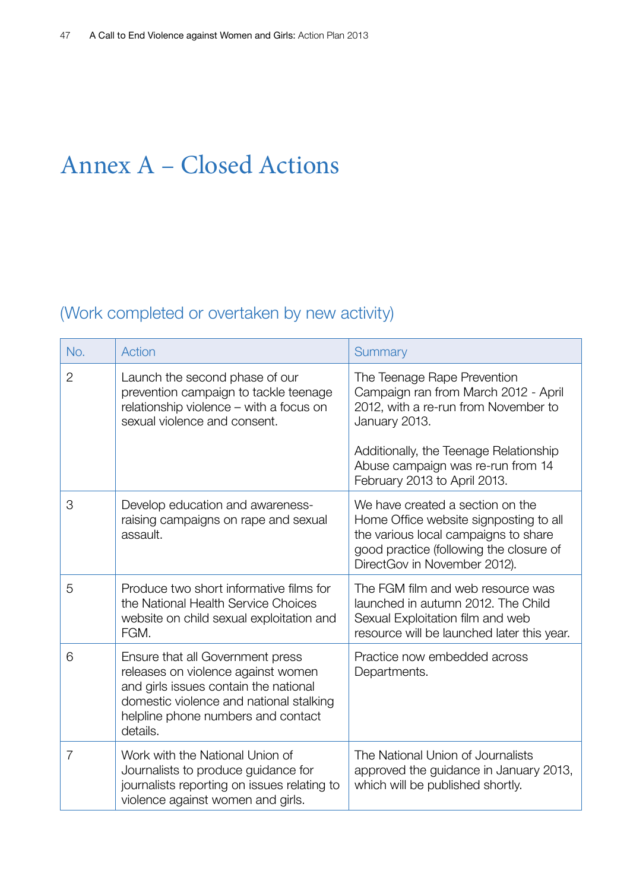# Annex A – Closed Actions

## (Work completed or overtaken by new activity)

| No. | Action | Summary |
|---|---|---|
| 2 | Launch the second phase of our prevention campaign to tackle teenage relationship violence – with a focus on sexual violence and consent. | The Teenage Rape Prevention Campaign ran from March 2012 - April 2012, with a re-run from November to January 2013.<br><br>Additionally, the Teenage Relationship Abuse campaign was re-run from 14 February 2013 to April 2013. |
| 3 | Develop education and awareness-raising campaigns on rape and sexual assault. | We have created a section on the Home Office website signposting to all the various local campaigns to share good practice (following the closure of DirectGov in November 2012). |
| 5 | Produce two short informative films for the National Health Service Choices website on child sexual exploitation and FGM. | The FGM film and web resource was launched in autumn 2012. The Child Sexual Exploitation film and web resource will be launched later this year. |
| 6 | Ensure that all Government press releases on violence against women and girls issues contain the national domestic violence and national stalking helpline phone numbers and contact details. | Practice now embedded across Departments. |
| 7 | Work with the National Union of Journalists to produce guidance for journalists reporting on issues relating to violence against women and girls. | The National Union of Journalists approved the guidance in January 2013, which will be published shortly. |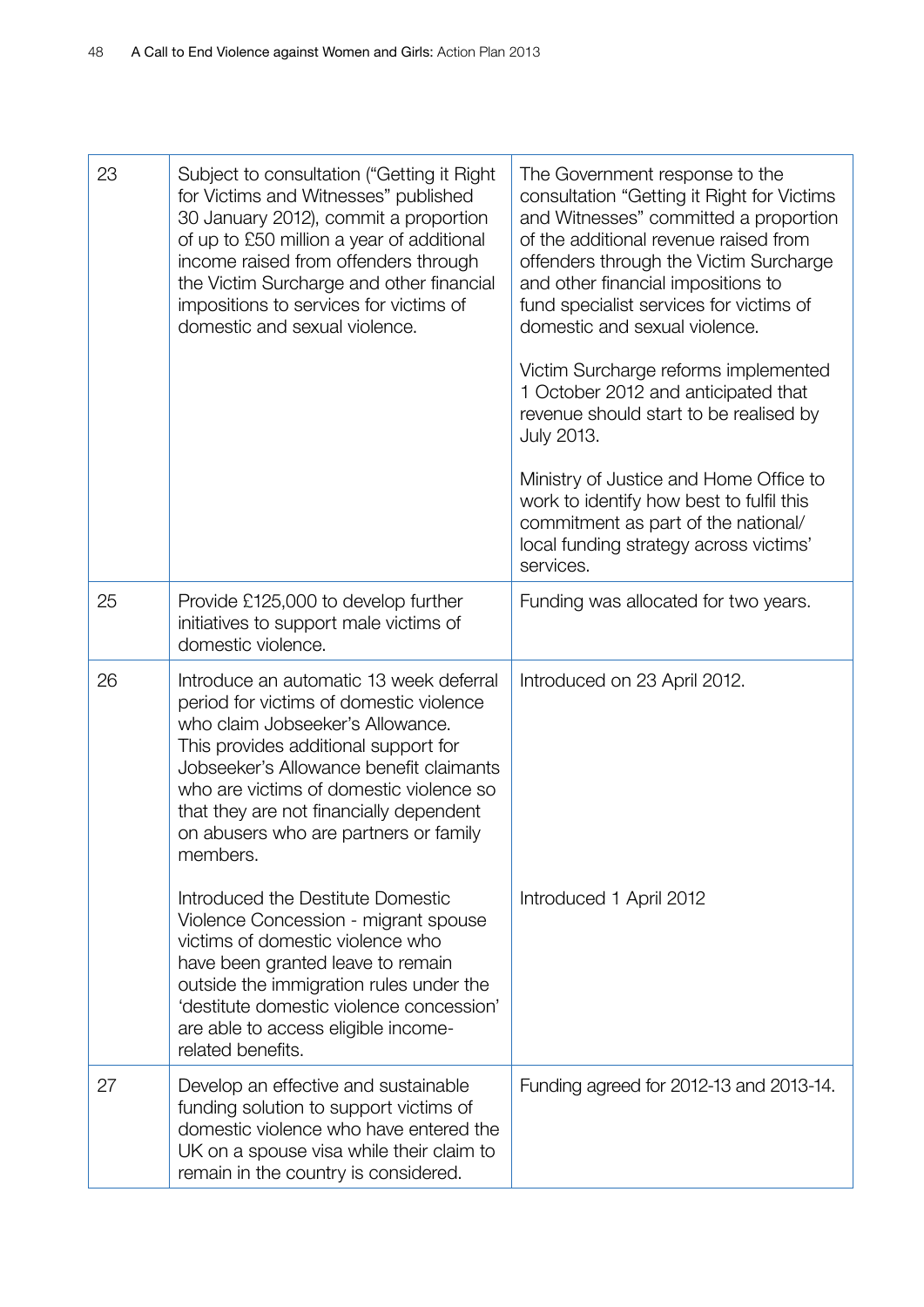| | | |
|---|---|---|
| 23 | Subject to consultation ("Getting it Right for Victims and Witnesses" published 30 January 2012), commit a proportion of up to £50 million a year of additional income raised from offenders through the Victim Surcharge and other financial impositions to services for victims of domestic and sexual violence. | The Government response to the consultation "Getting it Right for Victims and Witnesses" committed a proportion of the additional revenue raised from offenders through the Victim Surcharge and other financial impositions to fund specialist services for victims of domestic and sexual violence.<br><br>Victim Surcharge reforms implemented 1 October 2012 and anticipated that revenue should start to be realised by July 2013.<br><br>Ministry of Justice and Home Office to work to identify how best to fulfil this commitment as part of the national/local funding strategy across victims' services. |
| 25 | Provide £125,000 to develop further initiatives to support male victims of domestic violence. | Funding was allocated for two years. |
| 26 | Introduce an automatic 13 week deferral period for victims of domestic violence who claim Jobseeker's Allowance. This provides additional support for Jobseeker's Allowance benefit claimants who are victims of domestic violence so that they are not financially dependent on abusers who are partners or family members.<br><br>Introduced the Destitute Domestic Violence Concession - migrant spouse victims of domestic violence who have been granted leave to remain outside the immigration rules under the 'destitute domestic violence concession' are able to access eligible income-related benefits. | Introduced on 23 April 2012.<br><br>Introduced 1 April 2012 |
| 27 | Develop an effective and sustainable funding solution to support victims of domestic violence who have entered the UK on a spouse visa while their claim to remain in the country is considered. | Funding agreed for 2012-13 and 2013-14. |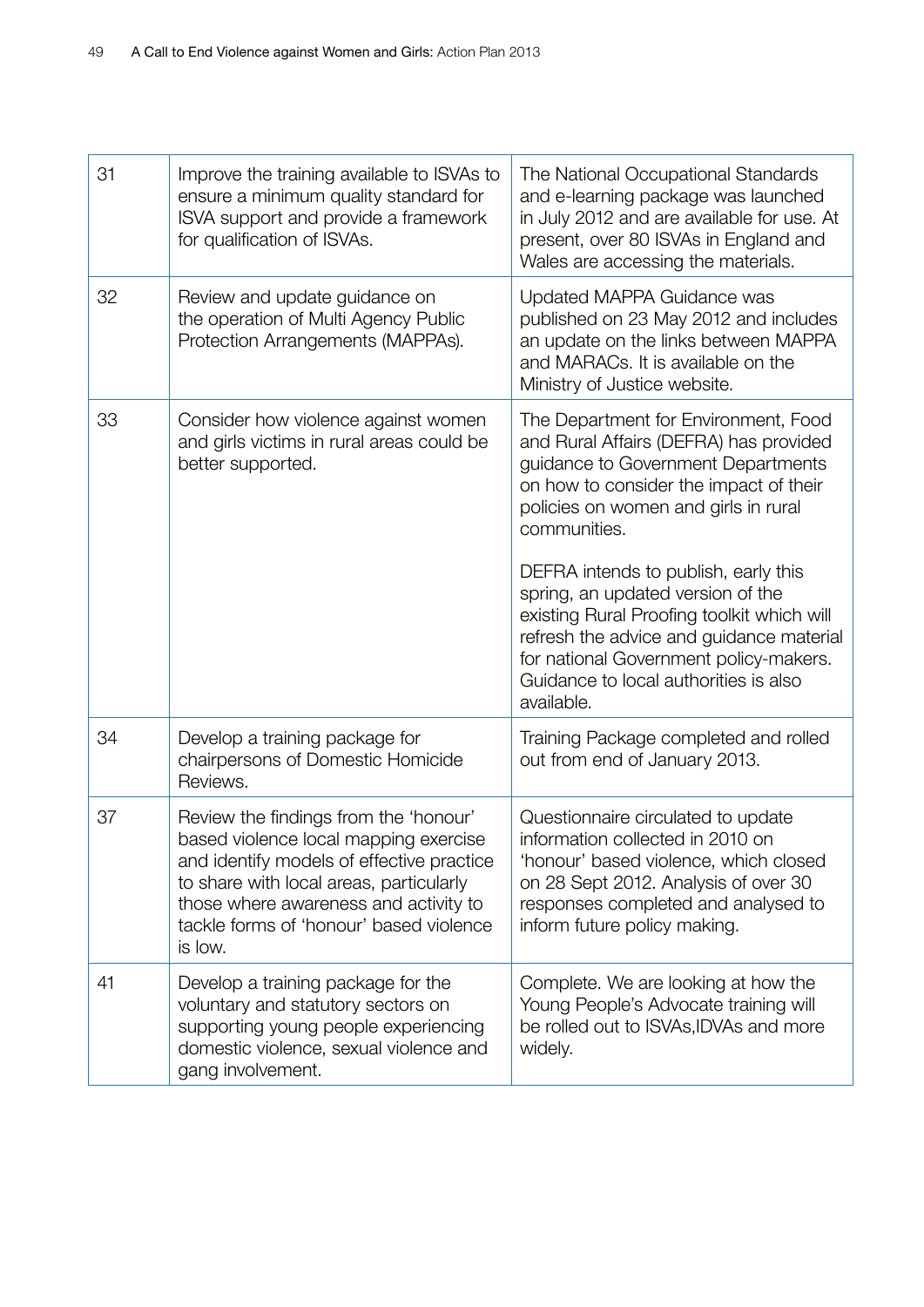| 31 | Improve the training available to ISVAs to ensure a minimum quality standard for ISVA support and provide a framework for qualification of ISVAs. | The National Occupational Standards and e-learning package was launched in July 2012 and are available for use. At present, over 80 ISVAs in England and Wales are accessing the materials. |
|---|---|---|
| 32 | Review and update guidance on the operation of Multi Agency Public Protection Arrangements (MAPPAs). | Updated MAPPA Guidance was published on 23 May 2012 and includes an update on the links between MAPPA and MARACs. It is available on the Ministry of Justice website. |
| 33 | Consider how violence against women and girls victims in rural areas could be better supported. | The Department for Environment, Food and Rural Affairs (DEFRA) has provided guidance to Government Departments on how to consider the impact of their policies on women and girls in rural communities.<br><br>DEFRA intends to publish, early this spring, an updated version of the existing Rural Proofing toolkit which will refresh the advice and guidance material for national Government policy-makers. Guidance to local authorities is also available. |
| 34 | Develop a training package for chairpersons of Domestic Homicide Reviews. | Training Package completed and rolled out from end of January 2013. |
| 37 | Review the findings from the 'honour' based violence local mapping exercise and identify models of effective practice to share with local areas, particularly those where awareness and activity to tackle forms of 'honour' based violence is low. | Questionnaire circulated to update information collected in 2010 on 'honour' based violence, which closed on 28 Sept 2012. Analysis of over 30 responses completed and analysed to inform future policy making. |
| 41 | Develop a training package for the voluntary and statutory sectors on supporting young people experiencing domestic violence, sexual violence and gang involvement. | Complete. We are looking at how the Young People's Advocate training will be rolled out to ISVAs,IDVAs and more widely. |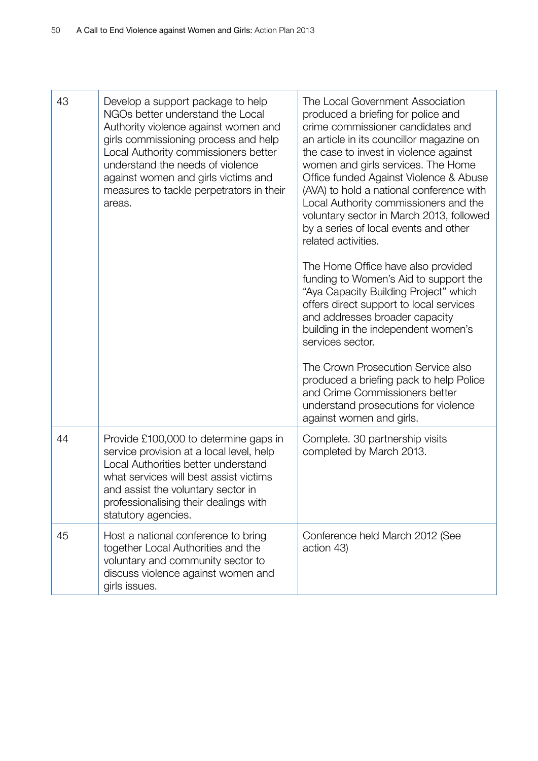| | | |
|---|---|---|
| 43 | Develop a support package to help NGOs better understand the Local Authority violence against women and girls commissioning process and help Local Authority commissioners better understand the needs of violence against women and girls victims and measures to tackle perpetrators in their areas. | The Local Government Association produced a briefing for police and crime commissioner candidates and an article in its councillor magazine on the case to invest in violence against women and girls services. The Home Office funded Against Violence & Abuse (AVA) to hold a national conference with Local Authority commissioners and the voluntary sector in March 2013, followed by a series of local events and other related activities.<br><br>The Home Office have also provided funding to Women's Aid to support the "Aya Capacity Building Project" which offers direct support to local services and addresses broader capacity building in the independent women's services sector.<br><br>The Crown Prosecution Service also produced a briefing pack to help Police and Crime Commissioners better understand prosecutions for violence against women and girls. |
| 44 | Provide £100,000 to determine gaps in service provision at a local level, help Local Authorities better understand what services will best assist victims and assist the voluntary sector in professionalising their dealings with statutory agencies. | Complete. 30 partnership visits completed by March 2013. |
| 45 | Host a national conference to bring together Local Authorities and the voluntary and community sector to discuss violence against women and girls issues. | Conference held March 2012 (See action 43) |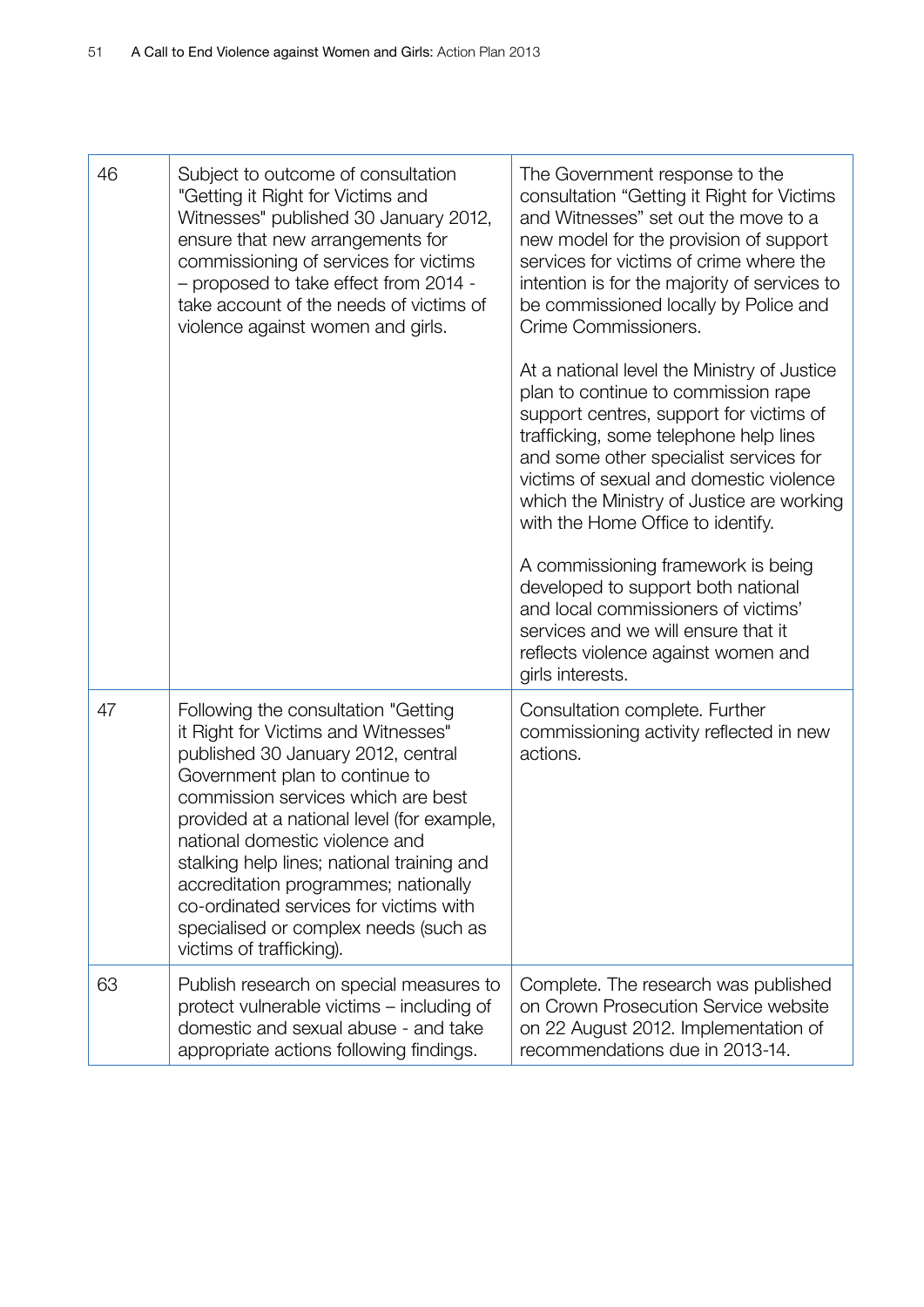| 46 | Subject to outcome of consultation "Getting it Right for Victims and Witnesses" published 30 January 2012, ensure that new arrangements for commissioning of services for victims – proposed to take effect from 2014 - take account of the needs of victims of violence against women and girls. | The Government response to the consultation "Getting it Right for Victims and Witnesses" set out the move to a new model for the provision of support services for victims of crime where the intention is for the majority of services to be commissioned locally by Police and Crime Commissioners.<br><br>At a national level the Ministry of Justice plan to continue to commission rape support centres, support for victims of trafficking, some telephone help lines and some other specialist services for victims of sexual and domestic violence which the Ministry of Justice are working with the Home Office to identify.<br><br>A commissioning framework is being developed to support both national and local commissioners of victims' services and we will ensure that it reflects violence against women and girls interests. |
|---|---|---|
| 47 | Following the consultation "Getting it Right for Victims and Witnesses" published 30 January 2012, central Government plan to continue to commission services which are best provided at a national level (for example, national domestic violence and stalking help lines; national training and accreditation programmes; nationally co-ordinated services for victims with specialised or complex needs (such as victims of trafficking). | Consultation complete. Further commissioning activity reflected in new actions. |
| 63 | Publish research on special measures to protect vulnerable victims – including of domestic and sexual abuse - and take appropriate actions following findings. | Complete. The research was published on Crown Prosecution Service website on 22 August 2012. Implementation of recommendations due in 2013-14. |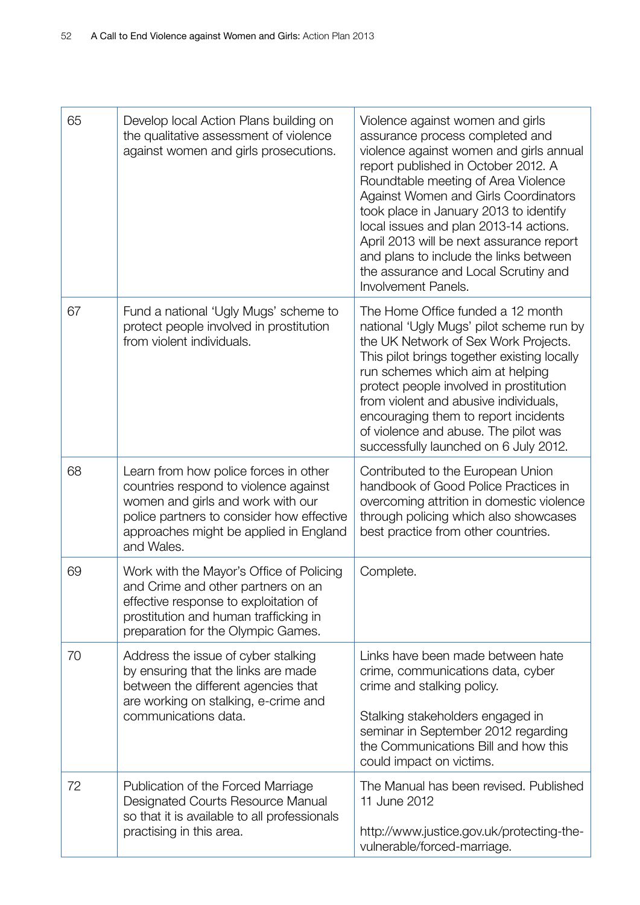| | | |
|---|---|---|
| 65 | Develop local Action Plans building on the qualitative assessment of violence against women and girls prosecutions. | Violence against women and girls assurance process completed and violence against women and girls annual report published in October 2012. A Roundtable meeting of Area Violence Against Women and Girls Coordinators took place in January 2013 to identify local issues and plan 2013-14 actions. April 2013 will be next assurance report and plans to include the links between the assurance and Local Scrutiny and Involvement Panels. |
| 67 | Fund a national 'Ugly Mugs' scheme to protect people involved in prostitution from violent individuals. | The Home Office funded a 12 month national 'Ugly Mugs' pilot scheme run by the UK Network of Sex Work Projects. This pilot brings together existing locally run schemes which aim at helping protect people involved in prostitution from violent and abusive individuals, encouraging them to report incidents of violence and abuse. The pilot was successfully launched on 6 July 2012. |
| 68 | Learn from how police forces in other countries respond to violence against women and girls and work with our police partners to consider how effective approaches might be applied in England and Wales. | Contributed to the European Union handbook of Good Police Practices in overcoming attrition in domestic violence through policing which also showcases best practice from other countries. |
| 69 | Work with the Mayor's Office of Policing and Crime and other partners on an effective response to exploitation of prostitution and human trafficking in preparation for the Olympic Games. | Complete. |
| 70 | Address the issue of cyber stalking by ensuring that the links are made between the different agencies that are working on stalking, e-crime and communications data. | Links have been made between hate crime, communications data, cyber crime and stalking policy.<br><br>Stalking stakeholders engaged in seminar in September 2012 regarding the Communications Bill and how this could impact on victims. |
| 72 | Publication of the Forced Marriage Designated Courts Resource Manual so that it is available to all professionals practising in this area. | The Manual has been revised. Published 11 June 2012<br><br>http://www.justice.gov.uk/protecting-the-vulnerable/forced-marriage. |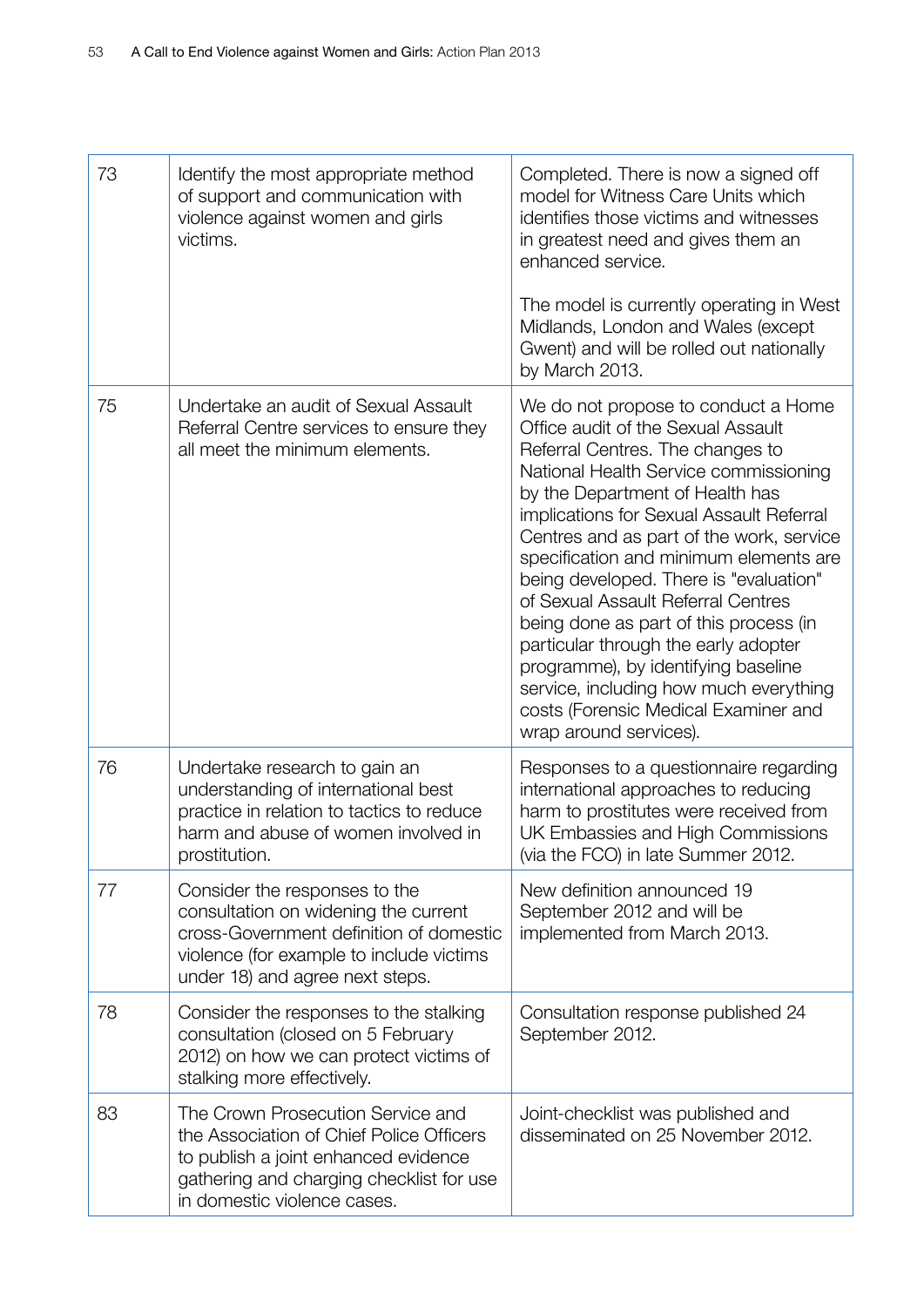| | | |
|---|---|---|
| 73 | Identify the most appropriate method of support and communication with violence against women and girls victims. | Completed. There is now a signed off model for Witness Care Units which identifies those victims and witnesses in greatest need and gives them an enhanced service.<br><br>The model is currently operating in West Midlands, London and Wales (except Gwent) and will be rolled out nationally by March 2013. |
| 75 | Undertake an audit of Sexual Assault Referral Centre services to ensure they all meet the minimum elements. | We do not propose to conduct a Home Office audit of the Sexual Assault Referral Centres. The changes to National Health Service commissioning by the Department of Health has implications for Sexual Assault Referral Centres and as part of the work, service specification and minimum elements are being developed. There is "evaluation" of Sexual Assault Referral Centres being done as part of this process (in particular through the early adopter programme), by identifying baseline service, including how much everything costs (Forensic Medical Examiner and wrap around services). |
| 76 | Undertake research to gain an understanding of international best practice in relation to tactics to reduce harm and abuse of women involved in prostitution. | Responses to a questionnaire regarding international approaches to reducing harm to prostitutes were received from UK Embassies and High Commissions (via the FCO) in late Summer 2012. |
| 77 | Consider the responses to the consultation on widening the current cross-Government definition of domestic violence (for example to include victims under 18) and agree next steps. | New definition announced 19 September 2012 and will be implemented from March 2013. |
| 78 | Consider the responses to the stalking consultation (closed on 5 February 2012) on how we can protect victims of stalking more effectively. | Consultation response published 24 September 2012. |
| 83 | The Crown Prosecution Service and the Association of Chief Police Officers to publish a joint enhanced evidence gathering and charging checklist for use in domestic violence cases. | Joint-checklist was published and disseminated on 25 November 2012. |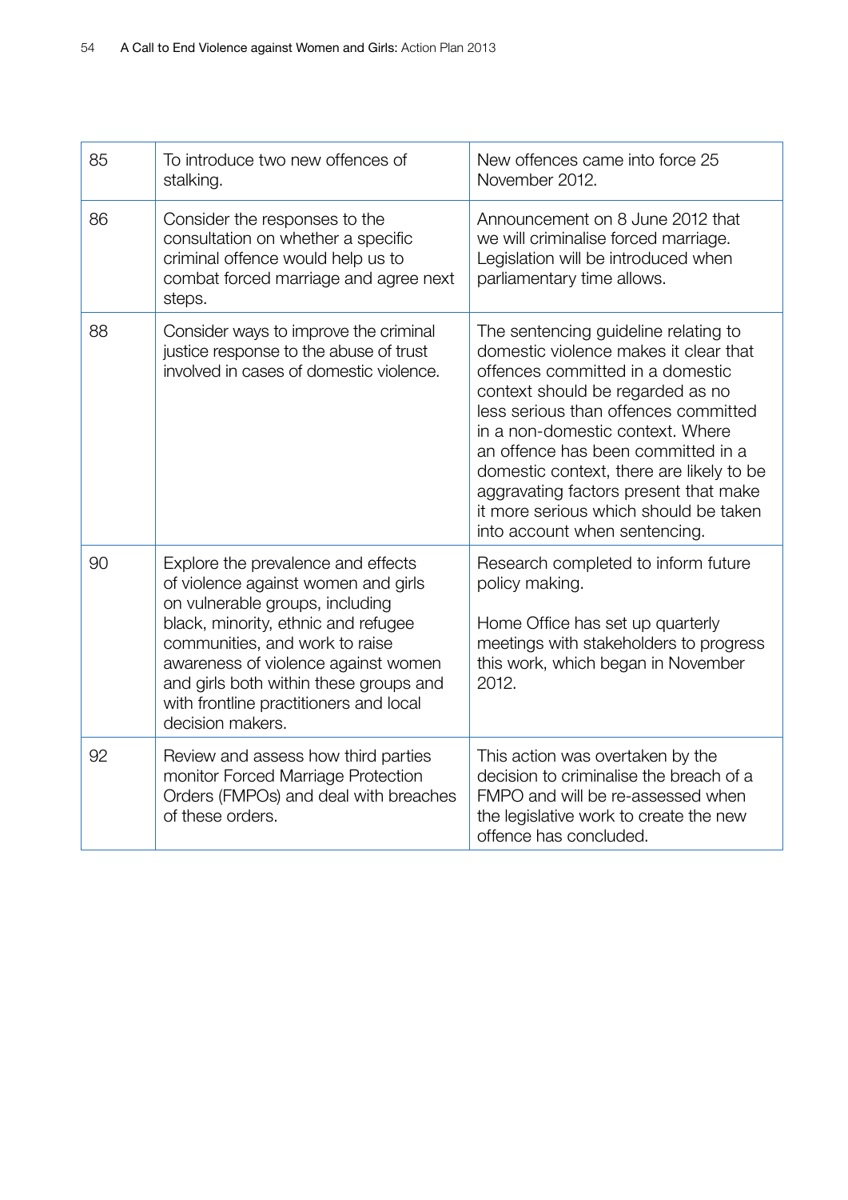| 85 | To introduce two new offences of stalking. | New offences came into force 25 November 2012. |
|---|---|---|
| 86 | Consider the responses to the consultation on whether a specific criminal offence would help us to combat forced marriage and agree next steps. | Announcement on 8 June 2012 that we will criminalise forced marriage. Legislation will be introduced when parliamentary time allows. |
| 88 | Consider ways to improve the criminal justice response to the abuse of trust involved in cases of domestic violence. | The sentencing guideline relating to domestic violence makes it clear that offences committed in a domestic context should be regarded as no less serious than offences committed in a non-domestic context. Where an offence has been committed in a domestic context, there are likely to be aggravating factors present that make it more serious which should be taken into account when sentencing. |
| 90 | Explore the prevalence and effects of violence against women and girls on vulnerable groups, including black, minority, ethnic and refugee communities, and work to raise awareness of violence against women and girls both within these groups and with frontline practitioners and local decision makers. | Research completed to inform future policy making.<br><br>Home Office has set up quarterly meetings with stakeholders to progress this work, which began in November 2012. |
| 92 | Review and assess how third parties monitor Forced Marriage Protection Orders (FMPOs) and deal with breaches of these orders. | This action was overtaken by the decision to criminalise the breach of a FMPO and will be re-assessed when the legislative work to create the new offence has concluded. |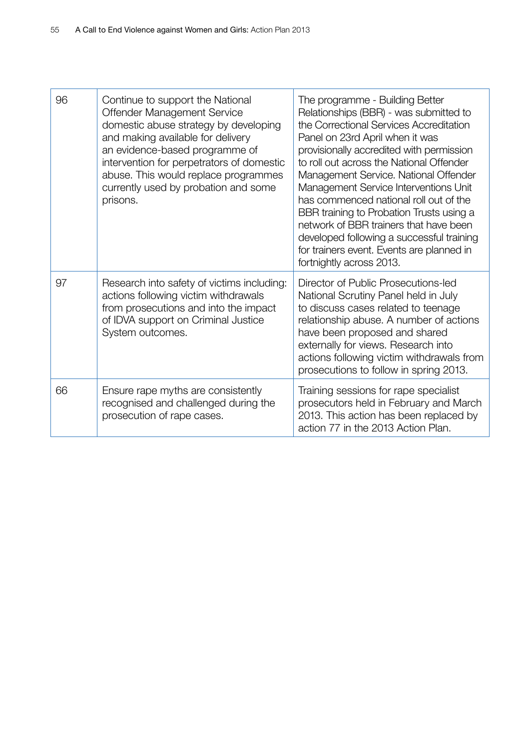| | | |
|---|---|---|
| 96 | Continue to support the National Offender Management Service domestic abuse strategy by developing and making available for delivery an evidence-based programme of intervention for perpetrators of domestic abuse. This would replace programmes currently used by probation and some prisons. | The programme - Building Better Relationships (BBR) - was submitted to the Correctional Services Accreditation Panel on 23rd April when it was provisionally accredited with permission to roll out across the National Offender Management Service. National Offender Management Service Interventions Unit has commenced national roll out of the BBR training to Probation Trusts using a network of BBR trainers that have been developed following a successful training for trainers event. Events are planned in fortnightly across 2013. |
| 97 | Research into safety of victims including: actions following victim withdrawals from prosecutions and into the impact of IDVA support on Criminal Justice System outcomes. | Director of Public Prosecutions-led National Scrutiny Panel held in July to discuss cases related to teenage relationship abuse. A number of actions have been proposed and shared externally for views. Research into actions following victim withdrawals from prosecutions to follow in spring 2013. |
| 66 | Ensure rape myths are consistently recognised and challenged during the prosecution of rape cases. | Training sessions for rape specialist prosecutors held in February and March 2013. This action has been replaced by action 77 in the 2013 Action Plan. |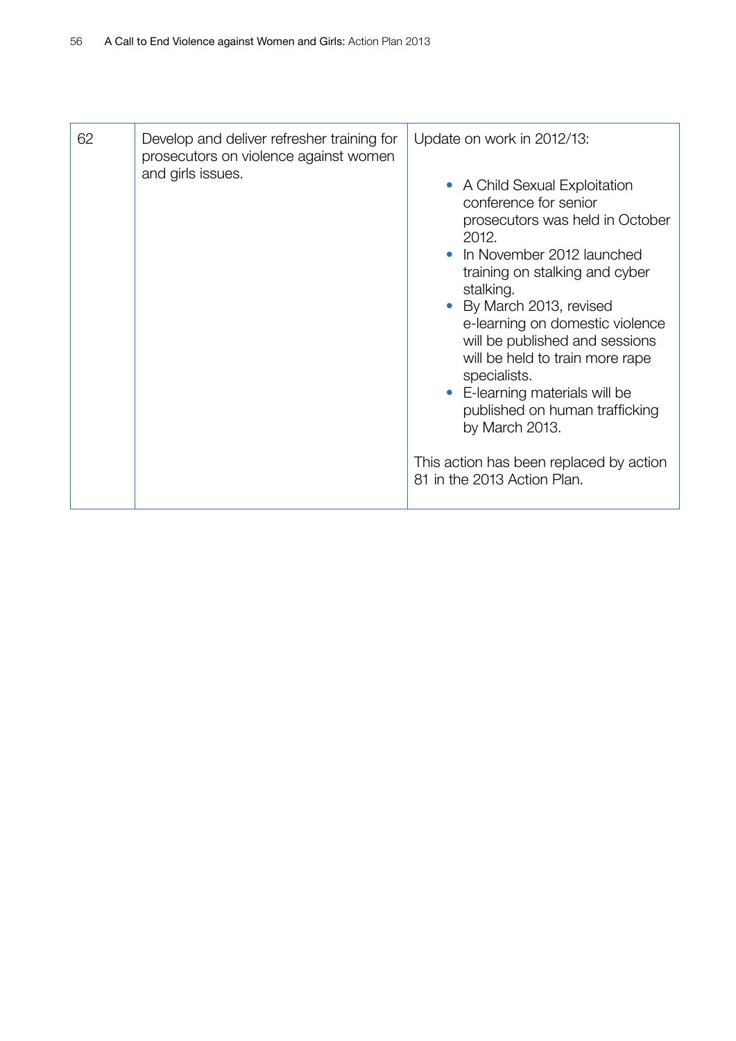| 62 | Develop and deliver refresher training for prosecutors on violence against women and girls issues. | Update on work in 2012/13:<br><br>• A Child Sexual Exploitation conference for senior prosecutors was held in October 2012.<br>• In November 2012 launched training on stalking and cyber stalking.<br>• By March 2013, revised e-learning on domestic violence will be published and sessions will be held to train more rape specialists.<br>• E-learning materials will be published on human trafficking by March 2013.<br><br>This action has been replaced by action 81 in the 2013 Action Plan. |
|---|---|---|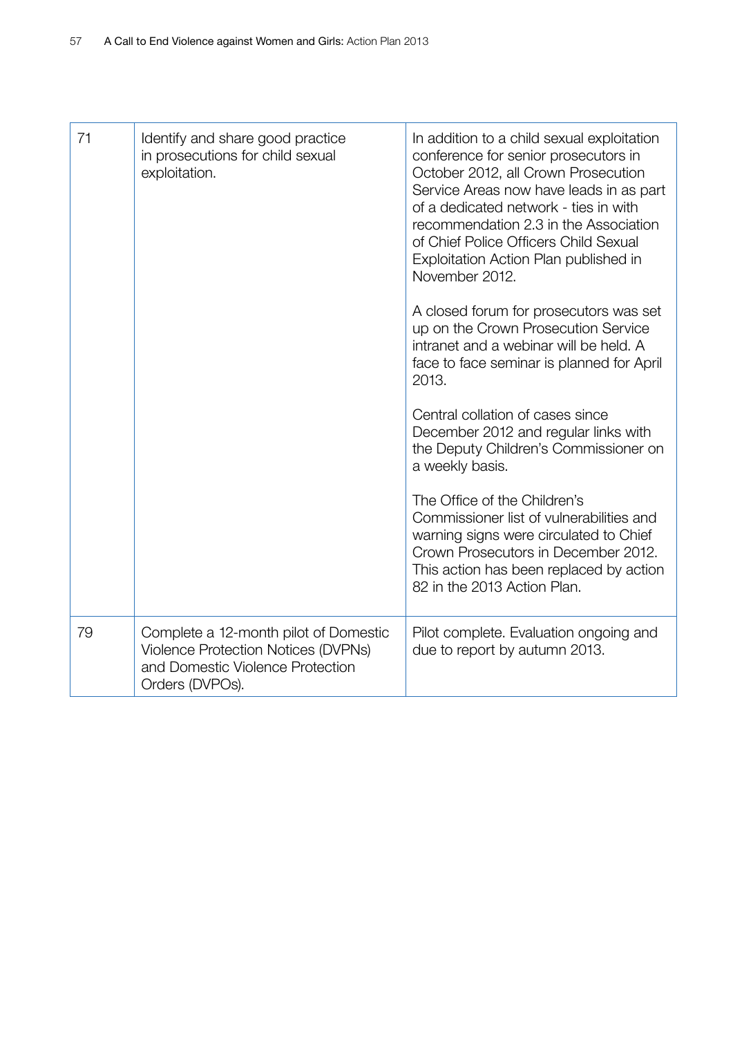| | | |
|---|---|---|
| 71 | Identify and share good practice in prosecutions for child sexual exploitation. | In addition to a child sexual exploitation conference for senior prosecutors in October 2012, all Crown Prosecution Service Areas now have leads in as part of a dedicated network - ties in with recommendation 2.3 in the Association of Chief Police Officers Child Sexual Exploitation Action Plan published in November 2012.<br><br>A closed forum for prosecutors was set up on the Crown Prosecution Service intranet and a webinar will be held. A face to face seminar is planned for April 2013.<br><br>Central collation of cases since December 2012 and regular links with the Deputy Children's Commissioner on a weekly basis.<br><br>The Office of the Children's Commissioner list of vulnerabilities and warning signs were circulated to Chief Crown Prosecutors in December 2012. This action has been replaced by action 82 in the 2013 Action Plan. |
| 79 | Complete a 12-month pilot of Domestic Violence Protection Notices (DVPNs) and Domestic Violence Protection Orders (DVPOs). | Pilot complete. Evaluation ongoing and due to report by autumn 2013. |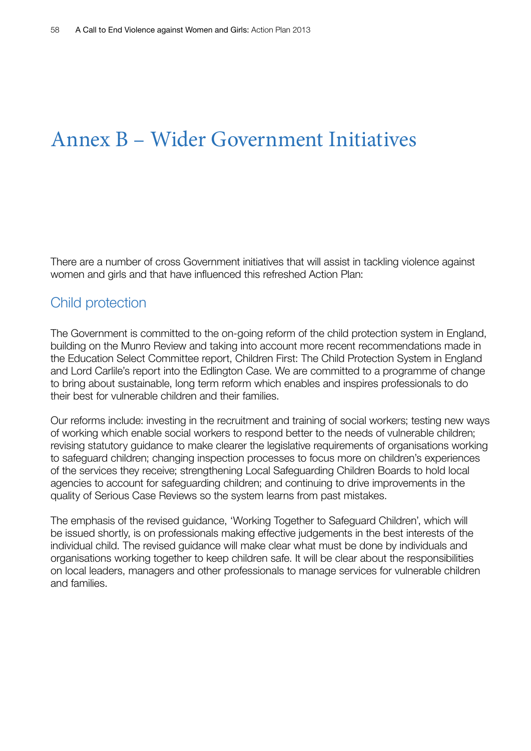# Annex B – Wider Government Initiatives

There are a number of cross Government initiatives that will assist in tackling violence against women and girls and that have influenced this refreshed Action Plan:

## Child protection

The Government is committed to the on-going reform of the child protection system in England, building on the Munro Review and taking into account more recent recommendations made in the Education Select Committee report, Children First: The Child Protection System in England and Lord Carlile's report into the Edlington Case. We are committed to a programme of change to bring about sustainable, long term reform which enables and inspires professionals to do their best for vulnerable children and their families.

Our reforms include: investing in the recruitment and training of social workers; testing new ways of working which enable social workers to respond better to the needs of vulnerable children; revising statutory guidance to make clearer the legislative requirements of organisations working to safeguard children; changing inspection processes to focus more on children's experiences of the services they receive; strengthening Local Safeguarding Children Boards to hold local agencies to account for safeguarding children; and continuing to drive improvements in the quality of Serious Case Reviews so the system learns from past mistakes.

The emphasis of the revised guidance, 'Working Together to Safeguard Children', which will be issued shortly, is on professionals making effective judgements in the best interests of the individual child. The revised guidance will make clear what must be done by individuals and organisations working together to keep children safe. It will be clear about the responsibilities on local leaders, managers and other professionals to manage services for vulnerable children and families.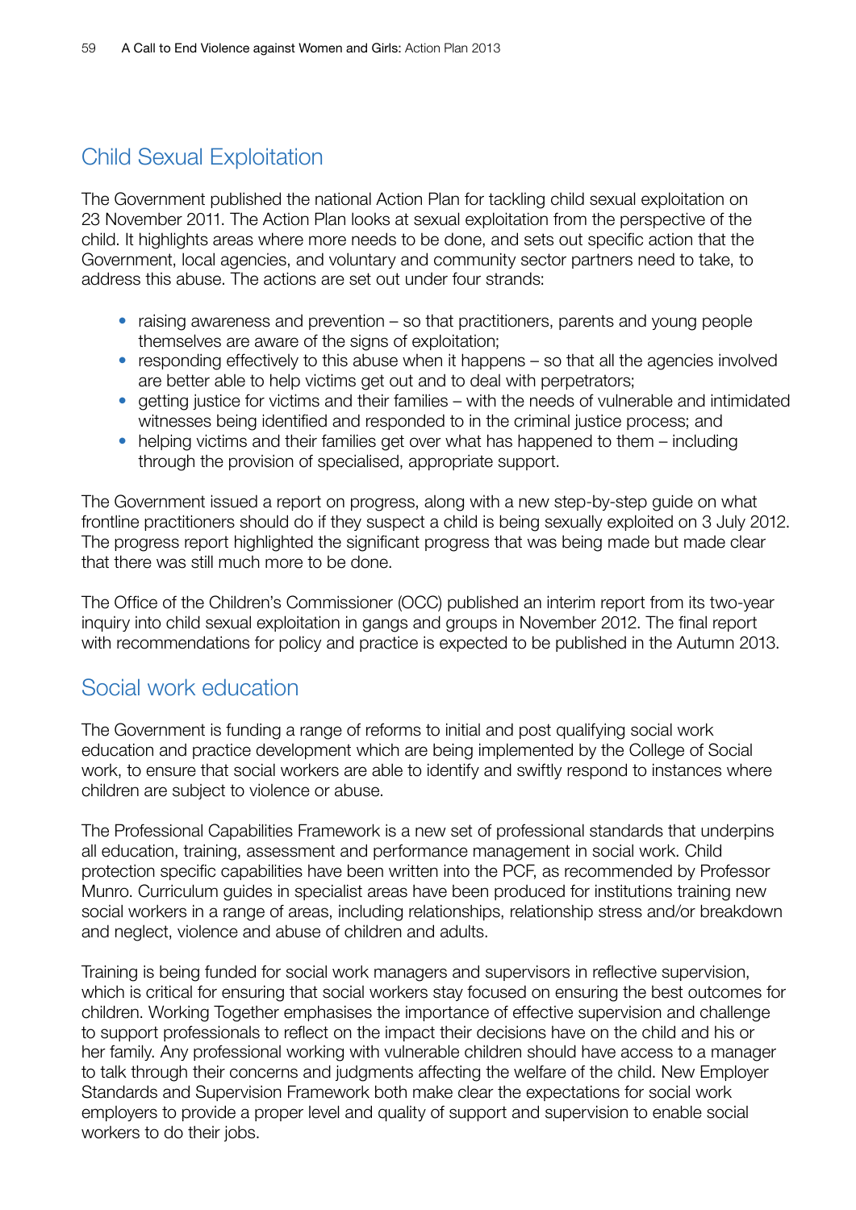## Child Sexual Exploitation

The Government published the national Action Plan for tackling child sexual exploitation on 23 November 2011. The Action Plan looks at sexual exploitation from the perspective of the child. It highlights areas where more needs to be done, and sets out specific action that the Government, local agencies, and voluntary and community sector partners need to take, to address this abuse. The actions are set out under four strands:

- raising awareness and prevention – so that practitioners, parents and young people themselves are aware of the signs of exploitation;
- responding effectively to this abuse when it happens – so that all the agencies involved are better able to help victims get out and to deal with perpetrators;
- getting justice for victims and their families – with the needs of vulnerable and intimidated witnesses being identified and responded to in the criminal justice process; and
- helping victims and their families get over what has happened to them – including through the provision of specialised, appropriate support.

The Government issued a report on progress, along with a new step-by-step guide on what frontline practitioners should do if they suspect a child is being sexually exploited on 3 July 2012. The progress report highlighted the significant progress that was being made but made clear that there was still much more to be done.

The Office of the Children's Commissioner (OCC) published an interim report from its two-year inquiry into child sexual exploitation in gangs and groups in November 2012. The final report with recommendations for policy and practice is expected to be published in the Autumn 2013.

## Social work education

The Government is funding a range of reforms to initial and post qualifying social work education and practice development which are being implemented by the College of Social work, to ensure that social workers are able to identify and swiftly respond to instances where children are subject to violence or abuse.

The Professional Capabilities Framework is a new set of professional standards that underpins all education, training, assessment and performance management in social work. Child protection specific capabilities have been written into the PCF, as recommended by Professor Munro. Curriculum guides in specialist areas have been produced for institutions training new social workers in a range of areas, including relationships, relationship stress and/or breakdown and neglect, violence and abuse of children and adults.

Training is being funded for social work managers and supervisors in reflective supervision, which is critical for ensuring that social workers stay focused on ensuring the best outcomes for children. Working Together emphasises the importance of effective supervision and challenge to support professionals to reflect on the impact their decisions have on the child and his or her family. Any professional working with vulnerable children should have access to a manager to talk through their concerns and judgments affecting the welfare of the child. New Employer Standards and Supervision Framework both make clear the expectations for social work employers to provide a proper level and quality of support and supervision to enable social workers to do their jobs.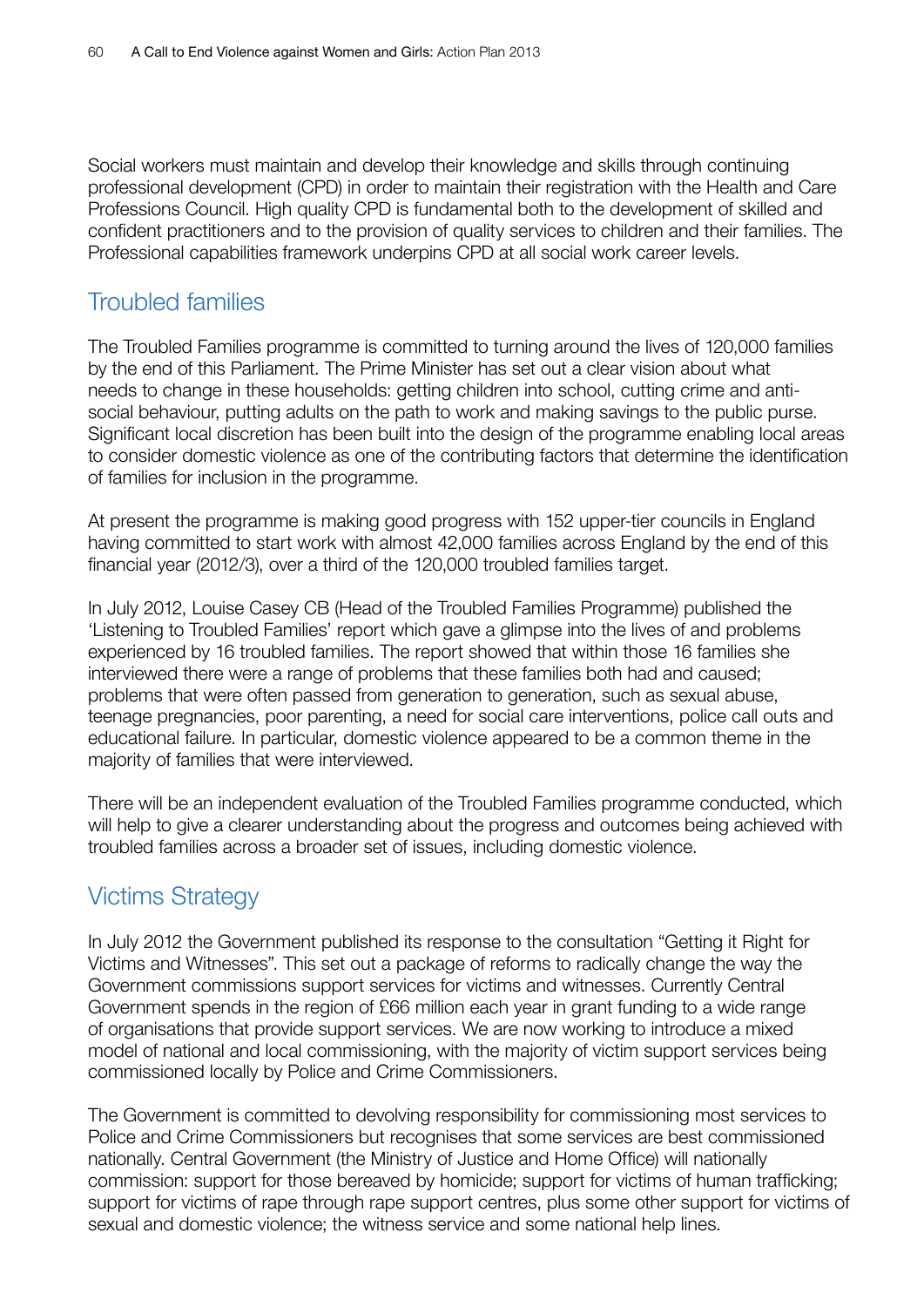Social workers must maintain and develop their knowledge and skills through continuing professional development (CPD) in order to maintain their registration with the Health and Care Professions Council. High quality CPD is fundamental both to the development of skilled and confident practitioners and to the provision of quality services to children and their families. The Professional capabilities framework underpins CPD at all social work career levels.

## Troubled families

The Troubled Families programme is committed to turning around the lives of 120,000 families by the end of this Parliament. The Prime Minister has set out a clear vision about what needs to change in these households: getting children into school, cutting crime and anti-social behaviour, putting adults on the path to work and making savings to the public purse. Significant local discretion has been built into the design of the programme enabling local areas to consider domestic violence as one of the contributing factors that determine the identification of families for inclusion in the programme.

At present the programme is making good progress with 152 upper-tier councils in England having committed to start work with almost 42,000 families across England by the end of this financial year (2012/3), over a third of the 120,000 troubled families target.

In July 2012, Louise Casey CB (Head of the Troubled Families Programme) published the 'Listening to Troubled Families' report which gave a glimpse into the lives of and problems experienced by 16 troubled families. The report showed that within those 16 families she interviewed there were a range of problems that these families both had and caused; problems that were often passed from generation to generation, such as sexual abuse, teenage pregnancies, poor parenting, a need for social care interventions, police call outs and educational failure. In particular, domestic violence appeared to be a common theme in the majority of families that were interviewed.

There will be an independent evaluation of the Troubled Families programme conducted, which will help to give a clearer understanding about the progress and outcomes being achieved with troubled families across a broader set of issues, including domestic violence.

## Victims Strategy

In July 2012 the Government published its response to the consultation "Getting it Right for Victims and Witnesses". This set out a package of reforms to radically change the way the Government commissions support services for victims and witnesses. Currently Central Government spends in the region of £66 million each year in grant funding to a wide range of organisations that provide support services. We are now working to introduce a mixed model of national and local commissioning, with the majority of victim support services being commissioned locally by Police and Crime Commissioners.

The Government is committed to devolving responsibility for commissioning most services to Police and Crime Commissioners but recognises that some services are best commissioned nationally. Central Government (the Ministry of Justice and Home Office) will nationally commission: support for those bereaved by homicide; support for victims of human trafficking; support for victims of rape through rape support centres, plus some other support for victims of sexual and domestic violence; the witness service and some national help lines.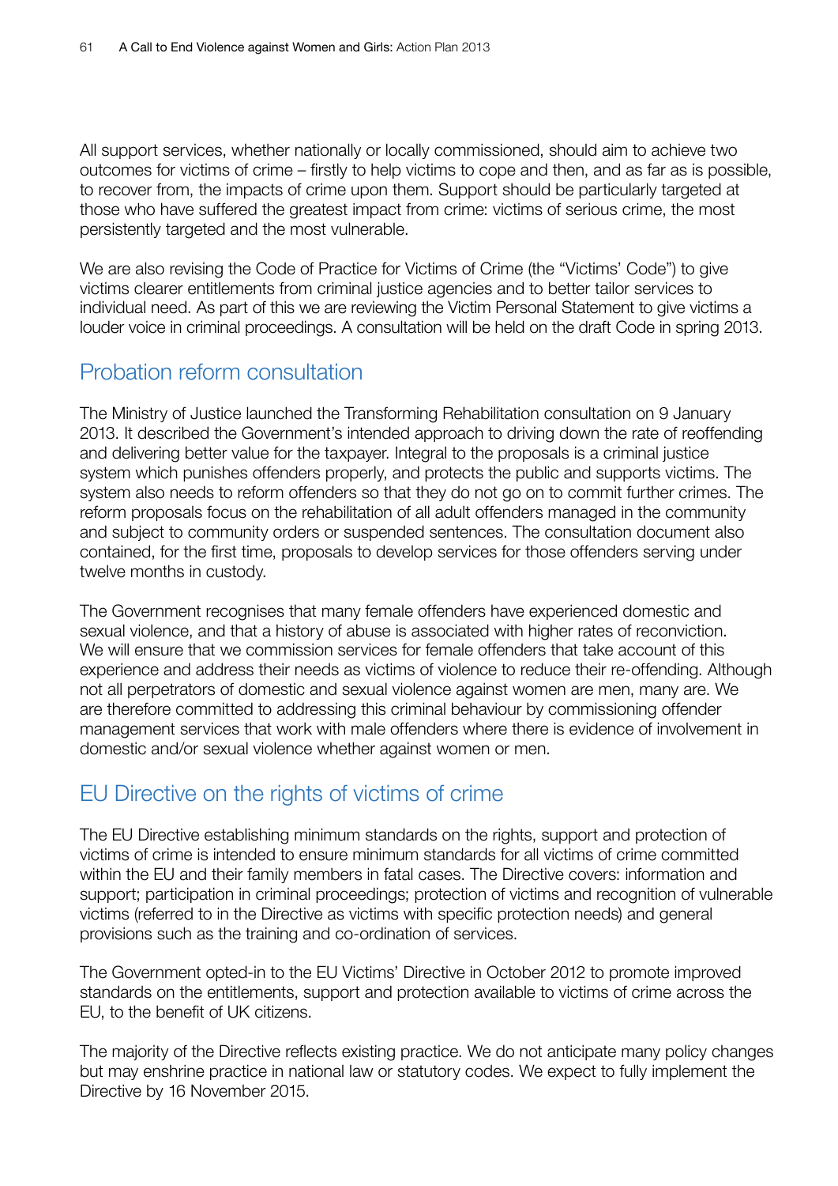All support services, whether nationally or locally commissioned, should aim to achieve two outcomes for victims of crime – firstly to help victims to cope and then, and as far as is possible, to recover from, the impacts of crime upon them. Support should be particularly targeted at those who have suffered the greatest impact from crime: victims of serious crime, the most persistently targeted and the most vulnerable.

We are also revising the Code of Practice for Victims of Crime (the "Victims' Code") to give victims clearer entitlements from criminal justice agencies and to better tailor services to individual need. As part of this we are reviewing the Victim Personal Statement to give victims a louder voice in criminal proceedings. A consultation will be held on the draft Code in spring 2013.

## Probation reform consultation

The Ministry of Justice launched the Transforming Rehabilitation consultation on 9 January 2013. It described the Government's intended approach to driving down the rate of reoffending and delivering better value for the taxpayer. Integral to the proposals is a criminal justice system which punishes offenders properly, and protects the public and supports victims. The system also needs to reform offenders so that they do not go on to commit further crimes. The reform proposals focus on the rehabilitation of all adult offenders managed in the community and subject to community orders or suspended sentences. The consultation document also contained, for the first time, proposals to develop services for those offenders serving under twelve months in custody.

The Government recognises that many female offenders have experienced domestic and sexual violence, and that a history of abuse is associated with higher rates of reconviction. We will ensure that we commission services for female offenders that take account of this experience and address their needs as victims of violence to reduce their re-offending. Although not all perpetrators of domestic and sexual violence against women are men, many are. We are therefore committed to addressing this criminal behaviour by commissioning offender management services that work with male offenders where there is evidence of involvement in domestic and/or sexual violence whether against women or men.

## EU Directive on the rights of victims of crime

The EU Directive establishing minimum standards on the rights, support and protection of victims of crime is intended to ensure minimum standards for all victims of crime committed within the EU and their family members in fatal cases. The Directive covers: information and support; participation in criminal proceedings; protection of victims and recognition of vulnerable victims (referred to in the Directive as victims with specific protection needs) and general provisions such as the training and co-ordination of services.

The Government opted-in to the EU Victims' Directive in October 2012 to promote improved standards on the entitlements, support and protection available to victims of crime across the EU, to the benefit of UK citizens.

The majority of the Directive reflects existing practice. We do not anticipate many policy changes but may enshrine practice in national law or statutory codes. We expect to fully implement the Directive by 16 November 2015.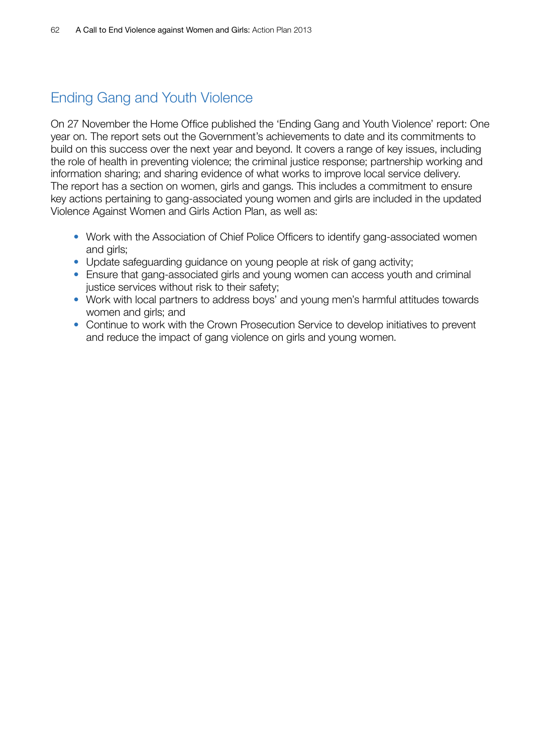## Ending Gang and Youth Violence

On 27 November the Home Office published the 'Ending Gang and Youth Violence' report: One year on. The report sets out the Government's achievements to date and its commitments to build on this success over the next year and beyond. It covers a range of key issues, including the role of health in preventing violence; the criminal justice response; partnership working and information sharing; and sharing evidence of what works to improve local service delivery. The report has a section on women, girls and gangs. This includes a commitment to ensure key actions pertaining to gang-associated young women and girls are included in the updated Violence Against Women and Girls Action Plan, as well as:

- Work with the Association of Chief Police Officers to identify gang-associated women and girls;
- Update safeguarding guidance on young people at risk of gang activity;
- Ensure that gang-associated girls and young women can access youth and criminal justice services without risk to their safety;
- Work with local partners to address boys' and young men's harmful attitudes towards women and girls; and
- Continue to work with the Crown Prosecution Service to develop initiatives to prevent and reduce the impact of gang violence on girls and young women.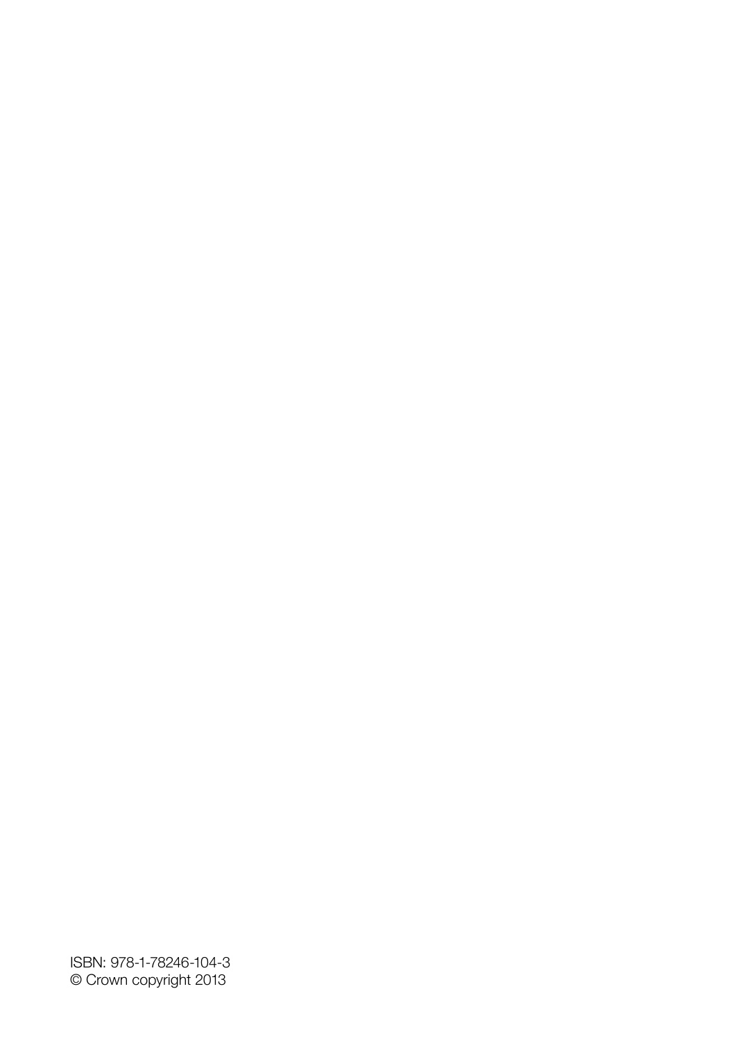ISBN: 978-1-78246-104-3
© Crown copyright 2013